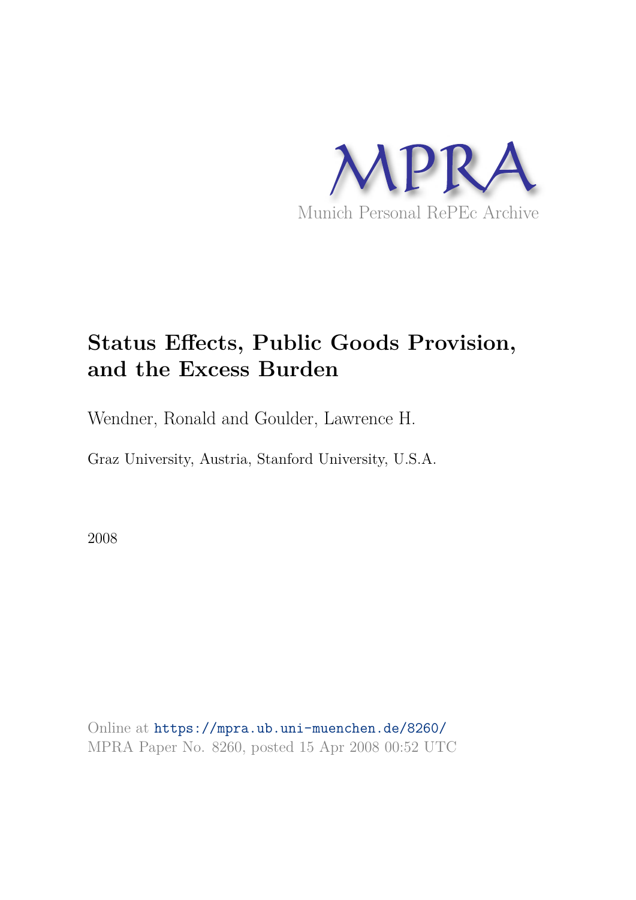MPRA

Munich Personal RePEc Archive

# Status Effects, Public Goods Provision, and the Excess Burden

Wendner, Ronald and Goulder, Lawrence H.

Graz University, Austria, Stanford University, U.S.A.

2008

Online at https://mpra.ub.uni-muenchen.de/8260/
MPRA Paper No. 8260, posted 15 Apr 2008 00:52 UTC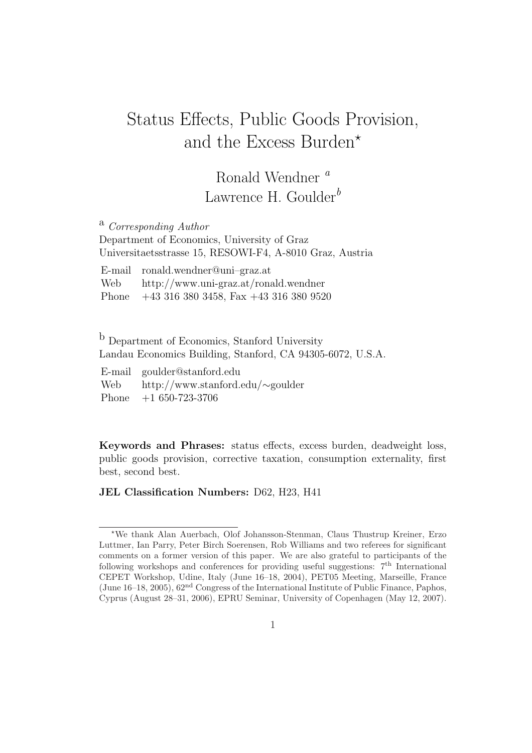# Status Effects, Public Goods Provision, and the Excess Burden*

Ronald Wendner [a]
Lawrence H. Goulder [b]

[a] *Corresponding Author*
Department of Economics, University of Graz
Universitaetsstrasse 15, RESOWI-F4, A-8010 Graz, Austria

| | |
|---|---|
| E-mail | ronald.wendner@uni–graz.at |
| Web | http://www.uni-graz.at/ronald.wendner |
| Phone | +43 316 380 3458, Fax +43 316 380 9520 |

[b] Department of Economics, Stanford University
Landau Economics Building, Stanford, CA 94305-6072, U.S.A.

| | |
|---|---|
| E-mail | goulder@stanford.edu |
| Web | http://www.stanford.edu/∼goulder |
| Phone | +1 650-723-3706 |

**Keywords and Phrases:** status effects, excess burden, deadweight loss, public goods provision, corrective taxation, consumption externality, first best, second best.

**JEL Classification Numbers:** D62, H23, H41

---

*We thank Alan Auerbach, Olof Johansson-Stenman, Claus Thustrup Kreiner, Erzo Luttmer, Ian Parry, Peter Birch Soerensen, Rob Williams and two referees for significant comments on a former version of this paper. We are also grateful to participants of the following workshops and conferences for providing useful suggestions: 7th International CEPET Workshop, Udine, Italy (June 16–18, 2004), PET05 Meeting, Marseille, France (June 16–18, 2005), 62nd Congress of the International Institute of Public Finance, Paphos, Cyprus (August 28–31, 2006), EPRU Seminar, University of Copenhagen (May 12, 2007).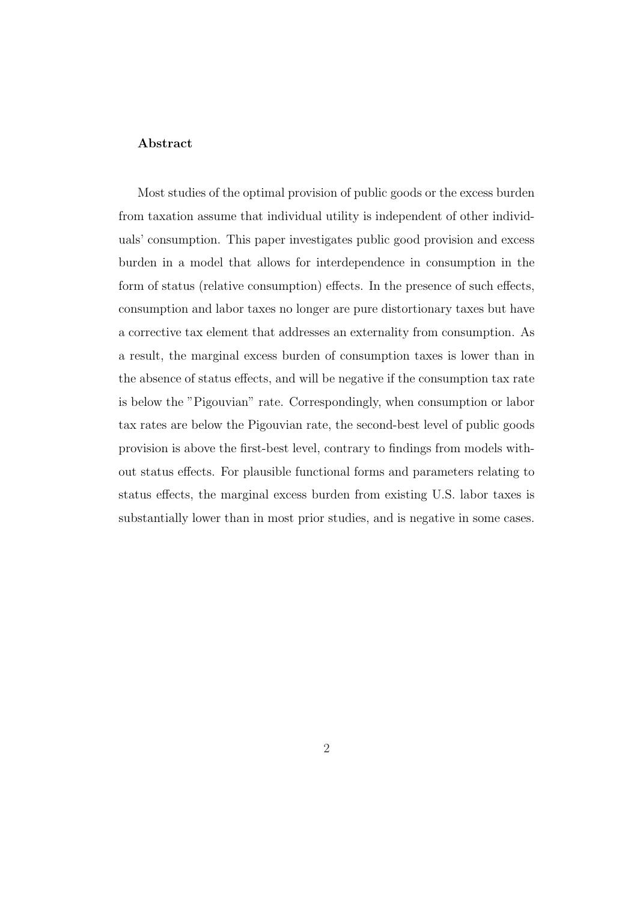**Abstract**

Most studies of the optimal provision of public goods or the excess burden from taxation assume that individual utility is independent of other individuals' consumption. This paper investigates public good provision and excess burden in a model that allows for interdependence in consumption in the form of status (relative consumption) effects. In the presence of such effects, consumption and labor taxes no longer are pure distortionary taxes but have a corrective tax element that addresses an externality from consumption. As a result, the marginal excess burden of consumption taxes is lower than in the absence of status effects, and will be negative if the consumption tax rate is below the "Pigouvian" rate. Correspondingly, when consumption or labor tax rates are below the Pigouvian rate, the second-best level of public goods provision is above the first-best level, contrary to findings from models without status effects. For plausible functional forms and parameters relating to status effects, the marginal excess burden from existing U.S. labor taxes is substantially lower than in most prior studies, and is negative in some cases.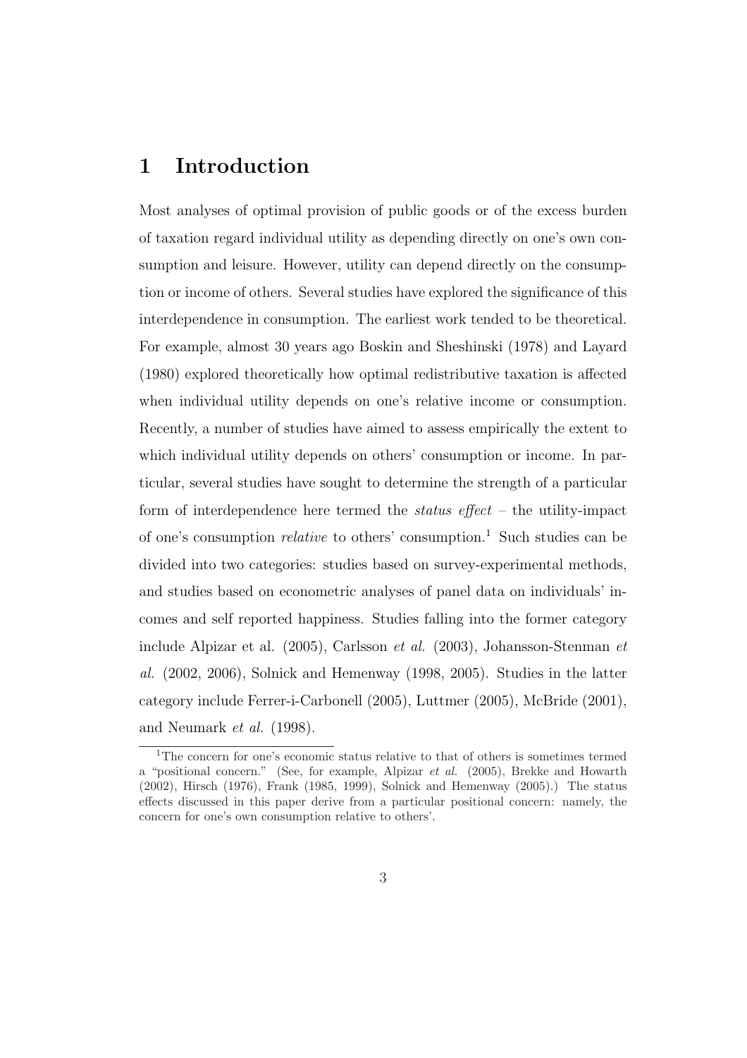# 1 Introduction

Most analyses of optimal provision of public goods or of the excess burden of taxation regard individual utility as depending directly on one's own consumption and leisure. However, utility can depend directly on the consumption or income of others. Several studies have explored the significance of this interdependence in consumption. The earliest work tended to be theoretical. For example, almost 30 years ago Boskin and Sheshinski (1978) and Layard (1980) explored theoretically how optimal redistributive taxation is affected when individual utility depends on one's relative income or consumption. Recently, a number of studies have aimed to assess empirically the extent to which individual utility depends on others' consumption or income. In particular, several studies have sought to determine the strength of a particular form of interdependence here termed the *status effect* – the utility-impact of one's consumption *relative* to others' consumption.[1] Such studies can be divided into two categories: studies based on survey-experimental methods, and studies based on econometric analyses of panel data on individuals' incomes and self reported happiness. Studies falling into the former category include Alpizar et al. (2005), Carlsson *et al.* (2003), Johansson-Stenman *et al.* (2002, 2006), Solnick and Hemenway (1998, 2005). Studies in the latter category include Ferrer-i-Carbonell (2005), Luttmer (2005), McBride (2001), and Neumark *et al.* (1998).

[1] The concern for one's economic status relative to that of others is sometimes termed a "positional concern." (See, for example, Alpizar *et al.* (2005), Brekke and Howarth (2002), Hirsch (1976), Frank (1985, 1999), Solnick and Hemenway (2005).) The status effects discussed in this paper derive from a particular positional concern: namely, the concern for one's own consumption relative to others'.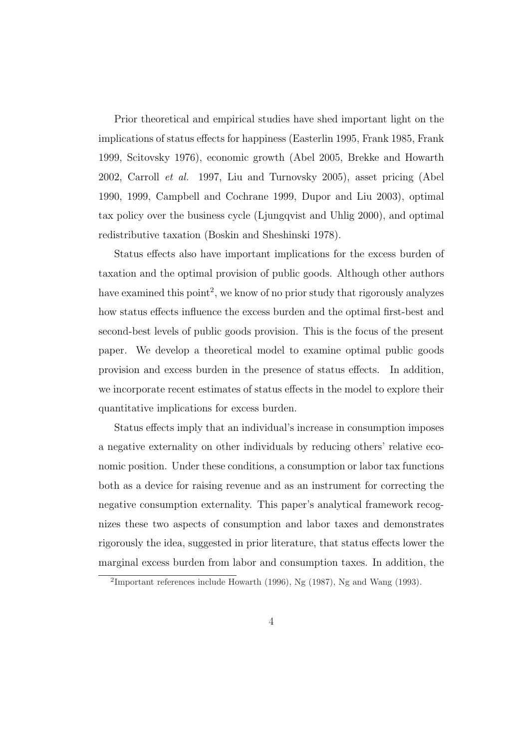Prior theoretical and empirical studies have shed important light on the implications of status effects for happiness (Easterlin 1995, Frank 1985, Frank 1999, Scitovsky 1976), economic growth (Abel 2005, Brekke and Howarth 2002, Carroll *et al.* 1997, Liu and Turnovsky 2005), asset pricing (Abel 1990, 1999, Campbell and Cochrane 1999, Dupor and Liu 2003), optimal tax policy over the business cycle (Ljungqvist and Uhlig 2000), and optimal redistributive taxation (Boskin and Sheshinski 1978).

Status effects also have important implications for the excess burden of taxation and the optimal provision of public goods. Although other authors have examined this point[2], we know of no prior study that rigorously analyzes how status effects influence the excess burden and the optimal first-best and second-best levels of public goods provision. This is the focus of the present paper. We develop a theoretical model to examine optimal public goods provision and excess burden in the presence of status effects. In addition, we incorporate recent estimates of status effects in the model to explore their quantitative implications for excess burden.

Status effects imply that an individual's increase in consumption imposes a negative externality on other individuals by reducing others' relative economic position. Under these conditions, a consumption or labor tax functions both as a device for raising revenue and as an instrument for correcting the negative consumption externality. This paper's analytical framework recognizes these two aspects of consumption and labor taxes and demonstrates rigorously the idea, suggested in prior literature, that status effects lower the marginal excess burden from labor and consumption taxes. In addition, the

[2] Important references include Howarth (1996), Ng (1987), Ng and Wang (1993).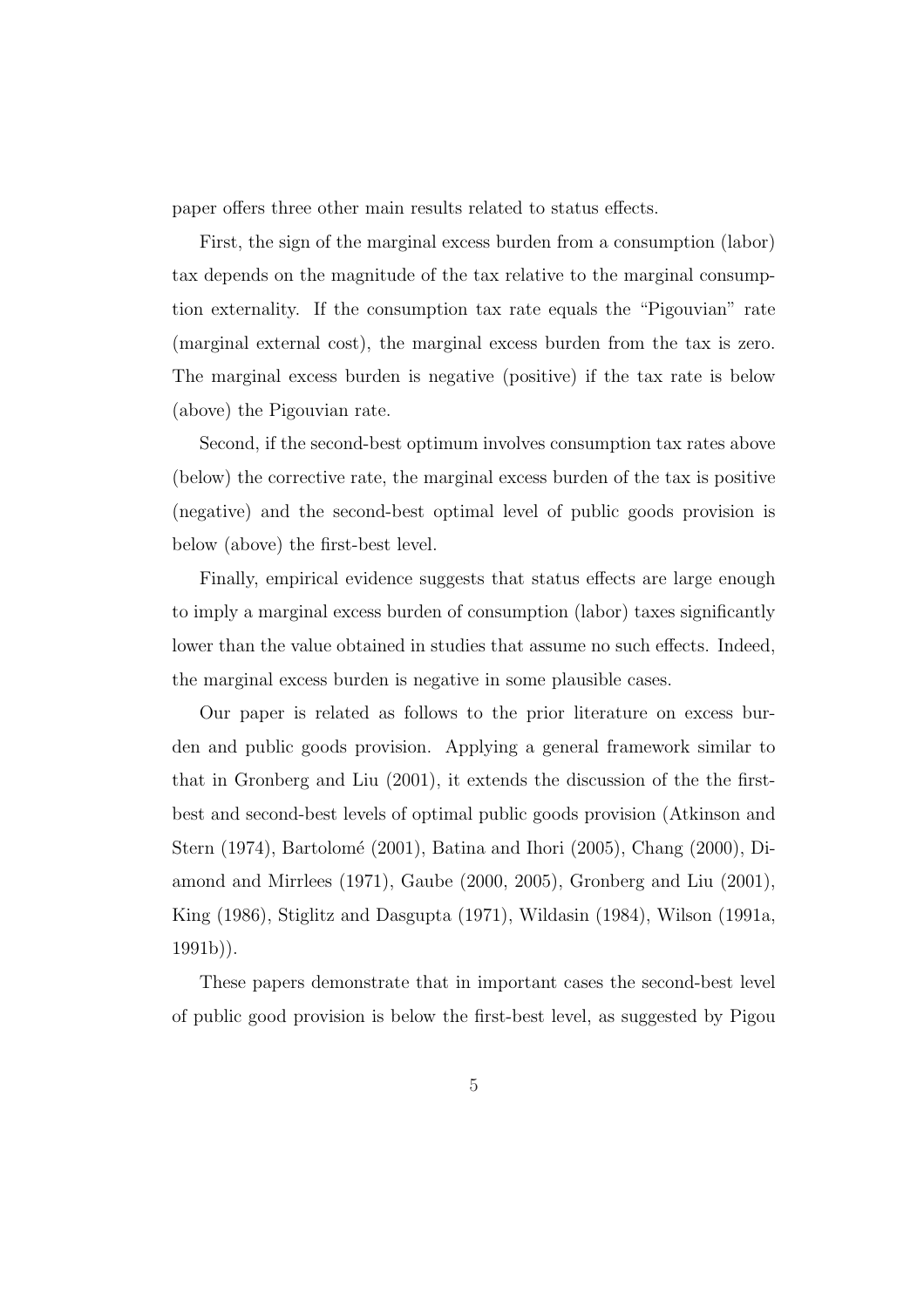paper offers three other main results related to status effects.

First, the sign of the marginal excess burden from a consumption (labor) tax depends on the magnitude of the tax relative to the marginal consumption externality. If the consumption tax rate equals the "Pigouvian" rate (marginal external cost), the marginal excess burden from the tax is zero. The marginal excess burden is negative (positive) if the tax rate is below (above) the Pigouvian rate.

Second, if the second-best optimum involves consumption tax rates above (below) the corrective rate, the marginal excess burden of the tax is positive (negative) and the second-best optimal level of public goods provision is below (above) the first-best level.

Finally, empirical evidence suggests that status effects are large enough to imply a marginal excess burden of consumption (labor) taxes significantly lower than the value obtained in studies that assume no such effects. Indeed, the marginal excess burden is negative in some plausible cases.

Our paper is related as follows to the prior literature on excess burden and public goods provision. Applying a general framework similar to that in Gronberg and Liu (2001), it extends the discussion of the the first-best and second-best levels of optimal public goods provision (Atkinson and Stern (1974), Bartolomé (2001), Batina and Ihori (2005), Chang (2000), Diamond and Mirrlees (1971), Gaube (2000, 2005), Gronberg and Liu (2001), King (1986), Stiglitz and Dasgupta (1971), Wildasin (1984), Wilson (1991a, 1991b)).

These papers demonstrate that in important cases the second-best level of public good provision is below the first-best level, as suggested by Pigou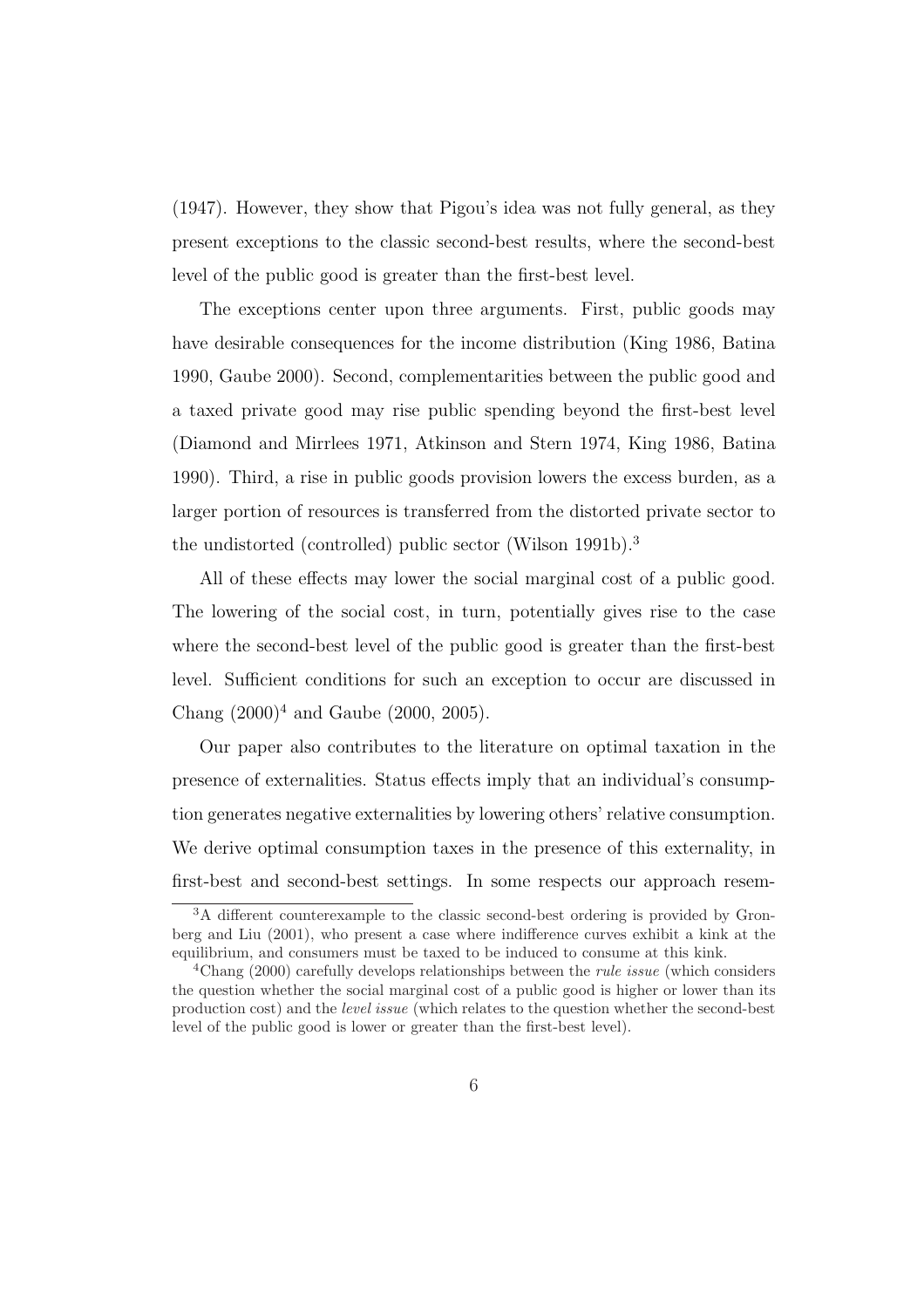(1947). However, they show that Pigou's idea was not fully general, as they present exceptions to the classic second-best results, where the second-best level of the public good is greater than the first-best level.

The exceptions center upon three arguments. First, public goods may have desirable consequences for the income distribution (King 1986, Batina 1990, Gaube 2000). Second, complementarities between the public good and a taxed private good may rise public spending beyond the first-best level (Diamond and Mirrlees 1971, Atkinson and Stern 1974, King 1986, Batina 1990). Third, a rise in public goods provision lowers the excess burden, as a larger portion of resources is transferred from the distorted private sector to the undistorted (controlled) public sector (Wilson 1991b).[3]

All of these effects may lower the social marginal cost of a public good. The lowering of the social cost, in turn, potentially gives rise to the case where the second-best level of the public good is greater than the first-best level. Sufficient conditions for such an exception to occur are discussed in Chang (2000)[4] and Gaube (2000, 2005).

Our paper also contributes to the literature on optimal taxation in the presence of externalities. Status effects imply that an individual's consumption generates negative externalities by lowering others' relative consumption. We derive optimal consumption taxes in the presence of this externality, in first-best and second-best settings. In some respects our approach resem-

---

[3] A different counterexample to the classic second-best ordering is provided by Gronberg and Liu (2001), who present a case where indifference curves exhibit a kink at the equilibrium, and consumers must be taxed to be induced to consume at this kink.

[4] Chang (2000) carefully develops relationships between the *rule issue* (which considers the question whether the social marginal cost of a public good is higher or lower than its production cost) and the *level issue* (which relates to the question whether the second-best level of the public good is lower or greater than the first-best level).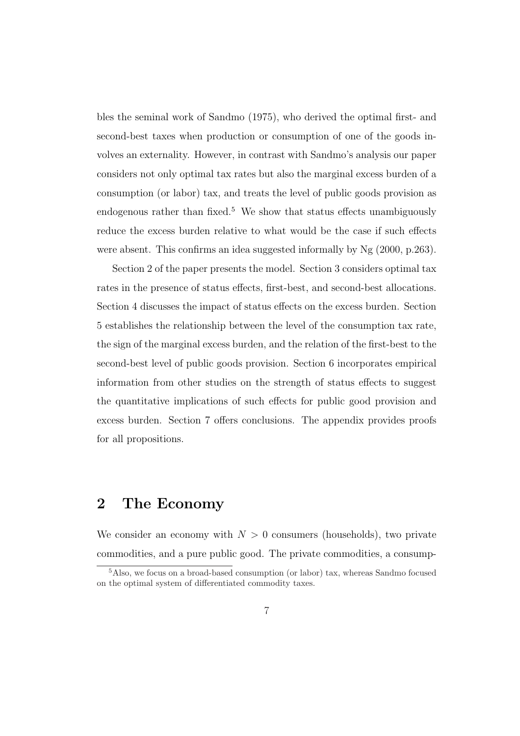bles the seminal work of Sandmo (1975), who derived the optimal first- and second-best taxes when production or consumption of one of the goods involves an externality. However, in contrast with Sandmo's analysis our paper considers not only optimal tax rates but also the marginal excess burden of a consumption (or labor) tax, and treats the level of public goods provision as endogenous rather than fixed.[5] We show that status effects unambiguously reduce the excess burden relative to what would be the case if such effects were absent. This confirms an idea suggested informally by Ng (2000, p.263).

Section 2 of the paper presents the model. Section 3 considers optimal tax rates in the presence of status effects, first-best, and second-best allocations. Section 4 discusses the impact of status effects on the excess burden. Section 5 establishes the relationship between the level of the consumption tax rate, the sign of the marginal excess burden, and the relation of the first-best to the second-best level of public goods provision. Section 6 incorporates empirical information from other studies on the strength of status effects to suggest the quantitative implications of such effects for public good provision and excess burden. Section 7 offers conclusions. The appendix provides proofs for all propositions.

## 2 The Economy

We consider an economy with $N > 0$ consumers (households), two private commodities, and a pure public good. The private commodities, a consump-

[5] Also, we focus on a broad-based consumption (or labor) tax, whereas Sandmo focused on the optimal system of differentiated commodity taxes.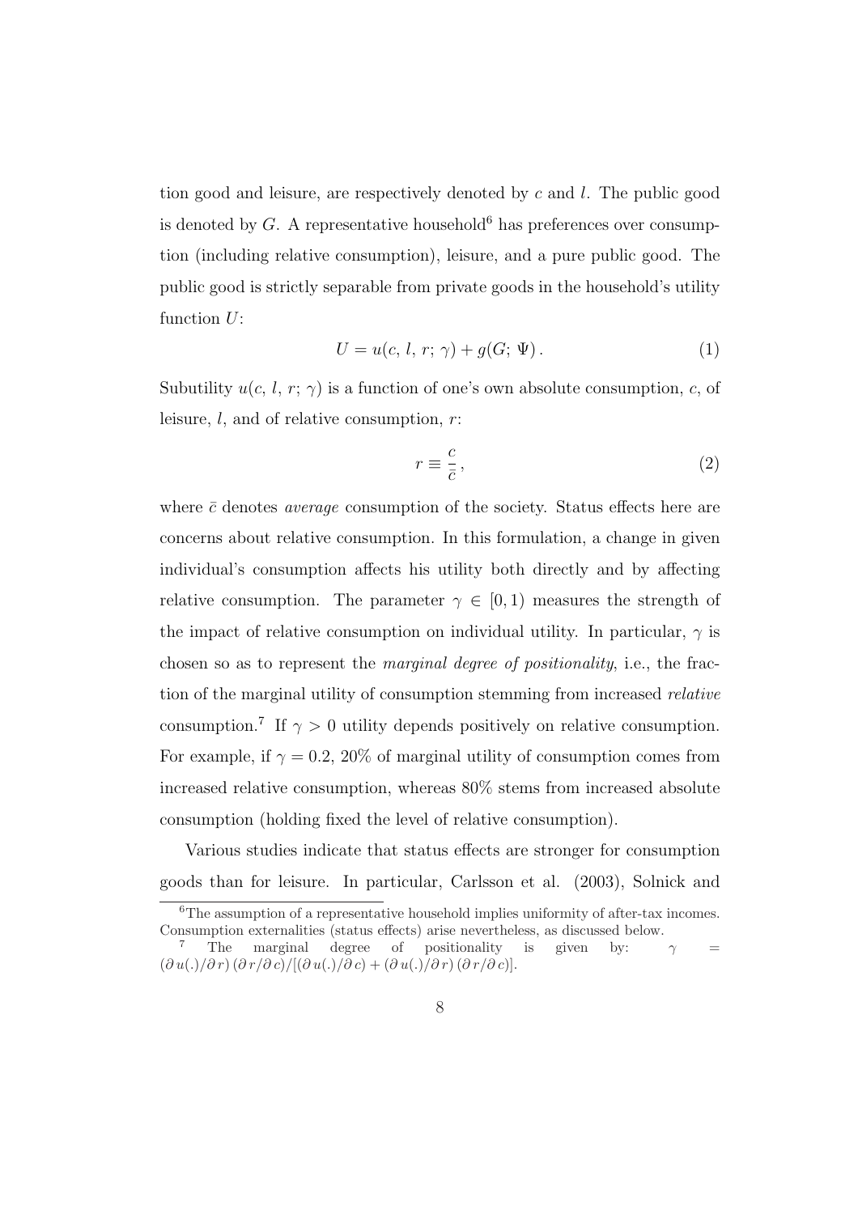tion good and leisure, are respectively denoted by $c$ and $l$. The public good is denoted by $G$. A representative household[6] has preferences over consumption (including relative consumption), leisure, and a pure public good. The public good is strictly separable from private goods in the household's utility function $U$:

$$U = u(c,\, l,\, r;\, \gamma) + g(G;\, \Psi)\,. \tag{1}$$

Subutility $u(c,\, l,\, r;\, \gamma)$ is a function of one's own absolute consumption, $c$, of leisure, $l$, and of relative consumption, $r$:

$$r \equiv \frac{c}{\bar{c}}\,, \tag{2}$$

where $\bar{c}$ denotes *average* consumption of the society. Status effects here are concerns about relative consumption. In this formulation, a change in given individual's consumption affects his utility both directly and by affecting relative consumption. The parameter $\gamma \in [0, 1)$ measures the strength of the impact of relative consumption on individual utility. In particular, $\gamma$ is chosen so as to represent the *marginal degree of positionality*, i.e., the fraction of the marginal utility of consumption stemming from increased *relative* consumption.[7] If $\gamma > 0$ utility depends positively on relative consumption. For example, if $\gamma = 0.2$, 20% of marginal utility of consumption comes from increased relative consumption, whereas 80% stems from increased absolute consumption (holding fixed the level of relative consumption).

Various studies indicate that status effects are stronger for consumption goods than for leisure. In particular, Carlsson et al. (2003), Solnick and

[6] The assumption of a representative household implies uniformity of after-tax incomes. Consumption externalities (status effects) arise nevertheless, as discussed below.

[7] The marginal degree of positionality is given by: $\gamma = (\partial\, u(.)/\partial\, r)\,(\partial\, r/\partial\, c)/[(\partial\, u(.)/\partial\, c) + (\partial\, u(.)/\partial\, r)\,(\partial\, r/\partial\, c)]$.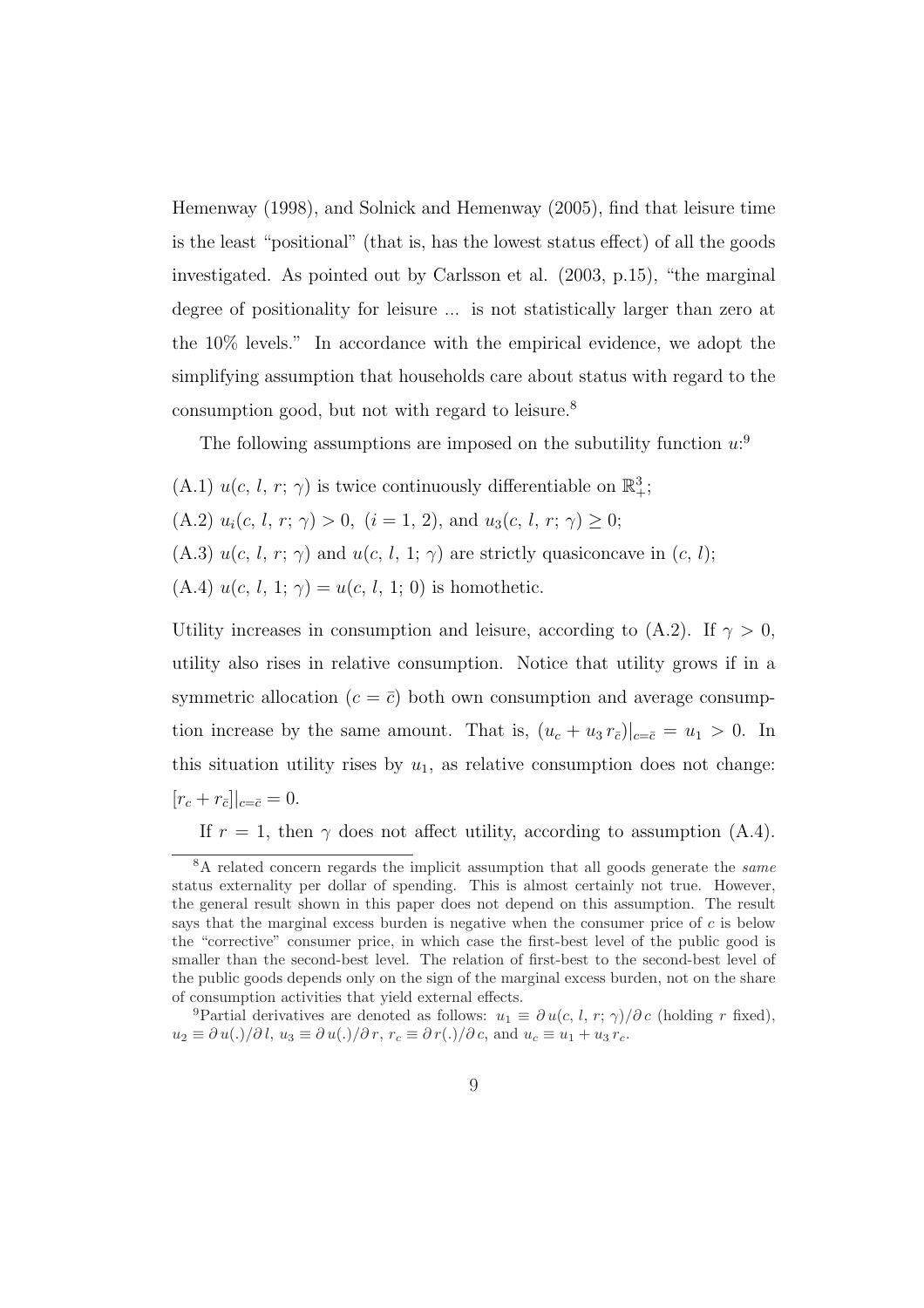Hemenway (1998), and Solnick and Hemenway (2005), find that leisure time is the least "positional" (that is, has the lowest status effect) of all the goods investigated. As pointed out by Carlsson et al. (2003, p.15), "the marginal degree of positionality for leisure ... is not statistically larger than zero at the 10% levels." In accordance with the empirical evidence, we adopt the simplifying assumption that households care about status with regard to the consumption good, but not with regard to leisure.[8]

The following assumptions are imposed on the subutility function $u$:[9]

(A.1) $u(c,\, l,\, r;\, \gamma)$ is twice continuously differentiable on $\mathbb{R}^3_+$;

(A.2) $u_i(c,\, l,\, r;\, \gamma) > 0,\ (i = 1,\, 2)$, and $u_3(c,\, l,\, r;\, \gamma) \geq 0$;

(A.3) $u(c,\, l,\, r;\, \gamma)$ and $u(c,\, l,\, 1;\, \gamma)$ are strictly quasiconcave in $(c,\, l)$;

(A.4) $u(c,\, l,\, 1;\, \gamma) = u(c,\, l,\, 1;\, 0)$ is homothetic.

Utility increases in consumption and leisure, according to (A.2). If $\gamma > 0$, utility also rises in relative consumption. Notice that utility grows if in a symmetric allocation ($c = \bar{c}$) both own consumption and average consumption increase by the same amount. That is, $(u_c + u_3\, r_{\bar{c}})|_{c=\bar{c}} = u_1 > 0$. In this situation utility rises by $u_1$, as relative consumption does not change: $[r_c + r_{\bar{c}}]|_{c=\bar{c}} = 0$.

If $r = 1$, then $\gamma$ does not affect utility, according to assumption (A.4).

[8] A related concern regards the implicit assumption that all goods generate the *same* status externality per dollar of spending. This is almost certainly not true. However, the general result shown in this paper does not depend on this assumption. The result says that the marginal excess burden is negative when the consumer price of $c$ is below the "corrective" consumer price, in which case the first-best level of the public good is smaller than the second-best level. The relation of first-best to the second-best level of the public goods depends only on the sign of the marginal excess burden, not on the share of consumption activities that yield external effects.

[9] Partial derivatives are denoted as follows: $u_1 \equiv \partial\, u(c,\, l,\, r;\, \gamma)/\partial\, c$ (holding $r$ fixed), $u_2 \equiv \partial\, u(.)/\partial\, l$, $u_3 \equiv \partial\, u(.)/\partial\, r$, $r_c \equiv \partial\, r(.)/\partial\, c$, and $u_c \equiv u_1 + u_3\, r_c$.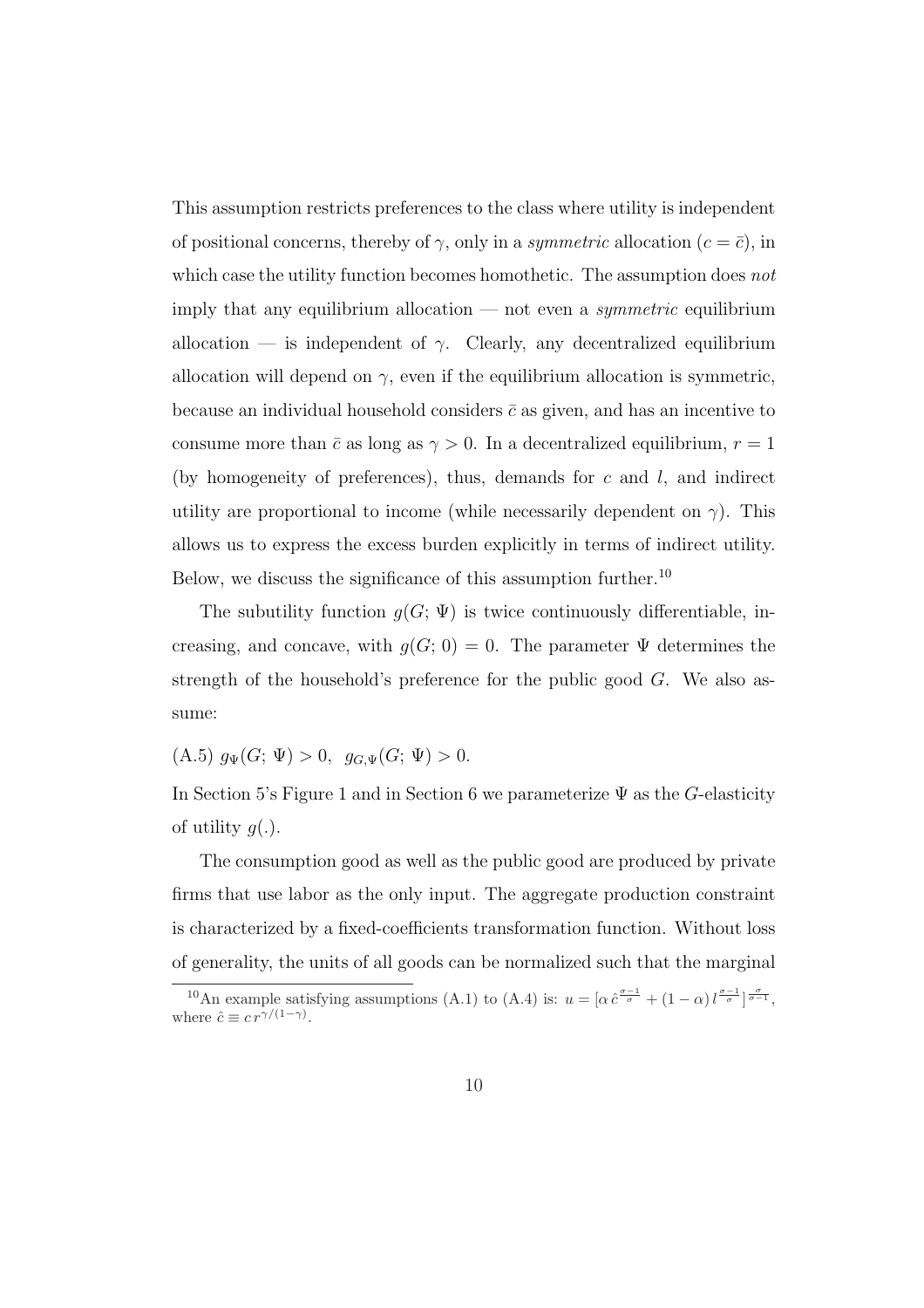This assumption restricts preferences to the class where utility is independent of positional concerns, thereby of $\gamma$, only in a *symmetric* allocation ($c = \bar{c}$), in which case the utility function becomes homothetic. The assumption does *not* imply that any equilibrium allocation — not even a *symmetric* equilibrium allocation — is independent of $\gamma$. Clearly, any decentralized equilibrium allocation will depend on $\gamma$, even if the equilibrium allocation is symmetric, because an individual household considers $\bar{c}$ as given, and has an incentive to consume more than $\bar{c}$ as long as $\gamma > 0$. In a decentralized equilibrium, $r = 1$ (by homogeneity of preferences), thus, demands for $c$ and $l$, and indirect utility are proportional to income (while necessarily dependent on $\gamma$). This allows us to express the excess burden explicitly in terms of indirect utility. Below, we discuss the significance of this assumption further.[10]

The subutility function $g(G; \Psi)$ is twice continuously differentiable, increasing, and concave, with $g(G; 0) = 0$. The parameter $\Psi$ determines the strength of the household's preference for the public good $G$. We also assume:

(A.5) $g_{\Psi}(G; \Psi) > 0$, $g_{G,\Psi}(G; \Psi) > 0$.

In Section 5's Figure 1 and in Section 6 we parameterize $\Psi$ as the $G$-elasticity of utility $g(.)$.

The consumption good as well as the public good are produced by private firms that use labor as the only input. The aggregate production constraint is characterized by a fixed-coefficients transformation function. Without loss of generality, the units of all goods can be normalized such that the marginal

[10] An example satisfying assumptions (A.1) to (A.4) is: $u = [\alpha\, \hat{c}^{\frac{\sigma-1}{\sigma}} + (1-\alpha)\, l^{\frac{\sigma-1}{\sigma}}]^{\frac{\sigma}{\sigma-1}}$, where $\hat{c} \equiv c\, r^{\gamma/(1-\gamma)}$.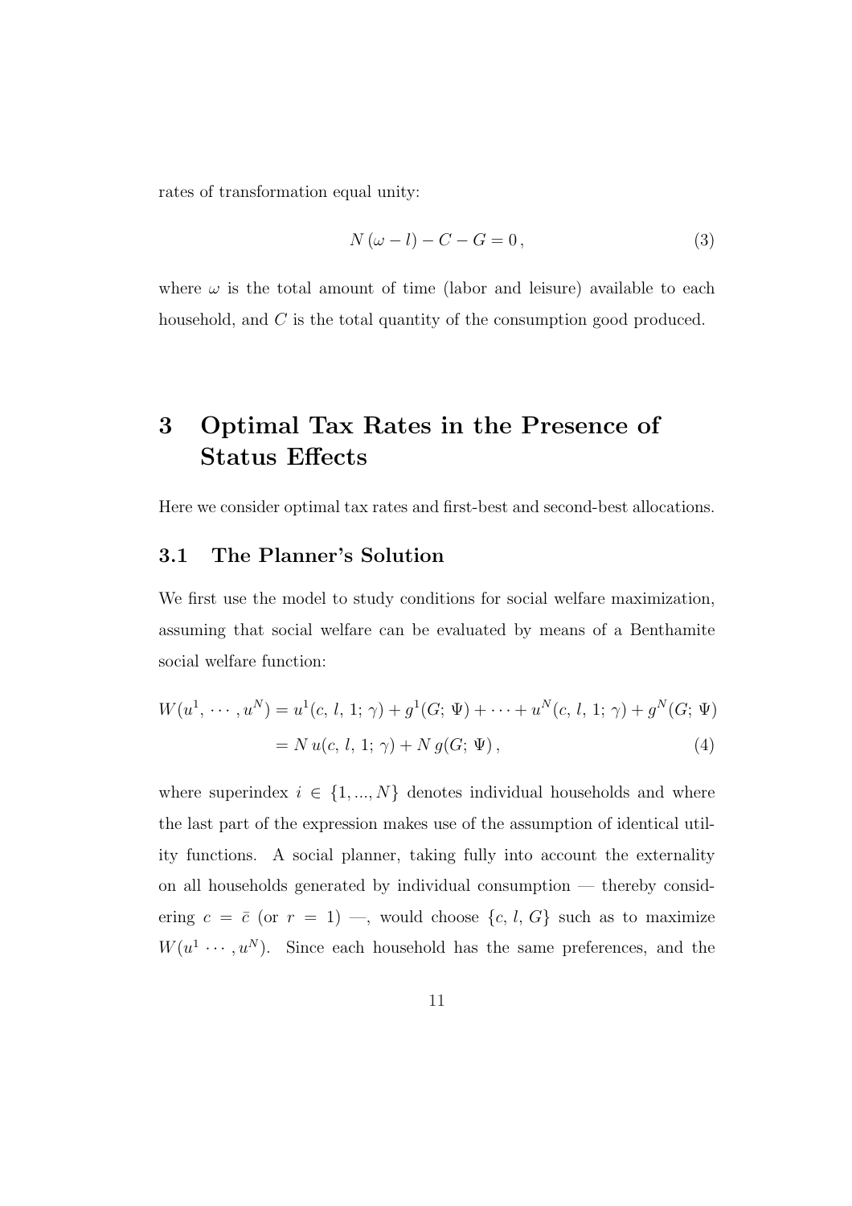rates of transformation equal unity:

$$N\,(\omega - l) - C - G = 0\,, \tag{3}$$

where $\omega$ is the total amount of time (labor and leisure) available to each household, and $C$ is the total quantity of the consumption good produced.

# 3 Optimal Tax Rates in the Presence of Status Effects

Here we consider optimal tax rates and first-best and second-best allocations.

## 3.1 The Planner's Solution

We first use the model to study conditions for social welfare maximization, assuming that social welfare can be evaluated by means of a Benthamite social welfare function:

$$\begin{aligned} W(u^1,\,\cdots,u^N) &= u^1(c,\,l,\,1;\,\gamma) + g^1(G;\,\Psi) + \cdots + u^N(c,\,l,\,1;\,\gamma) + g^N(G;\,\Psi) \\ &= N\,u(c,\,l,\,1;\,\gamma) + N\,g(G;\,\Psi)\,, \end{aligned} \tag{4}$$

where superindex $i \in \{1, ..., N\}$ denotes individual households and where the last part of the expression makes use of the assumption of identical utility functions. A social planner, taking fully into account the externality on all households generated by individual consumption — thereby considering $c = \bar{c}$ (or $r = 1$) —, would choose $\{c,\,l,\,G\}$ such as to maximize $W(u^1 \cdots, u^N)$. Since each household has the same preferences, and the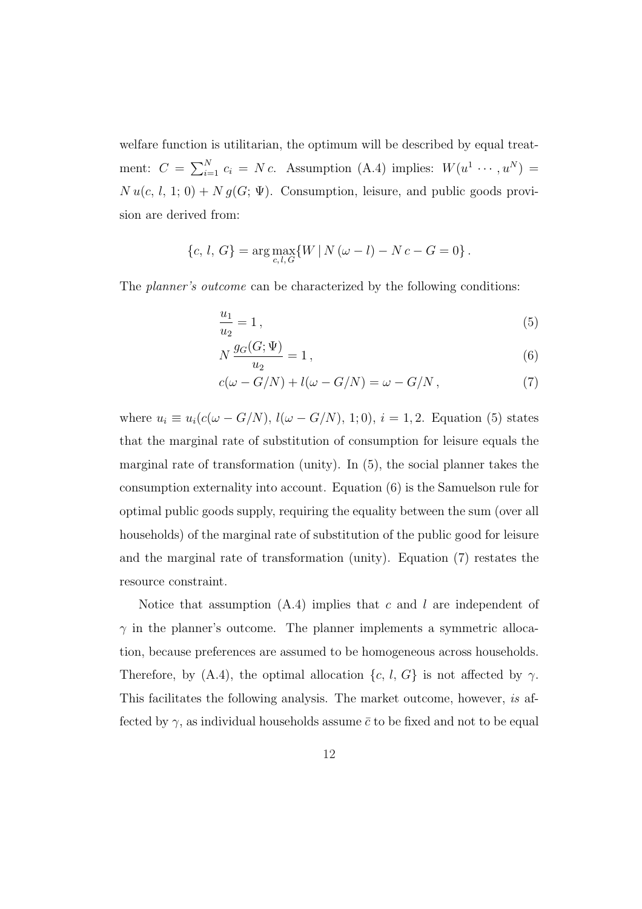welfare function is utilitarian, the optimum will be described by equal treatment: $C = \sum_{i=1}^{N} c_i = N\,c$. Assumption (A.4) implies: $W(u^1 \cdots, u^N) = N\,u(c,\,l,\,1;\,0) + N\,g(G;\,\Psi)$. Consumption, leisure, and public goods provision are derived from:

$$\{c,\,l,\,G\} = \arg\max_{c,\,l,\,G}\{W \mid N\,(\omega - l) - N\,c - G = 0\}\,.$$

The *planner's outcome* can be characterized by the following conditions:

$$\frac{u_1}{u_2} = 1\,, \tag{5}$$

$$N\,\frac{g_G(G;\Psi)}{u_2} = 1\,, \tag{6}$$

$$c(\omega - G/N) + l(\omega - G/N) = \omega - G/N\,, \tag{7}$$

where $u_i \equiv u_i(c(\omega - G/N),\, l(\omega - G/N),\, 1; 0)$, $i = 1, 2$. Equation (5) states that the marginal rate of substitution of consumption for leisure equals the marginal rate of transformation (unity). In (5), the social planner takes the consumption externality into account. Equation (6) is the Samuelson rule for optimal public goods supply, requiring the equality between the sum (over all households) of the marginal rate of substitution of the public good for leisure and the marginal rate of transformation (unity). Equation (7) restates the resource constraint.

Notice that assumption (A.4) implies that $c$ and $l$ are independent of $\gamma$ in the planner's outcome. The planner implements a symmetric allocation, because preferences are assumed to be homogeneous across households. Therefore, by (A.4), the optimal allocation $\{c,\,l,\,G\}$ is not affected by $\gamma$. This facilitates the following analysis. The market outcome, however, *is* affected by $\gamma$, as individual households assume $\bar{c}$ to be fixed and not to be equal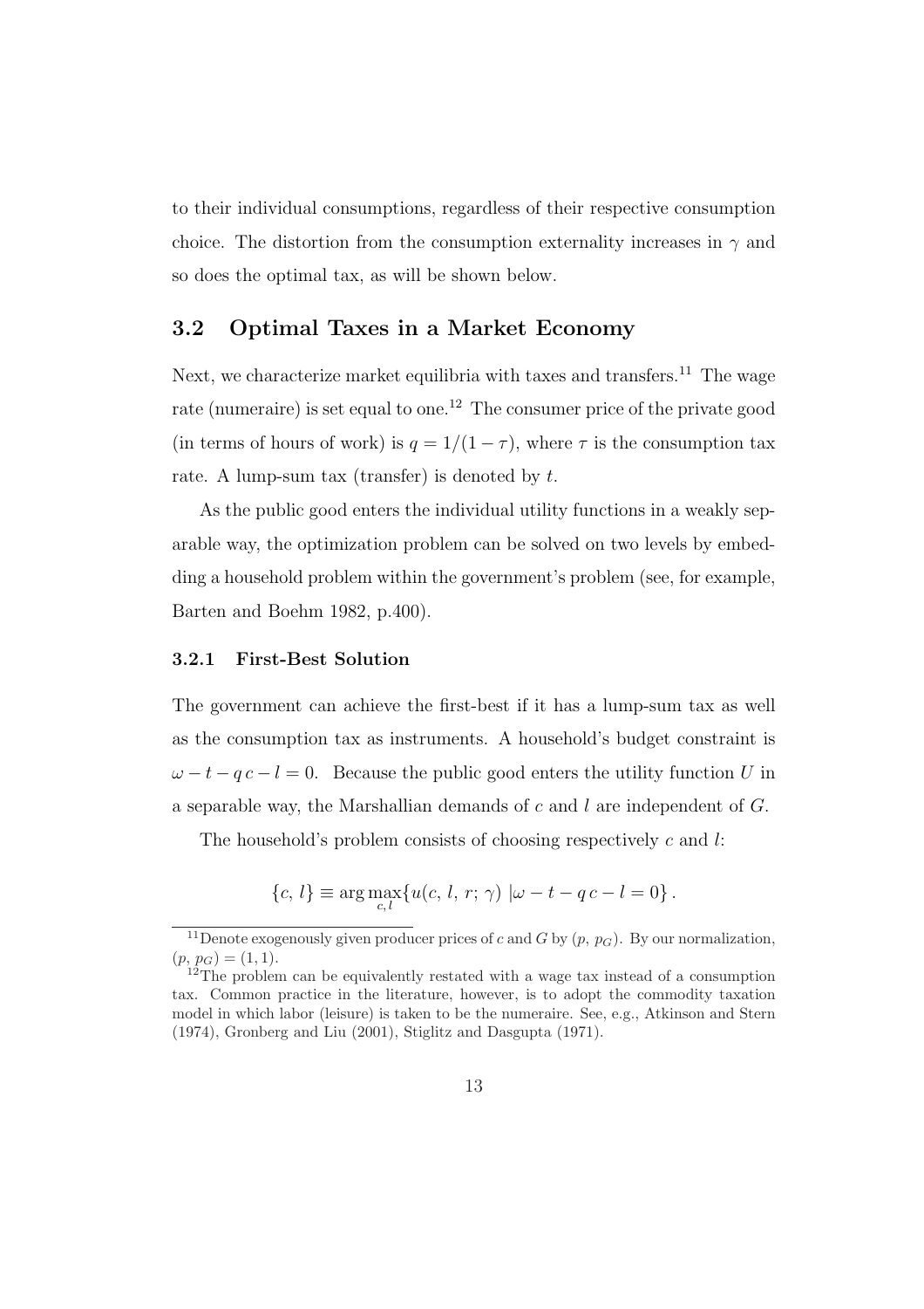to their individual consumptions, regardless of their respective consumption choice. The distortion from the consumption externality increases in $\gamma$ and so does the optimal tax, as will be shown below.

## 3.2 Optimal Taxes in a Market Economy

Next, we characterize market equilibria with taxes and transfers.[11] The wage rate (numeraire) is set equal to one.[12] The consumer price of the private good (in terms of hours of work) is $q = 1/(1-\tau)$, where $\tau$ is the consumption tax rate. A lump-sum tax (transfer) is denoted by $t$.

As the public good enters the individual utility functions in a weakly separable way, the optimization problem can be solved on two levels by embedding a household problem within the government's problem (see, for example, Barten and Boehm 1982, p.400).

### 3.2.1 First-Best Solution

The government can achieve the first-best if it has a lump-sum tax as well as the consumption tax as instruments. A household's budget constraint is $\omega - t - q\,c - l = 0$. Because the public good enters the utility function $U$ in a separable way, the Marshallian demands of $c$ and $l$ are independent of $G$.

The household's problem consists of choosing respectively $c$ and $l$:

$$\{c,\, l\} \equiv \arg\max_{c,\, l} \{u(c,\, l,\, r;\, \gamma)\ |\omega - t - q\,c - l = 0\}\,.$$

[11] Denote exogenously given producer prices of $c$ and $G$ by $(p,\, p_G)$. By our normalization, $(p,\, p_G) = (1, 1)$.

[12] The problem can be equivalently restated with a wage tax instead of a consumption tax. Common practice in the literature, however, is to adopt the commodity taxation model in which labor (leisure) is taken to be the numeraire. See, e.g., Atkinson and Stern (1974), Gronberg and Liu (2001), Stiglitz and Dasgupta (1971).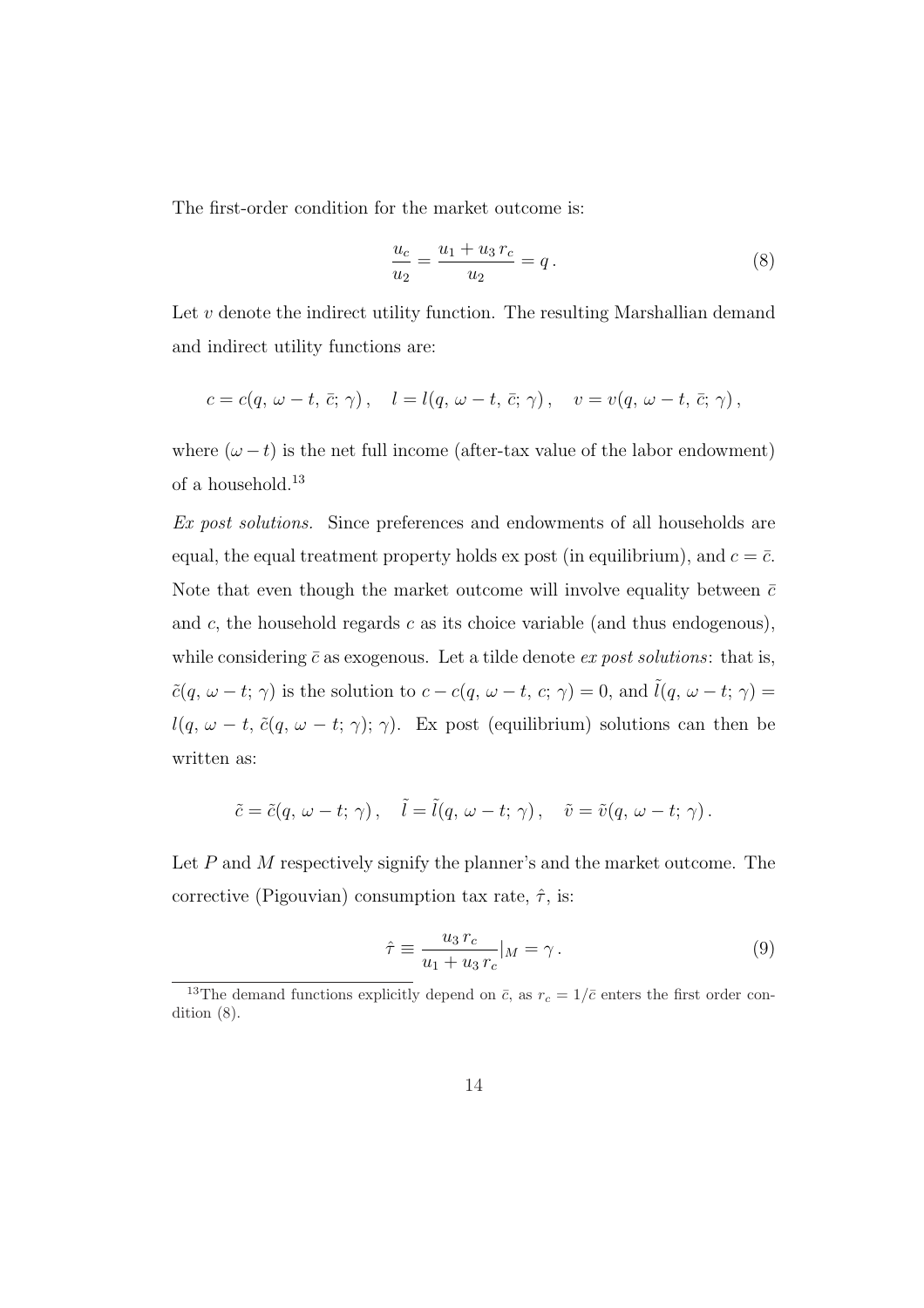The first-order condition for the market outcome is:

$$\frac{u_c}{u_2} = \frac{u_1 + u_3\, r_c}{u_2} = q\,. \tag{8}$$

Let $v$ denote the indirect utility function. The resulting Marshallian demand and indirect utility functions are:

$$c = c(q,\, \omega - t,\, \bar{c};\, \gamma)\,, \quad l = l(q,\, \omega - t,\, \bar{c};\, \gamma)\,, \quad v = v(q,\, \omega - t,\, \bar{c};\, \gamma)\,,$$

where $(\omega - t)$ is the net full income (after-tax value of the labor endowment) of a household.[13]

*Ex post solutions.* Since preferences and endowments of all households are equal, the equal treatment property holds ex post (in equilibrium), and $c = \bar{c}$. Note that even though the market outcome will involve equality between $\bar{c}$ and $c$, the household regards $c$ as its choice variable (and thus endogenous), while considering $\bar{c}$ as exogenous. Let a tilde denote *ex post solutions*: that is, $\tilde{c}(q,\, \omega - t;\, \gamma)$ is the solution to $c - c(q,\, \omega - t,\, c;\, \gamma) = 0$, and $\tilde{l}(q,\, \omega - t;\, \gamma) = l(q,\, \omega - t,\, \tilde{c}(q,\, \omega - t;\, \gamma);\, \gamma)$. Ex post (equilibrium) solutions can then be written as:

$$\tilde{c} = \tilde{c}(q,\, \omega - t;\, \gamma)\,, \quad \tilde{l} = \tilde{l}(q,\, \omega - t;\, \gamma)\,, \quad \tilde{v} = \tilde{v}(q,\, \omega - t;\, \gamma)\,.$$

Let $P$ and $M$ respectively signify the planner's and the market outcome. The corrective (Pigouvian) consumption tax rate, $\hat{\tau}$, is:

$$\hat{\tau} \equiv \frac{u_3\, r_c}{u_1 + u_3\, r_c}|_M = \gamma\,. \tag{9}$$

[13] The demand functions explicitly depend on $\bar{c}$, as $r_c = 1/\bar{c}$ enters the first order condition (8).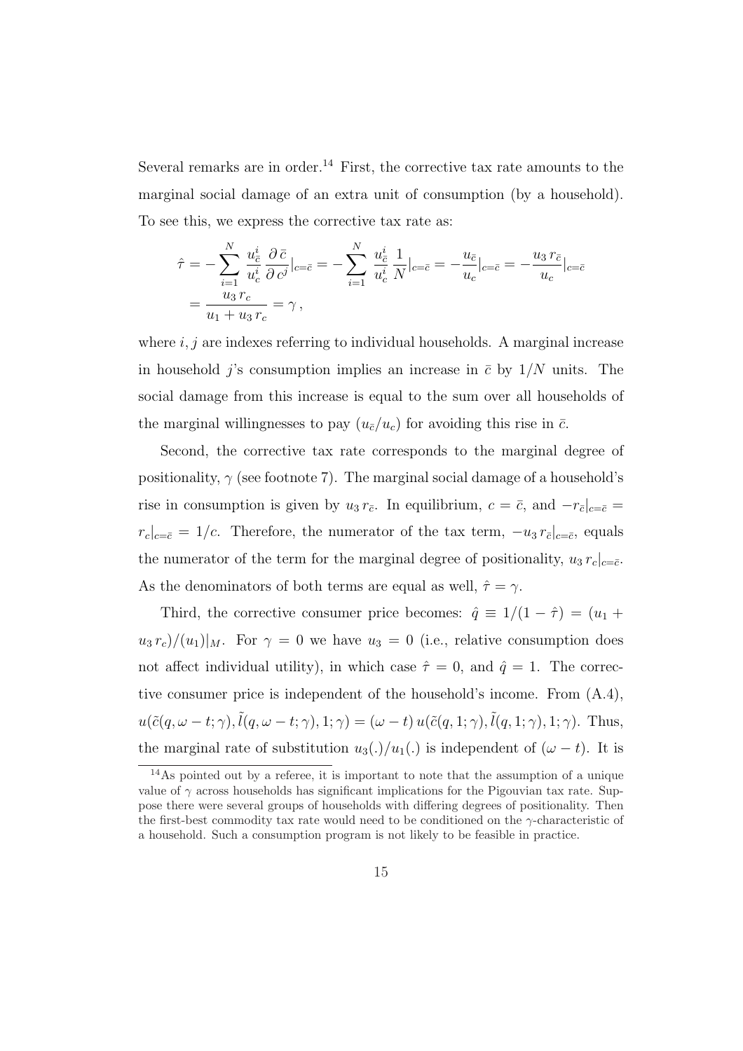Several remarks are in order.[14] First, the corrective tax rate amounts to the marginal social damage of an extra unit of consumption (by a household). To see this, we express the corrective tax rate as:

$$
\begin{aligned}
\hat{\tau} &= -\sum_{i=1}^{N} \frac{u^i_{\bar{c}}}{u^i_c} \frac{\partial \bar{c}}{\partial c^j}|_{c=\bar{c}} = -\sum_{i=1}^{N} \frac{u^i_{\bar{c}}}{u^i_c} \frac{1}{N}|_{c=\bar{c}} = -\frac{u_{\bar{c}}}{u_c}|_{c=\bar{c}} = -\frac{u_3 \, r_{\bar{c}}}{u_c}|_{c=\bar{c}} \\
&= \frac{u_3 \, r_c}{u_1 + u_3 \, r_c} = \gamma \, ,
\end{aligned}
$$

where $i, j$ are indexes referring to individual households. A marginal increase in household $j$'s consumption implies an increase in $\bar{c}$ by $1/N$ units. The social damage from this increase is equal to the sum over all households of the marginal willingnesses to pay $(u_{\bar{c}}/u_c)$ for avoiding this rise in $\bar{c}$.

Second, the corrective tax rate corresponds to the marginal degree of positionality, $\gamma$ (see footnote 7). The marginal social damage of a household's rise in consumption is given by $u_3 \, r_{\bar{c}}$. In equilibrium, $c = \bar{c}$, and $-r_{\bar{c}}|_{c=\bar{c}} = r_c|_{c=\bar{c}} = 1/c$. Therefore, the numerator of the tax term, $-u_3 \, r_{\bar{c}}|_{c=\bar{c}}$, equals the numerator of the term for the marginal degree of positionality, $u_3 \, r_c|_{c=\bar{c}}$. As the denominators of both terms are equal as well, $\hat{\tau} = \gamma$.

Third, the corrective consumer price becomes: $\hat{q} \equiv 1/(1-\hat{\tau}) = (u_1 + u_3 \, r_c)/(u_1)|_M$. For $\gamma = 0$ we have $u_3 = 0$ (i.e., relative consumption does not affect individual utility), in which case $\hat{\tau} = 0$, and $\hat{q} = 1$. The corrective consumer price is independent of the household's income. From (A.4), $u(\tilde{c}(q, \omega - t; \gamma), \tilde{l}(q, \omega - t; \gamma), 1; \gamma) = (\omega - t) \, u(\tilde{c}(q, 1; \gamma), \tilde{l}(q, 1; \gamma), 1; \gamma)$. Thus, the marginal rate of substitution $u_3(.)/u_1(.)$ is independent of $(\omega - t)$. It is

[14] As pointed out by a referee, it is important to note that the assumption of a unique value of $\gamma$ across households has significant implications for the Pigouvian tax rate. Suppose there were several groups of households with differing degrees of positionality. Then the first-best commodity tax rate would need to be conditioned on the $\gamma$-characteristic of a household. Such a consumption program is not likely to be feasible in practice.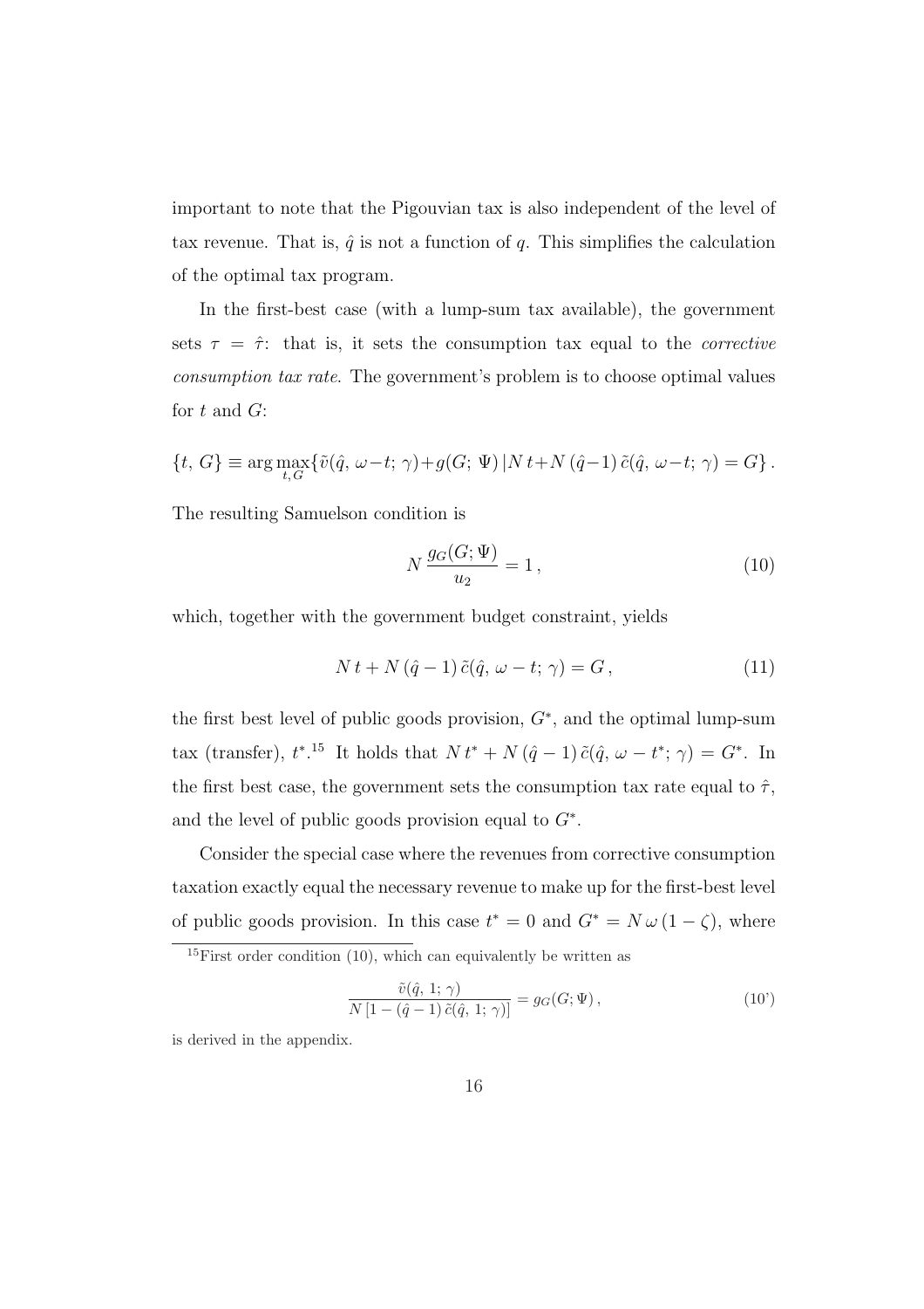important to note that the Pigouvian tax is also independent of the level of tax revenue. That is, $\hat{q}$ is not a function of $q$. This simplifies the calculation of the optimal tax program.

In the first-best case (with a lump-sum tax available), the government sets $\tau = \hat{\tau}$: that is, it sets the consumption tax equal to the *corrective consumption tax rate*. The government's problem is to choose optimal values for $t$ and $G$:

$$\{t,\, G\} \equiv \arg\max_{t,G} \{\tilde{v}(\hat{q},\, \omega - t;\, \gamma) + g(G;\, \Psi)\,|N\,t + N\,(\hat{q}-1)\,\tilde{c}(\hat{q},\, \omega - t;\, \gamma) = G\}\,.$$

The resulting Samuelson condition is

$$N\,\frac{g_G(G;\Psi)}{u_2} = 1\,, \tag{10}$$

which, together with the government budget constraint, yields

$$N\,t + N\,(\hat{q}-1)\,\tilde{c}(\hat{q},\, \omega - t;\, \gamma) = G\,, \tag{11}$$

the first best level of public goods provision, $G^*$, and the optimal lump-sum tax (transfer), $t^*$.[15] It holds that $N\,t^* + N\,(\hat{q}-1)\,\tilde{c}(\hat{q},\, \omega - t^*;\, \gamma) = G^*$. In the first best case, the government sets the consumption tax rate equal to $\hat{\tau}$, and the level of public goods provision equal to $G^*$.

Consider the special case where the revenues from corrective consumption taxation exactly equal the necessary revenue to make up for the first-best level of public goods provision. In this case $t^* = 0$ and $G^* = N\,\omega\,(1-\zeta)$, where

[15] First order condition (10), which can equivalently be written as

$$\frac{\tilde{v}(\hat{q},\, 1;\, \gamma)}{N\,[1 - (\hat{q}-1)\,\tilde{c}(\hat{q},\, 1;\, \gamma)]} = g_G(G;\Psi)\,, \tag{10'}$$

is derived in the appendix.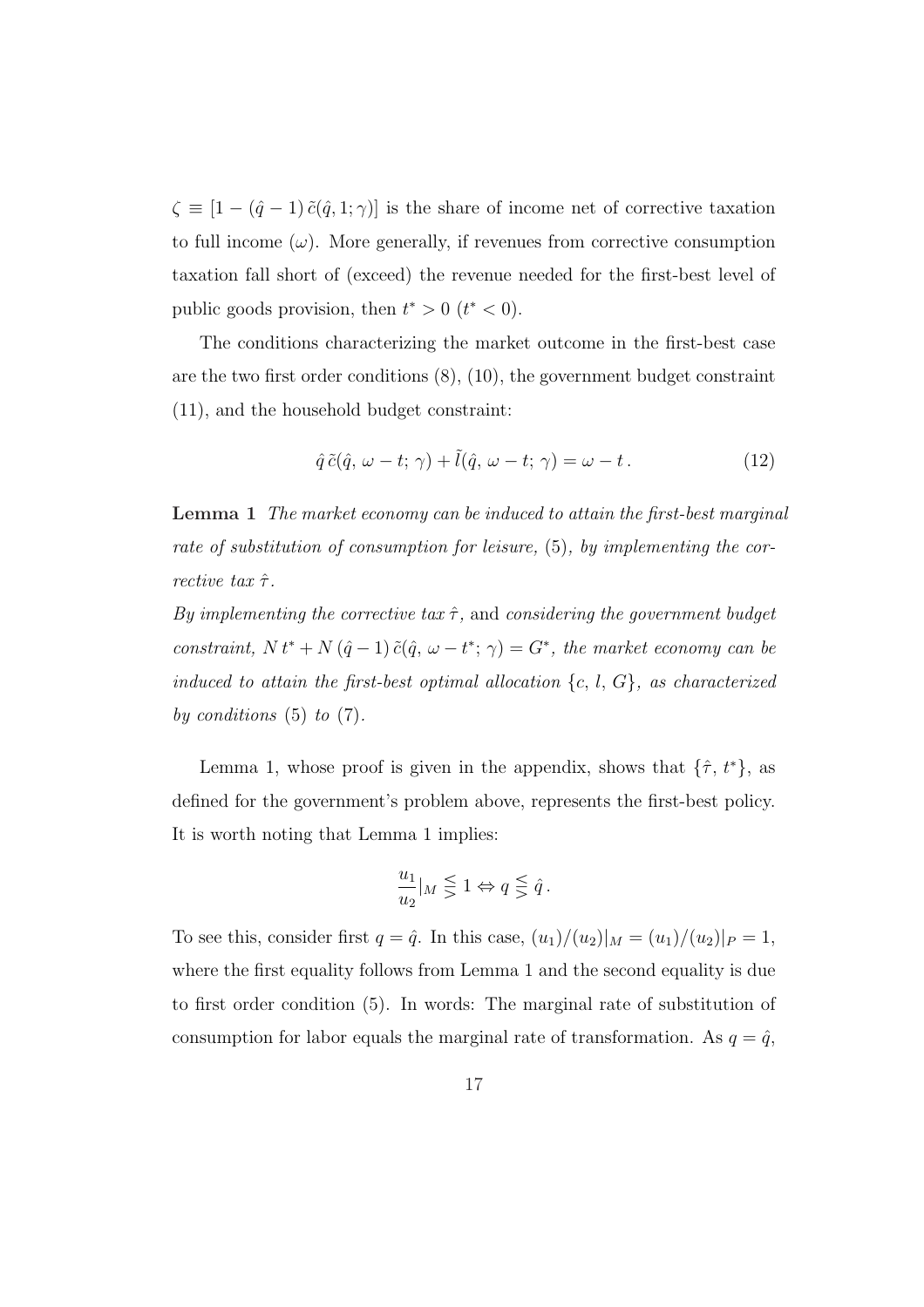$\zeta \equiv [1 - (\hat{q} - 1)\, \tilde{c}(\hat{q}, 1; \gamma)]$ is the share of income net of corrective taxation to full income ($\omega$). More generally, if revenues from corrective consumption taxation fall short of (exceed) the revenue needed for the first-best level of public goods provision, then $t^* > 0$ ($t^* < 0$).

The conditions characterizing the market outcome in the first-best case are the two first order conditions (8), (10), the government budget constraint (11), and the household budget constraint:

$$\hat{q}\, \tilde{c}(\hat{q},\, \omega - t;\, \gamma) + \tilde{l}(\hat{q},\, \omega - t;\, \gamma) = \omega - t\,. \tag{12}$$

**Lemma 1** *The market economy can be induced to attain the first-best marginal rate of substitution of consumption for leisure,* (5)*, by implementing the corrective tax* $\hat{\tau}$*.*
*By implementing the corrective tax* $\hat{\tau}$*,* and *considering the government budget constraint,* $N\, t^* + N\, (\hat{q} - 1)\, \tilde{c}(\hat{q},\, \omega - t^*;\, \gamma) = G^*$*, the market economy can be induced to attain the first-best optimal allocation* $\{c,\, l,\, G\}$*, as characterized by conditions* (5) *to* (7)*.*

Lemma 1, whose proof is given in the appendix, shows that $\{\hat{\tau},\, t^*\}$, as defined for the government's problem above, represents the first-best policy. It is worth noting that Lemma 1 implies:

$$\frac{u_1}{u_2}|_M \lesseqqgtr 1 \Leftrightarrow q \lesseqqgtr \hat{q}\,.$$

To see this, consider first $q = \hat{q}$. In this case, $(u_1)/(u_2)|_M = (u_1)/(u_2)|_P = 1$, where the first equality follows from Lemma 1 and the second equality is due to first order condition (5). In words: The marginal rate of substitution of consumption for labor equals the marginal rate of transformation. As $q = \hat{q}$,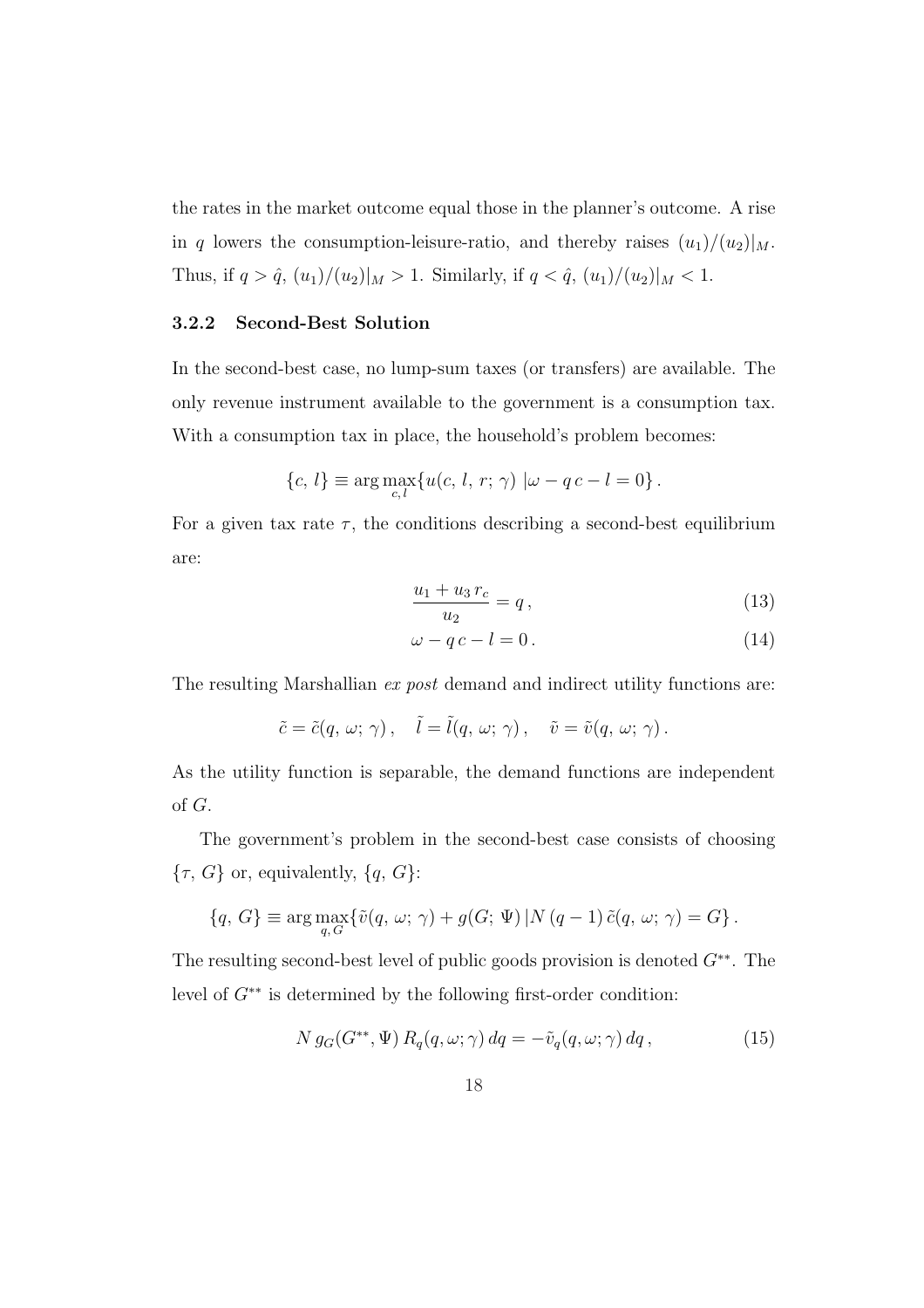the rates in the market outcome equal those in the planner's outcome. A rise in $q$ lowers the consumption-leisure-ratio, and thereby raises $(u_1)/(u_2)|_M$. Thus, if $q > \hat{q}$, $(u_1)/(u_2)|_M > 1$. Similarly, if $q < \hat{q}$, $(u_1)/(u_2)|_M < 1$.

### 3.2.2 Second-Best Solution

In the second-best case, no lump-sum taxes (or transfers) are available. The only revenue instrument available to the government is a consumption tax. With a consumption tax in place, the household's problem becomes:

$$\{c,\, l\} \equiv \arg\max_{c,\, l} \{u(c,\, l,\, r;\, \gamma)\; |\omega - q\, c - l = 0\}\,.$$

For a given tax rate $\tau$, the conditions describing a second-best equilibrium are:

$$\frac{u_1 + u_3\, r_c}{u_2} = q\,, \tag{13}$$

$$\omega - q\, c - l = 0\,. \tag{14}$$

The resulting Marshallian *ex post* demand and indirect utility functions are:

$$\tilde{c} = \tilde{c}(q,\, \omega;\, \gamma)\,, \quad \tilde{l} = \tilde{l}(q,\, \omega;\, \gamma)\,, \quad \tilde{v} = \tilde{v}(q,\, \omega;\, \gamma)\,.$$

As the utility function is separable, the demand functions are independent of $G$.

The government's problem in the second-best case consists of choosing $\{\tau,\, G\}$ or, equivalently, $\{q,\, G\}$:

$$\{q,\, G\} \equiv \arg\max_{q,\, G} \{\tilde{v}(q,\, \omega;\, \gamma) + g(G;\, \Psi)\, |N\, (q-1)\, \tilde{c}(q,\, \omega;\, \gamma) = G\}\,.$$

The resulting second-best level of public goods provision is denoted $G^{**}$. The level of $G^{**}$ is determined by the following first-order condition:

$$N\, g_G(G^{**}, \Psi)\, R_q(q, \omega; \gamma)\, dq = -\tilde{v}_q(q, \omega; \gamma)\, dq\,, \tag{15}$$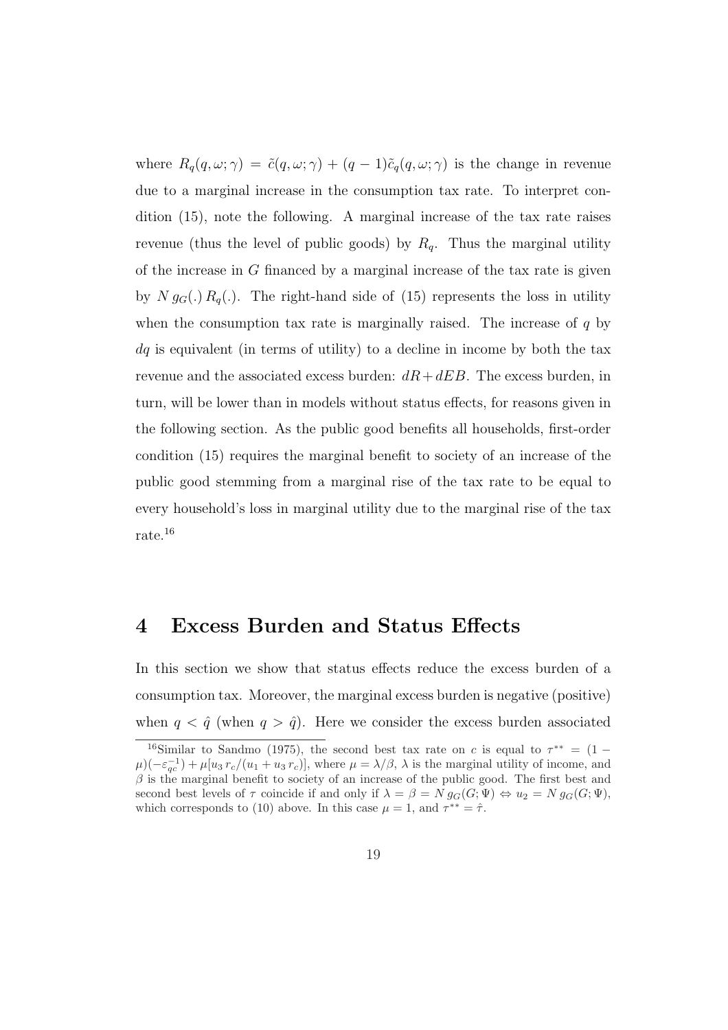where $R_q(q, \omega; \gamma) = \tilde{c}(q, \omega; \gamma) + (q-1)\tilde{c}_q(q, \omega; \gamma)$ is the change in revenue due to a marginal increase in the consumption tax rate. To interpret condition (15), note the following. A marginal increase of the tax rate raises revenue (thus the level of public goods) by $R_q$. Thus the marginal utility of the increase in $G$ financed by a marginal increase of the tax rate is given by $N\, g_G(.)\, R_q(.)$. The right-hand side of (15) represents the loss in utility when the consumption tax rate is marginally raised. The increase of $q$ by $dq$ is equivalent (in terms of utility) to a decline in income by both the tax revenue and the associated excess burden: $dR + dEB$. The excess burden, in turn, will be lower than in models without status effects, for reasons given in the following section. As the public good benefits all households, first-order condition (15) requires the marginal benefit to society of an increase of the public good stemming from a marginal rise of the tax rate to be equal to every household's loss in marginal utility due to the marginal rise of the tax rate.[16]

# 4 Excess Burden and Status Effects

In this section we show that status effects reduce the excess burden of a consumption tax. Moreover, the marginal excess burden is negative (positive) when $q < \hat{q}$ (when $q > \hat{q}$). Here we consider the excess burden associated

[16] Similar to Sandmo (1975), the second best tax rate on $c$ is equal to $\tau^{**} = (1 - \mu)(-\varepsilon_{qc}^{-1}) + \mu[u_3\, r_c/(u_1 + u_3\, r_c)]$, where $\mu = \lambda/\beta$, $\lambda$ is the marginal utility of income, and $\beta$ is the marginal benefit to society of an increase of the public good. The first best and second best levels of $\tau$ coincide if and only if $\lambda = \beta = N\, g_G(G; \Psi) \Leftrightarrow u_2 = N\, g_G(G; \Psi)$, which corresponds to (10) above. In this case $\mu = 1$, and $\tau^{**} = \hat{\tau}$.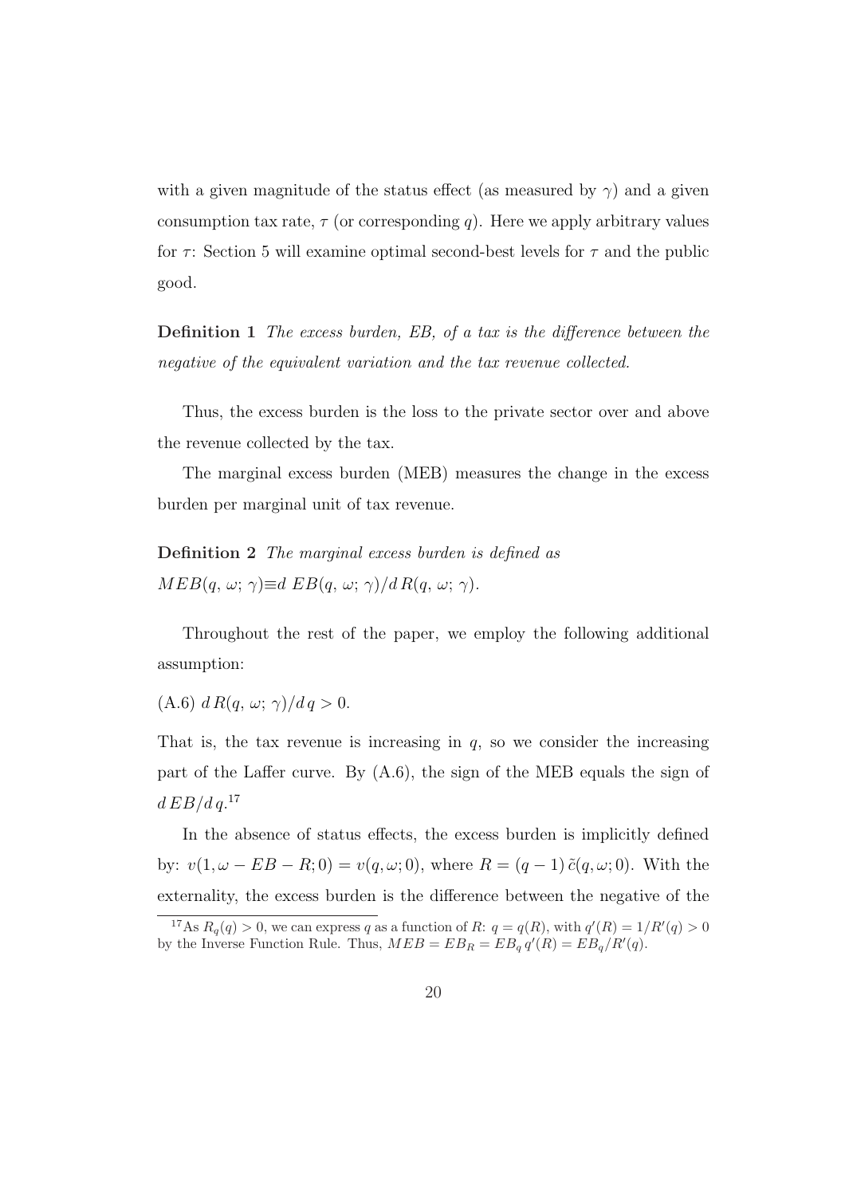with a given magnitude of the status effect (as measured by $\gamma$) and a given consumption tax rate, $\tau$ (or corresponding $q$). Here we apply arbitrary values for $\tau$: Section 5 will examine optimal second-best levels for $\tau$ and the public good.

**Definition 1** *The excess burden, EB, of a tax is the difference between the negative of the equivalent variation and the tax revenue collected.*

Thus, the excess burden is the loss to the private sector over and above the revenue collected by the tax.

The marginal excess burden (MEB) measures the change in the excess burden per marginal unit of tax revenue.

**Definition 2** *The marginal excess burden is defined as* $MEB(q,\,\omega;\,\gamma)\equiv d\,EB(q,\,\omega;\,\gamma)/d\,R(q,\,\omega;\,\gamma)$.

Throughout the rest of the paper, we employ the following additional assumption:

(A.6) $d\,R(q,\,\omega;\,\gamma)/d\,q > 0$.

That is, the tax revenue is increasing in $q$, so we consider the increasing part of the Laffer curve. By (A.6), the sign of the MEB equals the sign of $d\,EB/d\,q$.[17]

In the absence of status effects, the excess burden is implicitly defined by: $v(1, \omega - EB - R; 0) = v(q, \omega; 0)$, where $R = (q-1)\,\tilde{c}(q, \omega; 0)$. With the externality, the excess burden is the difference between the negative of the

[17] As $R_q(q) > 0$, we can express $q$ as a function of $R$: $q = q(R)$, with $q'(R) = 1/R'(q) > 0$ by the Inverse Function Rule. Thus, $MEB = EB_R = EB_q\,q'(R) = EB_q/R'(q)$.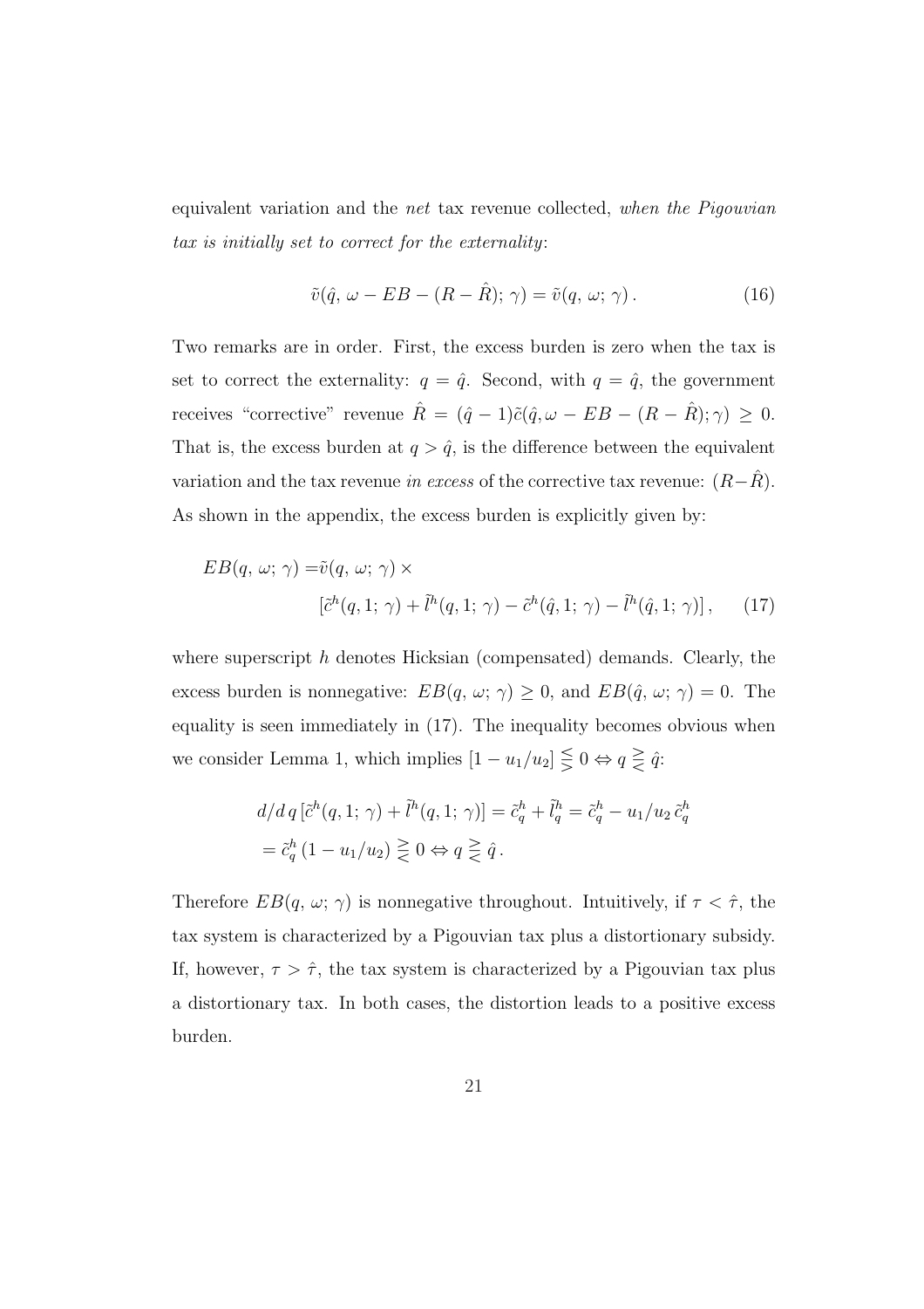equivalent variation and the *net* tax revenue collected, *when the Pigouvian tax is initially set to correct for the externality*:

$$\tilde{v}(\hat{q},\, \omega - EB - (R - \hat{R});\, \gamma) = \tilde{v}(q,\, \omega;\, \gamma)\,. \tag{16}$$

Two remarks are in order. First, the excess burden is zero when the tax is set to correct the externality: $q = \hat{q}$. Second, with $q = \hat{q}$, the government receives "corrective" revenue $\hat{R} = (\hat{q} - 1)\tilde{c}(\hat{q}, \omega - EB - (R - \hat{R}); \gamma) \geq 0$. That is, the excess burden at $q > \hat{q}$, is the difference between the equivalent variation and the tax revenue *in excess* of the corrective tax revenue: $(R - \hat{R})$. As shown in the appendix, the excess burden is explicitly given by:

$$\begin{aligned} EB(q,\, \omega;\, \gamma) =& \tilde{v}(q,\, \omega;\, \gamma) \times \\ & \left[\tilde{c}^h(q, 1;\, \gamma) + \tilde{l}^h(q, 1;\, \gamma) - \tilde{c}^h(\hat{q}, 1;\, \gamma) - \tilde{l}^h(\hat{q}, 1;\, \gamma)\right], \end{aligned} \tag{17}$$

where superscript $h$ denotes Hicksian (compensated) demands. Clearly, the excess burden is nonnegative: $EB(q,\, \omega;\, \gamma) \geq 0$, and $EB(\hat{q},\, \omega;\, \gamma) = 0$. The equality is seen immediately in (17). The inequality becomes obvious when we consider Lemma 1, which implies $[1 - u_1/u_2] \lesseqgtr 0 \Leftrightarrow q \gtreqless \hat{q}$:

$$\begin{aligned} d/d\,q\,[\tilde{c}^h(q, 1;\, \gamma) + \tilde{l}^h(q, 1;\, \gamma)] &= \tilde{c}^h_q + \tilde{l}^h_q = \tilde{c}^h_q - u_1/u_2\,\tilde{c}^h_q \\ &= \tilde{c}^h_q\,(1 - u_1/u_2) \gtreqless 0 \Leftrightarrow q \gtreqless \hat{q}\,. \end{aligned}$$

Therefore $EB(q,\, \omega;\, \gamma)$ is nonnegative throughout. Intuitively, if $\tau < \hat{\tau}$, the tax system is characterized by a Pigouvian tax plus a distortionary subsidy. If, however, $\tau > \hat{\tau}$, the tax system is characterized by a Pigouvian tax plus a distortionary tax. In both cases, the distortion leads to a positive excess burden.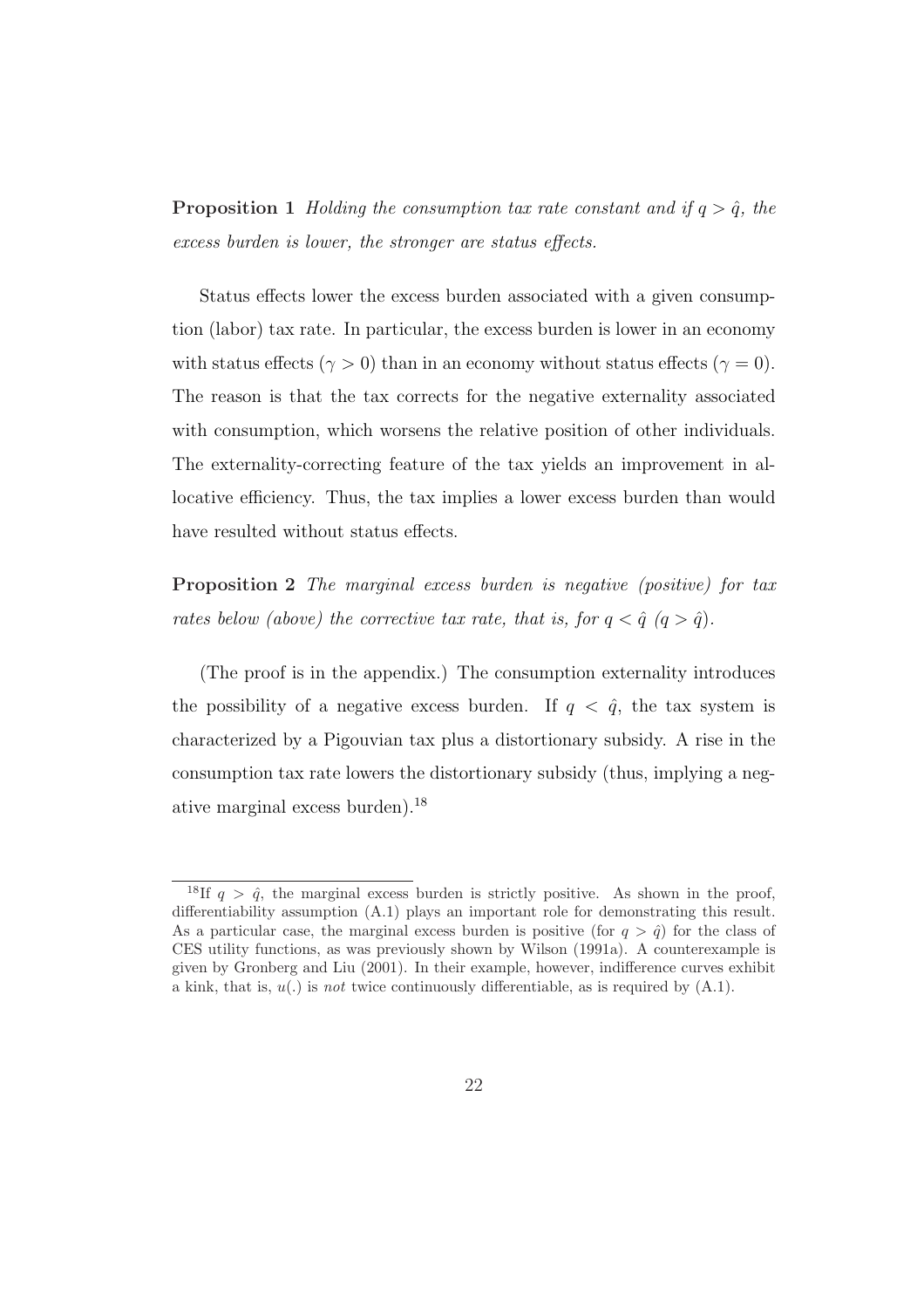**Proposition 1** *Holding the consumption tax rate constant and if $q > \hat{q}$, the excess burden is lower, the stronger are status effects.*

Status effects lower the excess burden associated with a given consumption (labor) tax rate. In particular, the excess burden is lower in an economy with status effects ($\gamma > 0$) than in an economy without status effects ($\gamma = 0$). The reason is that the tax corrects for the negative externality associated with consumption, which worsens the relative position of other individuals. The externality-correcting feature of the tax yields an improvement in allocative efficiency. Thus, the tax implies a lower excess burden than would have resulted without status effects.

**Proposition 2** *The marginal excess burden is negative (positive) for tax rates below (above) the corrective tax rate, that is, for $q < \hat{q}$ ($q > \hat{q}$).*

(The proof is in the appendix.) The consumption externality introduces the possibility of a negative excess burden. If $q < \hat{q}$, the tax system is characterized by a Pigouvian tax plus a distortionary subsidy. A rise in the consumption tax rate lowers the distortionary subsidy (thus, implying a negative marginal excess burden).[18]

---

[18] If $q > \hat{q}$, the marginal excess burden is strictly positive. As shown in the proof, differentiability assumption (A.1) plays an important role for demonstrating this result. As a particular case, the marginal excess burden is positive (for $q > \hat{q}$) for the class of CES utility functions, as was previously shown by Wilson (1991a). A counterexample is given by Gronberg and Liu (2001). In their example, however, indifference curves exhibit a kink, that is, $u(.)$ is *not* twice continuously differentiable, as is required by (A.1).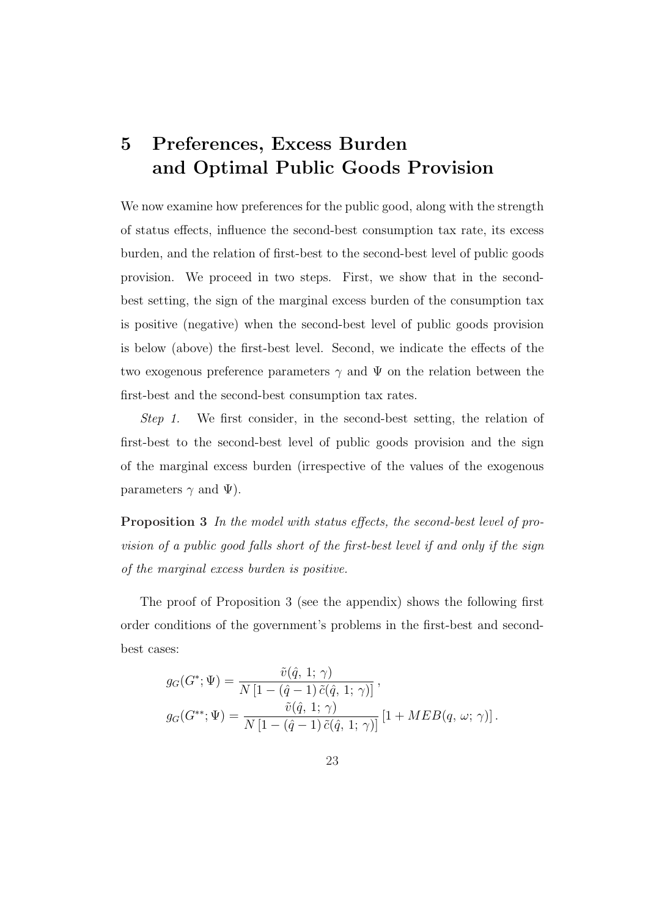# 5 Preferences, Excess Burden and Optimal Public Goods Provision

We now examine how preferences for the public good, along with the strength of status effects, influence the second-best consumption tax rate, its excess burden, and the relation of first-best to the second-best level of public goods provision. We proceed in two steps. First, we show that in the second-best setting, the sign of the marginal excess burden of the consumption tax is positive (negative) when the second-best level of public goods provision is below (above) the first-best level. Second, we indicate the effects of the two exogenous preference parameters $\gamma$ and $\Psi$ on the relation between the first-best and the second-best consumption tax rates.

*Step 1.* We first consider, in the second-best setting, the relation of first-best to the second-best level of public goods provision and the sign of the marginal excess burden (irrespective of the values of the exogenous parameters $\gamma$ and $\Psi$).

**Proposition 3** *In the model with status effects, the second-best level of provision of a public good falls short of the first-best level if and only if the sign of the marginal excess burden is positive.*

The proof of Proposition 3 (see the appendix) shows the following first order conditions of the government's problems in the first-best and second-best cases:

$$
\begin{aligned}
g_G(G^{*};\Psi) &= \frac{\tilde{v}(\hat{q},\,1;\,\gamma)}{N\left[1-(\hat{q}-1)\,\tilde{c}(\hat{q},\,1;\,\gamma)\right]}\,, \\
g_G(G^{**};\Psi) &= \frac{\tilde{v}(\hat{q},\,1;\,\gamma)}{N\left[1-(\hat{q}-1)\,\tilde{c}(\hat{q},\,1;\,\gamma)\right]}\left[1+MEB(q,\,\omega;\,\gamma)\right].
\end{aligned}
$$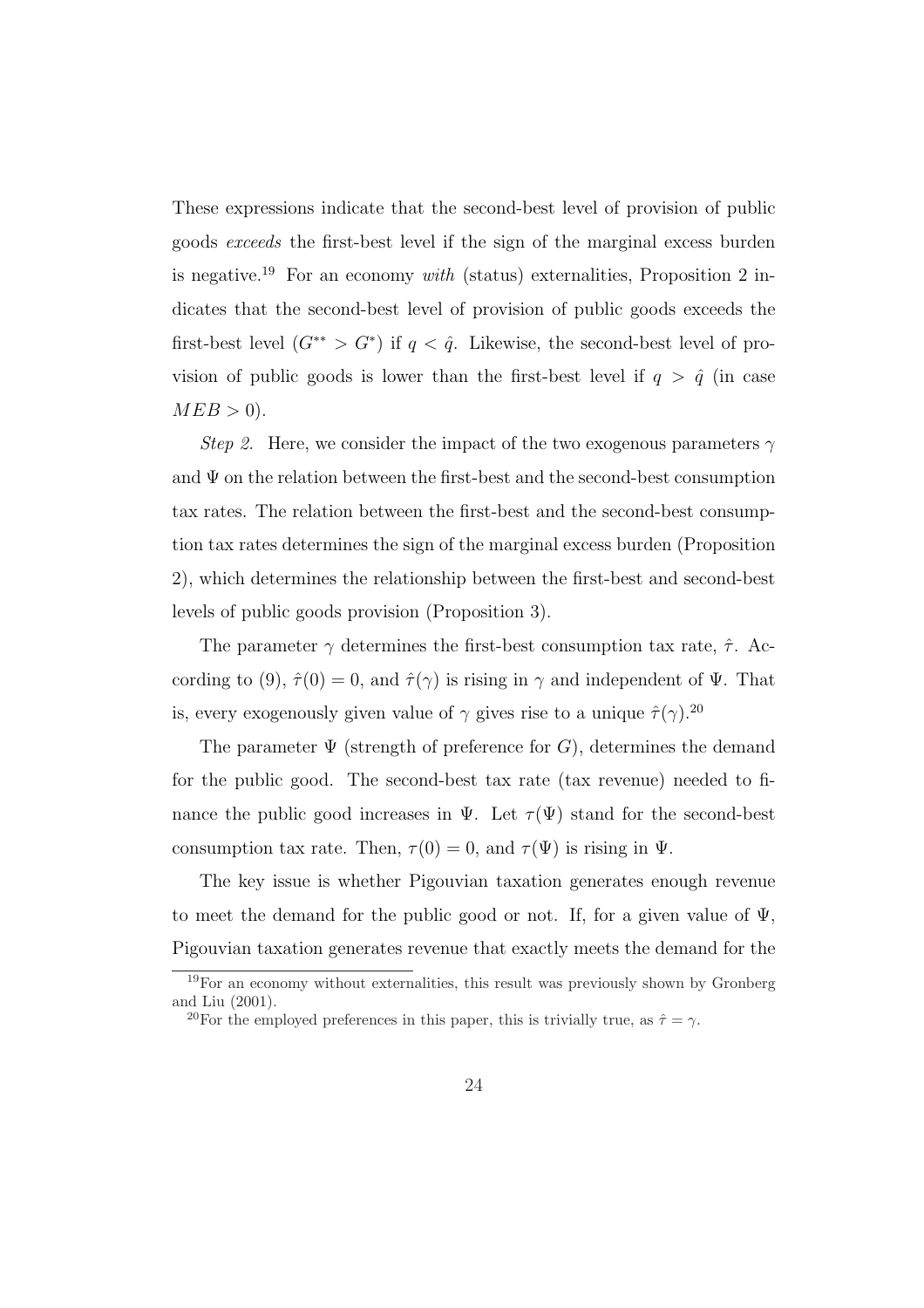These expressions indicate that the second-best level of provision of public goods *exceeds* the first-best level if the sign of the marginal excess burden is negative.[19] For an economy *with* (status) externalities, Proposition 2 indicates that the second-best level of provision of public goods exceeds the first-best level ($G^{**} > G^{*}$) if $q < \hat{q}$. Likewise, the second-best level of provision of public goods is lower than the first-best level if $q > \hat{q}$ (in case $MEB > 0$).

*Step 2.* Here, we consider the impact of the two exogenous parameters $\gamma$ and $\Psi$ on the relation between the first-best and the second-best consumption tax rates. The relation between the first-best and the second-best consumption tax rates determines the sign of the marginal excess burden (Proposition 2), which determines the relationship between the first-best and second-best levels of public goods provision (Proposition 3).

The parameter $\gamma$ determines the first-best consumption tax rate, $\hat{\tau}$. According to (9), $\hat{\tau}(0) = 0$, and $\hat{\tau}(\gamma)$ is rising in $\gamma$ and independent of $\Psi$. That is, every exogenously given value of $\gamma$ gives rise to a unique $\hat{\tau}(\gamma)$.[20]

The parameter $\Psi$ (strength of preference for $G$), determines the demand for the public good. The second-best tax rate (tax revenue) needed to finance the public good increases in $\Psi$. Let $\tau(\Psi)$ stand for the second-best consumption tax rate. Then, $\tau(0) = 0$, and $\tau(\Psi)$ is rising in $\Psi$.

The key issue is whether Pigouvian taxation generates enough revenue to meet the demand for the public good or not. If, for a given value of $\Psi$, Pigouvian taxation generates revenue that exactly meets the demand for the

[19] For an economy without externalities, this result was previously shown by Gronberg and Liu (2001).

[20] For the employed preferences in this paper, this is trivially true, as $\hat{\tau} = \gamma$.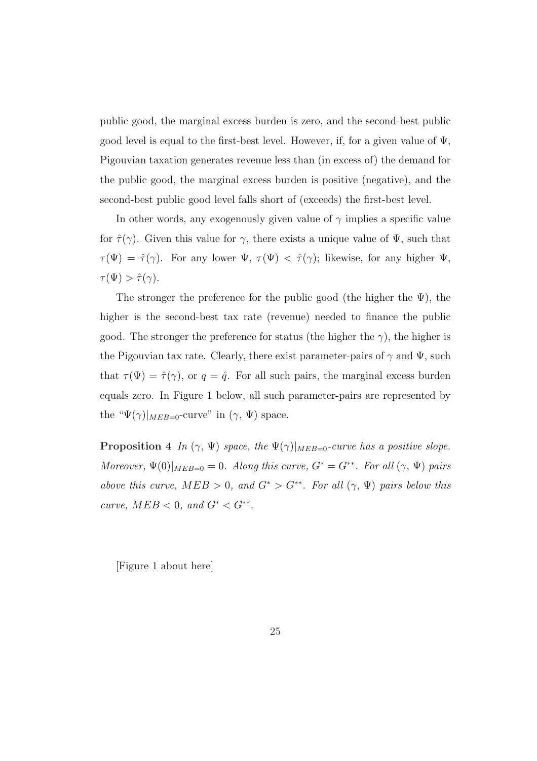public good, the marginal excess burden is zero, and the second-best public good level is equal to the first-best level. However, if, for a given value of $\Psi$, Pigouvian taxation generates revenue less than (in excess of) the demand for the public good, the marginal excess burden is positive (negative), and the second-best public good level falls short of (exceeds) the first-best level.

In other words, any exogenously given value of $\gamma$ implies a specific value for $\hat{\tau}(\gamma)$. Given this value for $\gamma$, there exists a unique value of $\Psi$, such that $\tau(\Psi) = \hat{\tau}(\gamma)$. For any lower $\Psi$, $\tau(\Psi) < \hat{\tau}(\gamma)$; likewise, for any higher $\Psi$, $\tau(\Psi) > \hat{\tau}(\gamma)$.

The stronger the preference for the public good (the higher the $\Psi$), the higher is the second-best tax rate (revenue) needed to finance the public good. The stronger the preference for status (the higher the $\gamma$), the higher is the Pigouvian tax rate. Clearly, there exist parameter-pairs of $\gamma$ and $\Psi$, such that $\tau(\Psi) = \hat{\tau}(\gamma)$, or $q = \hat{q}$. For all such pairs, the marginal excess burden equals zero. In Figure 1 below, all such parameter-pairs are represented by the "$\Psi(\gamma)|_{MEB=0}$-curve" in ($\gamma$, $\Psi$) space.

**Proposition 4** *In ($\gamma$, $\Psi$) space, the $\Psi(\gamma)|_{MEB=0}$-curve has a positive slope. Moreover, $\Psi(0)|_{MEB=0} = 0$. Along this curve, $G^* = G^{**}$. For all ($\gamma$, $\Psi$) pairs above this curve, $MEB > 0$, and $G^* > G^{**}$. For all ($\gamma$, $\Psi$) pairs below this curve, $MEB < 0$, and $G^* < G^{**}$.*

[Figure 1 about here]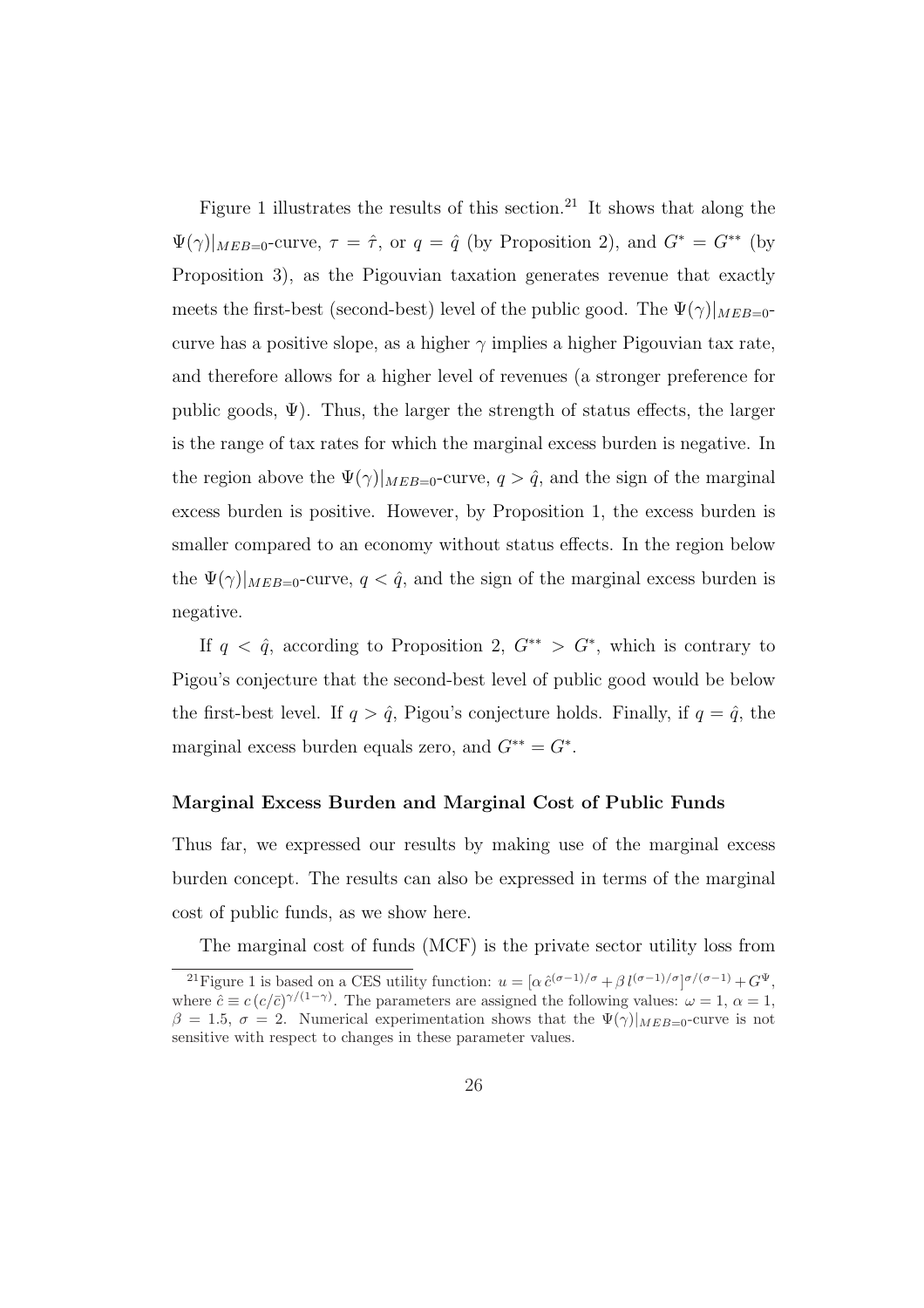Figure 1 illustrates the results of this section.[21] It shows that along the $\Psi(\gamma)|_{MEB=0}$-curve, $\tau = \hat{\tau}$, or $q = \hat{q}$ (by Proposition 2), and $G^* = G^{**}$ (by Proposition 3), as the Pigouvian taxation generates revenue that exactly meets the first-best (second-best) level of the public good. The $\Psi(\gamma)|_{MEB=0}$-curve has a positive slope, as a higher $\gamma$ implies a higher Pigouvian tax rate, and therefore allows for a higher level of revenues (a stronger preference for public goods, $\Psi$). Thus, the larger the strength of status effects, the larger is the range of tax rates for which the marginal excess burden is negative. In the region above the $\Psi(\gamma)|_{MEB=0}$-curve, $q > \hat{q}$, and the sign of the marginal excess burden is positive. However, by Proposition 1, the excess burden is smaller compared to an economy without status effects. In the region below the $\Psi(\gamma)|_{MEB=0}$-curve, $q < \hat{q}$, and the sign of the marginal excess burden is negative.

If $q < \hat{q}$, according to Proposition 2, $G^{**} > G^*$, which is contrary to Pigou's conjecture that the second-best level of public good would be below the first-best level. If $q > \hat{q}$, Pigou's conjecture holds. Finally, if $q = \hat{q}$, the marginal excess burden equals zero, and $G^{**} = G^*$.

**Marginal Excess Burden and Marginal Cost of Public Funds**

Thus far, we expressed our results by making use of the marginal excess burden concept. The results can also be expressed in terms of the marginal cost of public funds, as we show here.

The marginal cost of funds (MCF) is the private sector utility loss from

[21] Figure 1 is based on a CES utility function: $u = [\alpha\, \hat{c}^{(\sigma-1)/\sigma} + \beta\, l^{(\sigma-1)/\sigma}]^{\sigma/(\sigma-1)} + G^{\Psi}$, where $\hat{c} \equiv c\,(c/\bar{c})^{\gamma/(1-\gamma)}$. The parameters are assigned the following values: $\omega = 1$, $\alpha = 1$, $\beta = 1.5$, $\sigma = 2$. Numerical experimentation shows that the $\Psi(\gamma)|_{MEB=0}$-curve is not sensitive with respect to changes in these parameter values.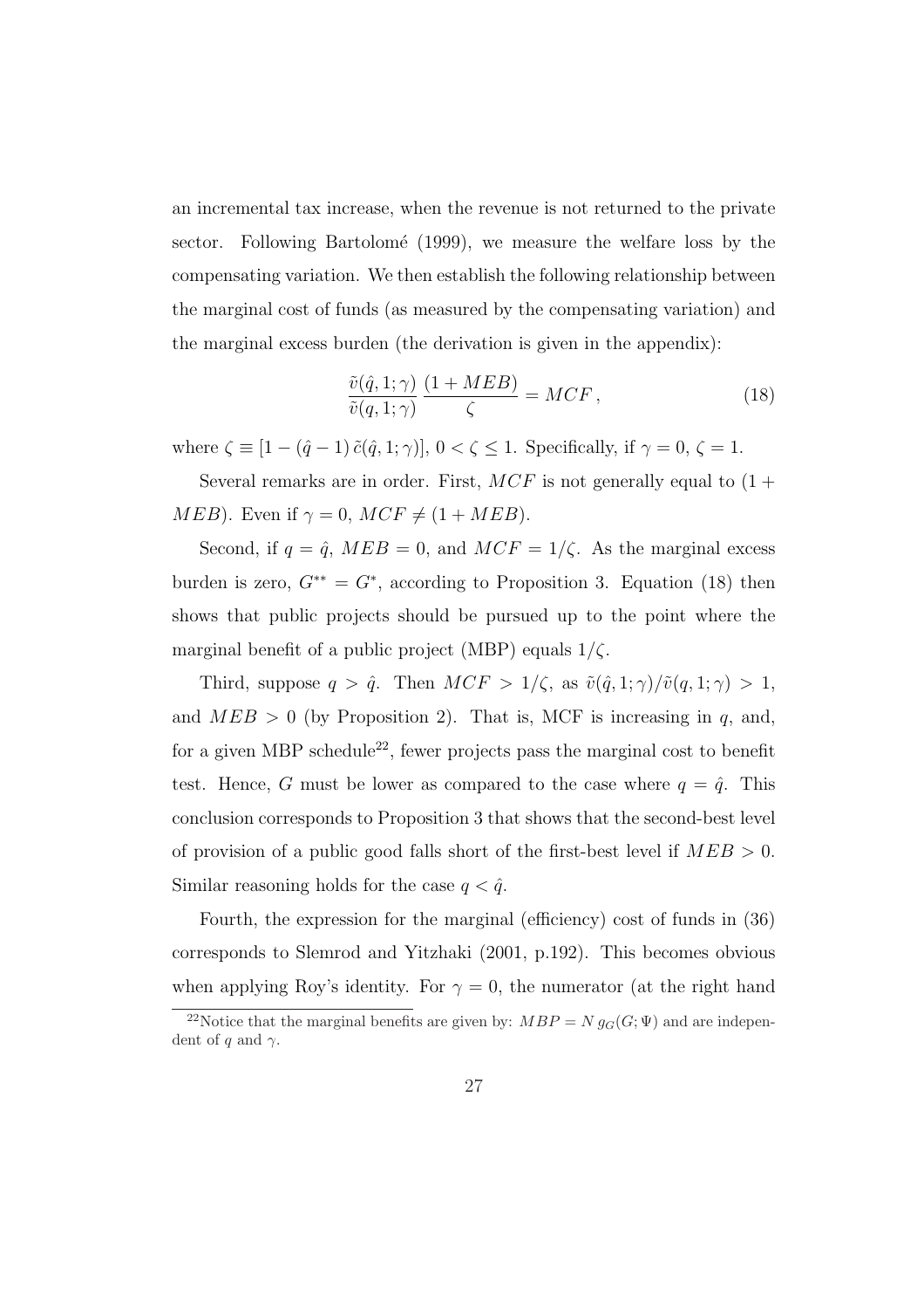an incremental tax increase, when the revenue is not returned to the private sector. Following Bartolomé (1999), we measure the welfare loss by the compensating variation. We then establish the following relationship between the marginal cost of funds (as measured by the compensating variation) and the marginal excess burden (the derivation is given in the appendix):

$$\frac{\tilde{v}(\hat{q}, 1; \gamma)}{\tilde{v}(q, 1; \gamma)} \frac{(1 + MEB)}{\zeta} = MCF \,, \tag{18}$$

where $\zeta \equiv [1 - (\hat{q} - 1)\, \tilde{c}(\hat{q}, 1; \gamma)]$, $0 < \zeta \leq 1$. Specifically, if $\gamma = 0$, $\zeta = 1$.

Several remarks are in order. First, $MCF$ is not generally equal to $(1 + MEB)$. Even if $\gamma = 0$, $MCF \neq (1 + MEB)$.

Second, if $q = \hat{q}$, $MEB = 0$, and $MCF = 1/\zeta$. As the marginal excess burden is zero, $G^{**} = G^{*}$, according to Proposition 3. Equation (18) then shows that public projects should be pursued up to the point where the marginal benefit of a public project (MBP) equals $1/\zeta$.

Third, suppose $q > \hat{q}$. Then $MCF > 1/\zeta$, as $\tilde{v}(\hat{q}, 1; \gamma)/\tilde{v}(q, 1; \gamma) > 1$, and $MEB > 0$ (by Proposition 2). That is, MCF is increasing in $q$, and, for a given MBP schedule[22], fewer projects pass the marginal cost to benefit test. Hence, $G$ must be lower as compared to the case where $q = \hat{q}$. This conclusion corresponds to Proposition 3 that shows that the second-best level of provision of a public good falls short of the first-best level if $MEB > 0$. Similar reasoning holds for the case $q < \hat{q}$.

Fourth, the expression for the marginal (efficiency) cost of funds in (36) corresponds to Slemrod and Yitzhaki (2001, p.192). This becomes obvious when applying Roy's identity. For $\gamma = 0$, the numerator (at the right hand

[22] Notice that the marginal benefits are given by: $MBP = N\, g_G(G; \Psi)$ and are independent of $q$ and $\gamma$.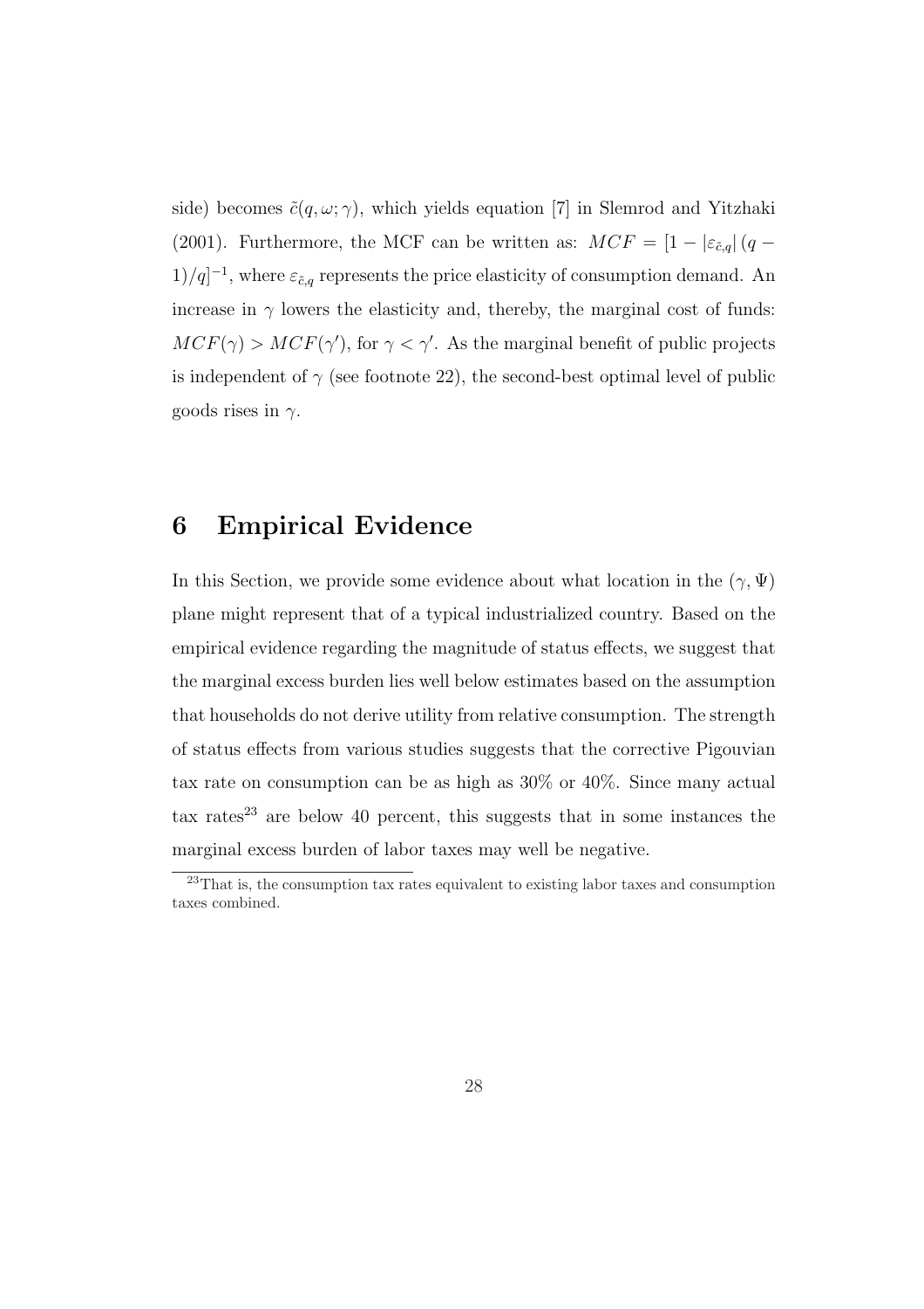side) becomes $\tilde{c}(q, \omega; \gamma)$, which yields equation [7] in Slemrod and Yitzhaki (2001). Furthermore, the MCF can be written as: $MCF = [1 - |\varepsilon_{\tilde{c},q}| (q - 1)/q]^{-1}$, where $\varepsilon_{\tilde{c},q}$ represents the price elasticity of consumption demand. An increase in $\gamma$ lowers the elasticity and, thereby, the marginal cost of funds: $MCF(\gamma) > MCF(\gamma')$, for $\gamma < \gamma'$. As the marginal benefit of public projects is independent of $\gamma$ (see footnote 22), the second-best optimal level of public goods rises in $\gamma$.

# 6 Empirical Evidence

In this Section, we provide some evidence about what location in the $(\gamma, \Psi)$ plane might represent that of a typical industrialized country. Based on the empirical evidence regarding the magnitude of status effects, we suggest that the marginal excess burden lies well below estimates based on the assumption that households do not derive utility from relative consumption. The strength of status effects from various studies suggests that the corrective Pigouvian tax rate on consumption can be as high as 30% or 40%. Since many actual tax rates[23] are below 40 percent, this suggests that in some instances the marginal excess burden of labor taxes may well be negative.

[23] That is, the consumption tax rates equivalent to existing labor taxes and consumption taxes combined.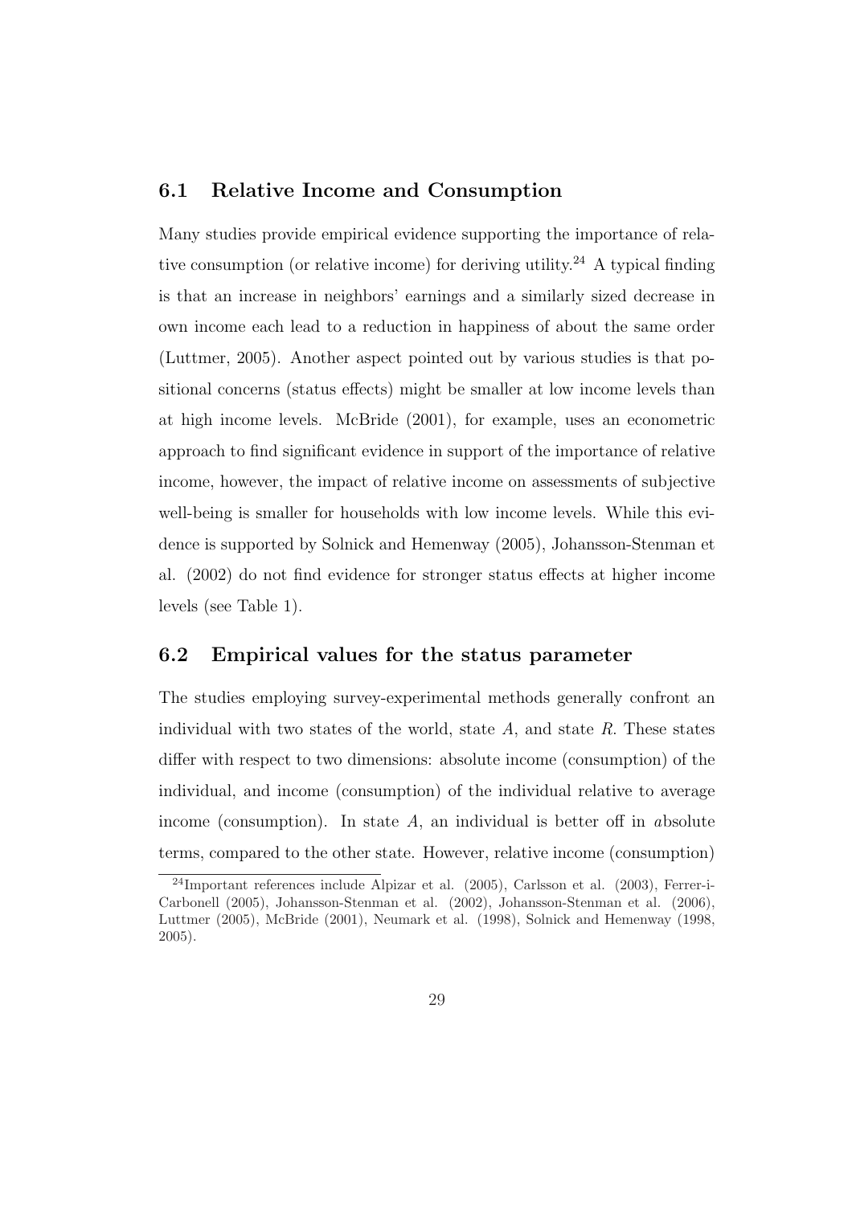## 6.1 Relative Income and Consumption

Many studies provide empirical evidence supporting the importance of relative consumption (or relative income) for deriving utility.[24] A typical finding is that an increase in neighbors' earnings and a similarly sized decrease in own income each lead to a reduction in happiness of about the same order (Luttmer, 2005). Another aspect pointed out by various studies is that positional concerns (status effects) might be smaller at low income levels than at high income levels. McBride (2001), for example, uses an econometric approach to find significant evidence in support of the importance of relative income, however, the impact of relative income on assessments of subjective well-being is smaller for households with low income levels. While this evidence is supported by Solnick and Hemenway (2005), Johansson-Stenman et al. (2002) do not find evidence for stronger status effects at higher income levels (see Table 1).

## 6.2 Empirical values for the status parameter

The studies employing survey-experimental methods generally confront an individual with two states of the world, state $A$, and state $R$. These states differ with respect to two dimensions: absolute income (consumption) of the individual, and income (consumption) of the individual relative to average income (consumption). In state $A$, an individual is better off in *a*bsolute terms, compared to the other state. However, relative income (consumption)

[24]Important references include Alpizar et al. (2005), Carlsson et al. (2003), Ferrer-i-Carbonell (2005), Johansson-Stenman et al. (2002), Johansson-Stenman et al. (2006), Luttmer (2005), McBride (2001), Neumark et al. (1998), Solnick and Hemenway (1998, 2005).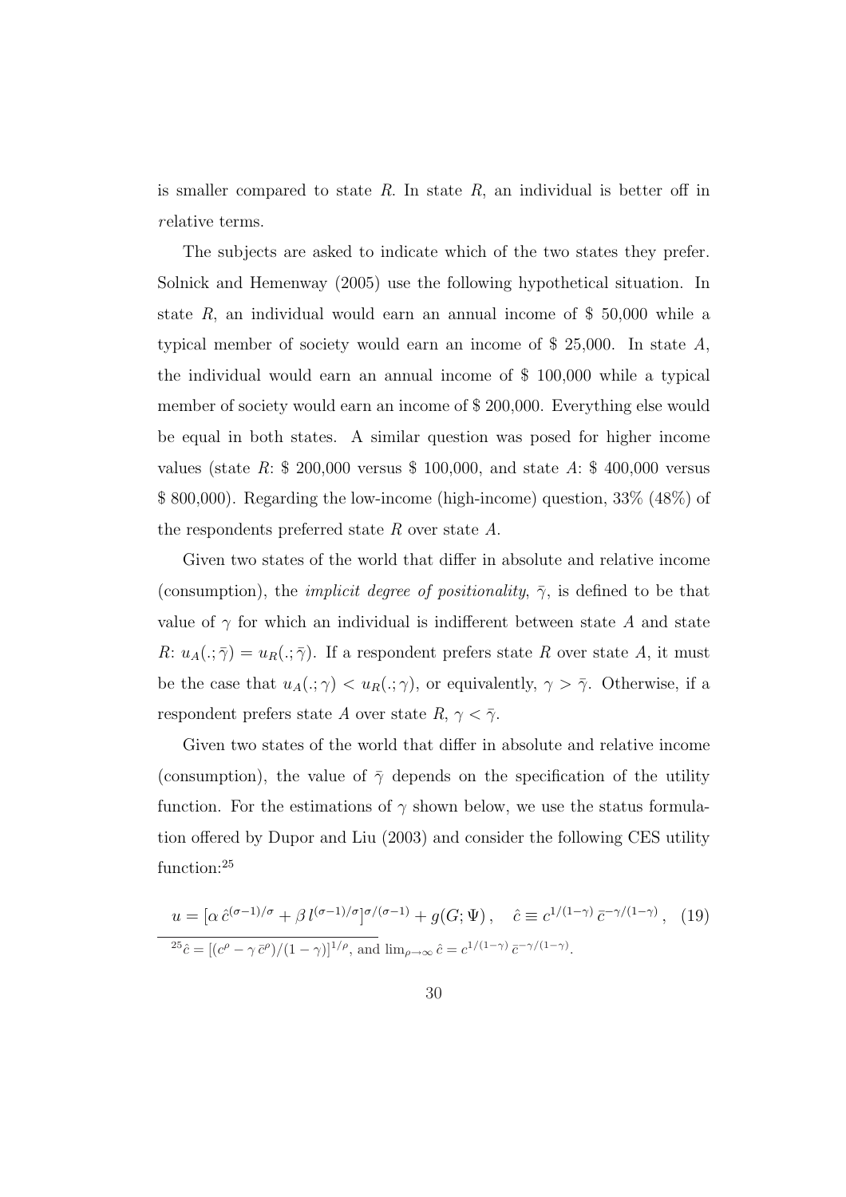is smaller compared to state $R$. In state $R$, an individual is better off in *r*elative terms.

The subjects are asked to indicate which of the two states they prefer. Solnick and Hemenway (2005) use the following hypothetical situation. In state $R$, an individual would earn an annual income of \$ 50,000 while a typical member of society would earn an income of \$ 25,000. In state $A$, the individual would earn an annual income of \$ 100,000 while a typical member of society would earn an income of \$ 200,000. Everything else would be equal in both states. A similar question was posed for higher income values (state $R$: \$ 200,000 versus \$ 100,000, and state $A$: \$ 400,000 versus \$ 800,000). Regarding the low-income (high-income) question, 33% (48%) of the respondents preferred state $R$ over state $A$.

Given two states of the world that differ in absolute and relative income (consumption), the *implicit degree of positionality*, $\bar{\gamma}$, is defined to be that value of $\gamma$ for which an individual is indifferent between state $A$ and state $R$: $u_A(.;\bar{\gamma}) = u_R(.;\bar{\gamma})$. If a respondent prefers state $R$ over state $A$, it must be the case that $u_A(.;\gamma) < u_R(.;\gamma)$, or equivalently, $\gamma > \bar{\gamma}$. Otherwise, if a respondent prefers state $A$ over state $R$, $\gamma < \bar{\gamma}$.

Given two states of the world that differ in absolute and relative income (consumption), the value of $\bar{\gamma}$ depends on the specification of the utility function. For the estimations of $\gamma$ shown below, we use the status formulation offered by Dupor and Liu (2003) and consider the following CES utility function:[25]

$$u = [\alpha\, \hat{c}^{(\sigma-1)/\sigma} + \beta\, l^{(\sigma-1)/\sigma}]^{\sigma/(\sigma-1)} + g(G;\Psi)\,, \quad \hat{c} \equiv c^{1/(1-\gamma)}\, \bar{c}^{-\gamma/(1-\gamma)}\,, \quad (19)$$

[25] $\hat{c} = [(c^{\rho} - \gamma\, \bar{c}^{\rho})/(1-\gamma)]^{1/\rho}$, and $\lim_{\rho\to\infty} \hat{c} = c^{1/(1-\gamma)}\, \bar{c}^{-\gamma/(1-\gamma)}$.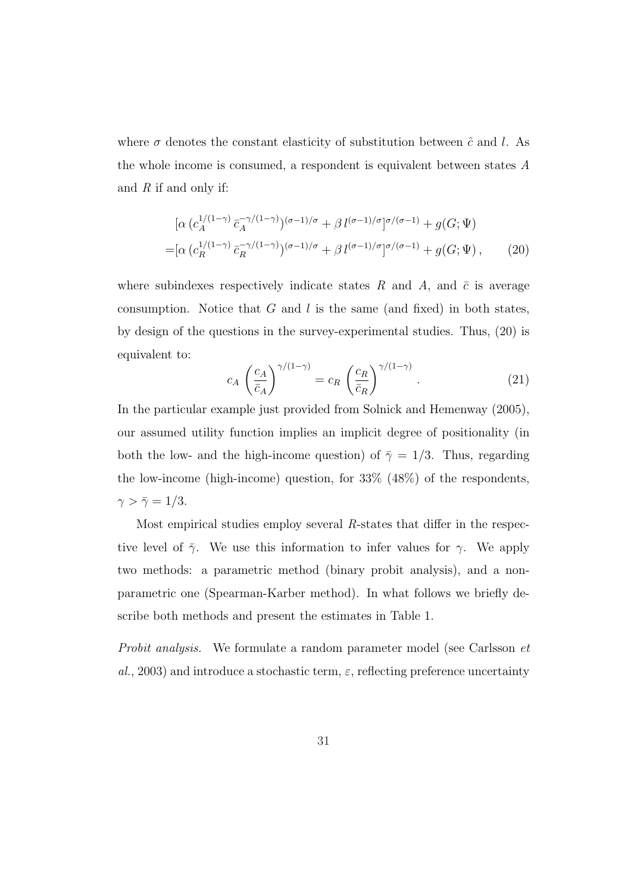where $\sigma$ denotes the constant elasticity of substitution between $\hat{c}$ and $l$. As the whole income is consumed, a respondent is equivalent between states $A$ and $R$ if and only if:

$$
\begin{aligned}
&[\alpha\,(c_A^{1/(1-\gamma)}\,\bar{c}_A^{-\gamma/(1-\gamma)})^{(\sigma-1)/\sigma} + \beta\, l^{(\sigma-1)/\sigma}]^{\sigma/(\sigma-1)} + g(G;\Psi) \\
=&[\alpha\,(c_R^{1/(1-\gamma)}\,\bar{c}_R^{-\gamma/(1-\gamma)})^{(\sigma-1)/\sigma} + \beta\, l^{(\sigma-1)/\sigma}]^{\sigma/(\sigma-1)} + g(G;\Psi)\,, \qquad (20)
\end{aligned}
$$

where subindexes respectively indicate states $R$ and $A$, and $\bar{c}$ is average consumption. Notice that $G$ and $l$ is the same (and fixed) in both states, by design of the questions in the survey-experimental studies. Thus, (20) is equivalent to:

$$
c_A\,\left(\frac{c_A}{\bar{c}_A}\right)^{\gamma/(1-\gamma)} = c_R\,\left(\frac{c_R}{\bar{c}_R}\right)^{\gamma/(1-\gamma)}. \qquad (21)
$$

In the particular example just provided from Solnick and Hemenway (2005), our assumed utility function implies an implicit degree of positionality (in both the low- and the high-income question) of $\bar{\gamma} = 1/3$. Thus, regarding the low-income (high-income) question, for 33% (48%) of the respondents, $\gamma > \bar{\gamma} = 1/3$.

Most empirical studies employ several $R$-states that differ in the respective level of $\bar{\gamma}$. We use this information to infer values for $\gamma$. We apply two methods: a parametric method (binary probit analysis), and a non-parametric one (Spearman-Karber method). In what follows we briefly describe both methods and present the estimates in Table 1.

*Probit analysis.* We formulate a random parameter model (see Carlsson *et al.*, 2003) and introduce a stochastic term, $\varepsilon$, reflecting preference uncertainty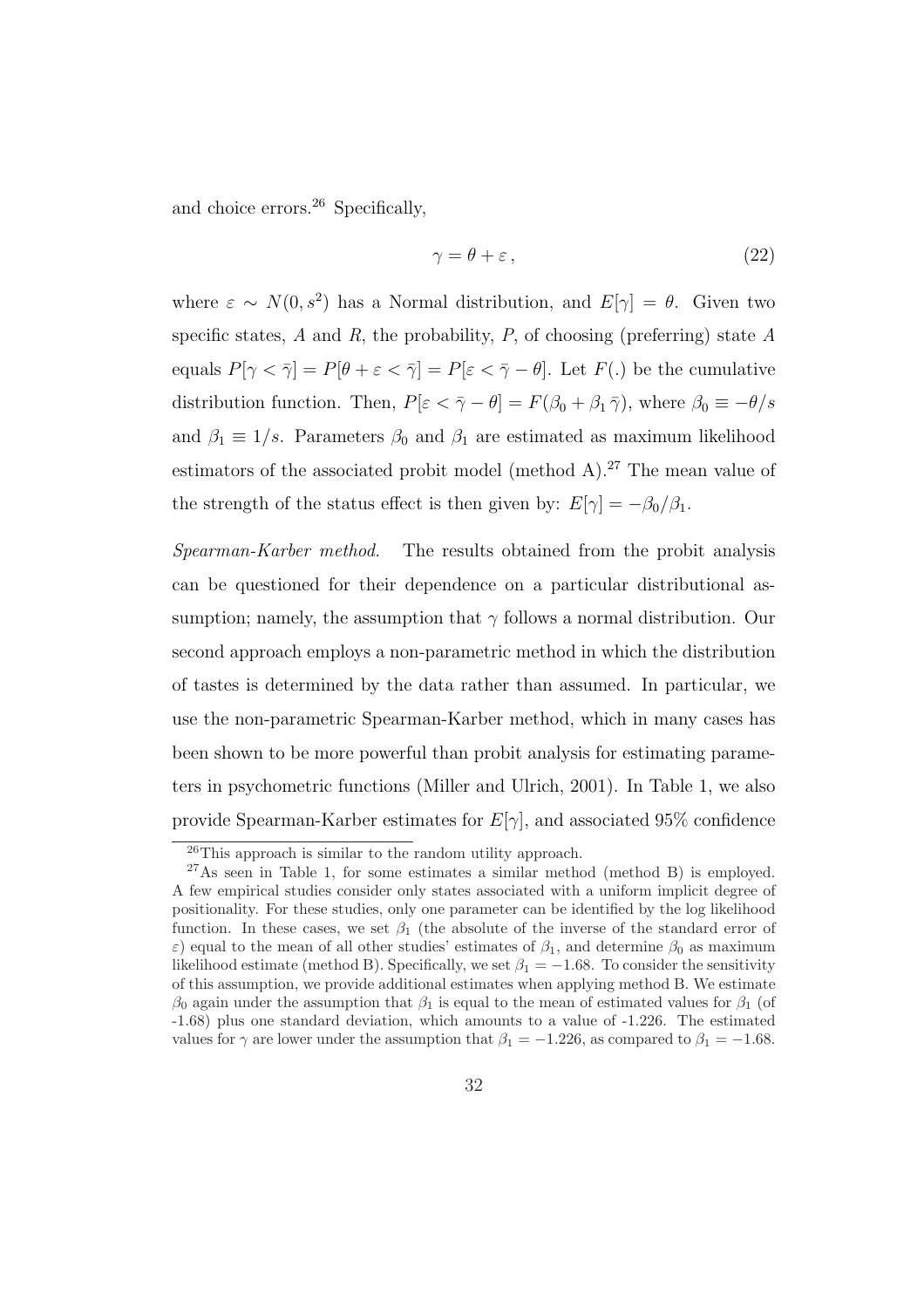and choice errors.[26] Specifically,

$$\gamma = \theta + \varepsilon\,, \tag{22}$$

where $\varepsilon \sim N(0, s^2)$ has a Normal distribution, and $E[\gamma] = \theta$. Given two specific states, $A$ and $R$, the probability, $P$, of choosing (preferring) state $A$ equals $P[\gamma < \bar{\gamma}] = P[\theta + \varepsilon < \bar{\gamma}] = P[\varepsilon < \bar{\gamma} - \theta]$. Let $F(.)$ be the cumulative distribution function. Then, $P[\varepsilon < \bar{\gamma} - \theta] = F(\beta_0 + \beta_1 \bar{\gamma})$, where $\beta_0 \equiv -\theta/s$ and $\beta_1 \equiv 1/s$. Parameters $\beta_0$ and $\beta_1$ are estimated as maximum likelihood estimators of the associated probit model (method A).[27] The mean value of the strength of the status effect is then given by: $E[\gamma] = -\beta_0/\beta_1$.

*Spearman-Karber method.* The results obtained from the probit analysis can be questioned for their dependence on a particular distributional assumption; namely, the assumption that $\gamma$ follows a normal distribution. Our second approach employs a non-parametric method in which the distribution of tastes is determined by the data rather than assumed. In particular, we use the non-parametric Spearman-Karber method, which in many cases has been shown to be more powerful than probit analysis for estimating parameters in psychometric functions (Miller and Ulrich, 2001). In Table 1, we also provide Spearman-Karber estimates for $E[\gamma]$, and associated 95% confidence

[26] This approach is similar to the random utility approach.

[27] As seen in Table 1, for some estimates a similar method (method B) is employed. A few empirical studies consider only states associated with a uniform implicit degree of positionality. For these studies, only one parameter can be identified by the log likelihood function. In these cases, we set $\beta_1$ (the absolute of the inverse of the standard error of $\varepsilon$) equal to the mean of all other studies' estimates of $\beta_1$, and determine $\beta_0$ as maximum likelihood estimate (method B). Specifically, we set $\beta_1 = -1.68$. To consider the sensitivity of this assumption, we provide additional estimates when applying method B. We estimate $\beta_0$ again under the assumption that $\beta_1$ is equal to the mean of estimated values for $\beta_1$ (of -1.68) plus one standard deviation, which amounts to a value of -1.226. The estimated values for $\gamma$ are lower under the assumption that $\beta_1 = -1.226$, as compared to $\beta_1 = -1.68$.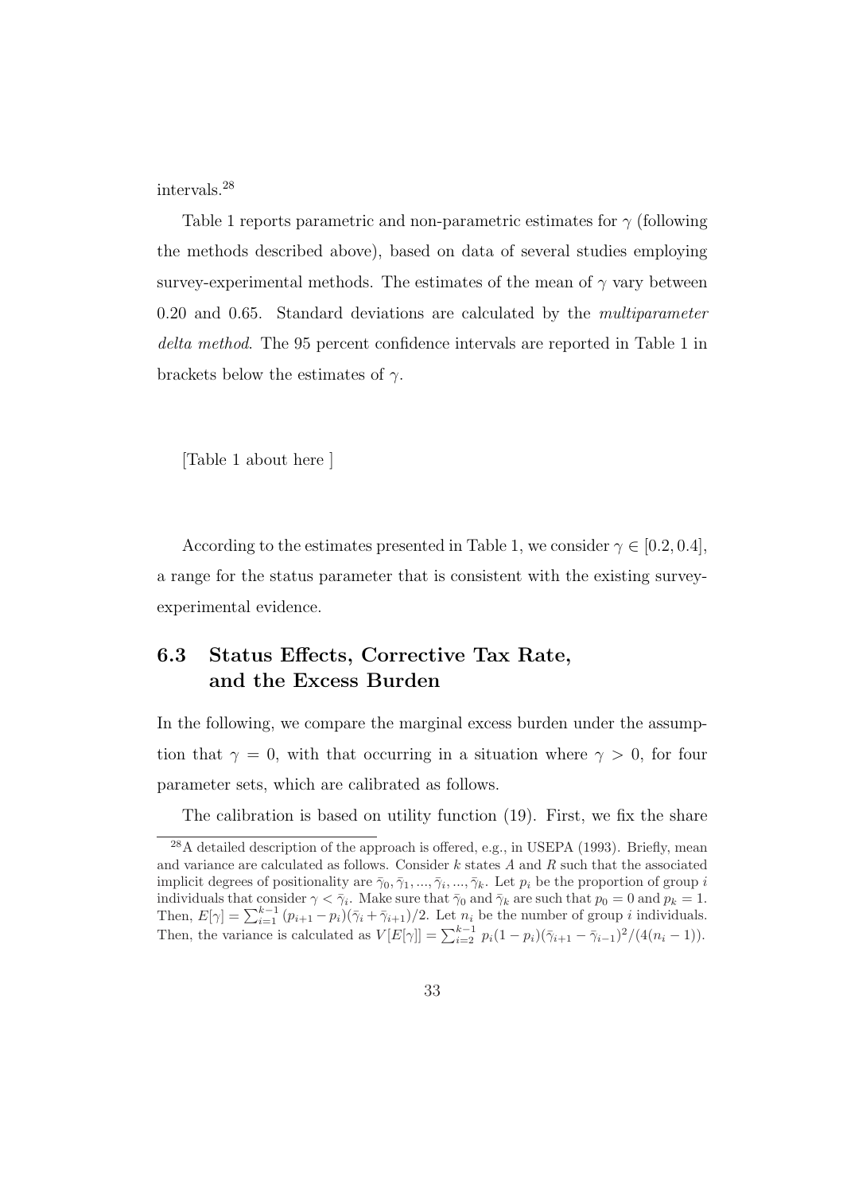intervals.[28]

Table 1 reports parametric and non-parametric estimates for $\gamma$ (following the methods described above), based on data of several studies employing survey-experimental methods. The estimates of the mean of $\gamma$ vary between 0.20 and 0.65. Standard deviations are calculated by the *multiparameter delta method*. The 95 percent confidence intervals are reported in Table 1 in brackets below the estimates of $\gamma$.

[Table 1 about here ]

According to the estimates presented in Table 1, we consider $\gamma \in [0.2, 0.4]$, a range for the status parameter that is consistent with the existing survey-experimental evidence.

### 6.3 Status Effects, Corrective Tax Rate, and the Excess Burden

In the following, we compare the marginal excess burden under the assumption that $\gamma = 0$, with that occurring in a situation where $\gamma > 0$, for four parameter sets, which are calibrated as follows.

The calibration is based on utility function (19). First, we fix the share

[28] A detailed description of the approach is offered, e.g., in USEPA (1993). Briefly, mean and variance are calculated as follows. Consider $k$ states $A$ and $R$ such that the associated implicit degrees of positionality are $\bar{\gamma}_0, \bar{\gamma}_1, ..., \bar{\gamma}_i, ..., \bar{\gamma}_k$. Let $p_i$ be the proportion of group $i$ individuals that consider $\gamma < \bar{\gamma}_i$. Make sure that $\bar{\gamma}_0$ and $\bar{\gamma}_k$ are such that $p_0 = 0$ and $p_k = 1$. Then, $E[\gamma] = \sum_{i=1}^{k-1} (p_{i+1} - p_i)(\bar{\gamma}_i + \bar{\gamma}_{i+1})/2$. Let $n_i$ be the number of group $i$ individuals. Then, the variance is calculated as $V[E[\gamma]] = \sum_{i=2}^{k-1} p_i(1 - p_i)(\bar{\gamma}_{i+1} - \bar{\gamma}_{i-1})^2/(4(n_i - 1))$.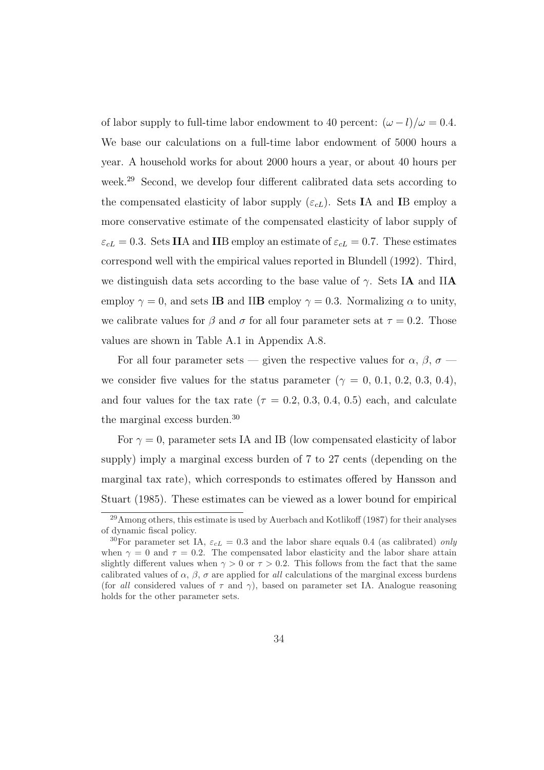of labor supply to full-time labor endowment to 40 percent: $(\omega - l)/\omega = 0.4$. We base our calculations on a full-time labor endowment of 5000 hours a year. A household works for about 2000 hours a year, or about 40 hours per week.[29] Second, we develop four different calibrated data sets according to the compensated elasticity of labor supply ($\varepsilon_{cL}$). Sets **I**A and **I**B employ a more conservative estimate of the compensated elasticity of labor supply of $\varepsilon_{cL} = 0.3$. Sets **II**A and **II**B employ an estimate of $\varepsilon_{cL} = 0.7$. These estimates correspond well with the empirical values reported in Blundell (1992). Third, we distinguish data sets according to the base value of $\gamma$. Sets I**A** and II**A** employ $\gamma = 0$, and sets I**B** and II**B** employ $\gamma = 0.3$. Normalizing $\alpha$ to unity, we calibrate values for $\beta$ and $\sigma$ for all four parameter sets at $\tau = 0.2$. Those values are shown in Table A.1 in Appendix A.8.

For all four parameter sets — given the respective values for $\alpha$, $\beta$, $\sigma$ — we consider five values for the status parameter ($\gamma = 0$, 0.1, 0.2, 0.3, 0.4), and four values for the tax rate ($\tau = 0.2$, 0.3, 0.4, 0.5) each, and calculate the marginal excess burden.[30]

For $\gamma = 0$, parameter sets IA and IB (low compensated elasticity of labor supply) imply a marginal excess burden of 7 to 27 cents (depending on the marginal tax rate), which corresponds to estimates offered by Hansson and Stuart (1985). These estimates can be viewed as a lower bound for empirical

[29] Among others, this estimate is used by Auerbach and Kotlikoff (1987) for their analyses of dynamic fiscal policy.

[30] For parameter set IA, $\varepsilon_{cL} = 0.3$ and the labor share equals 0.4 (as calibrated) *only* when $\gamma = 0$ and $\tau = 0.2$. The compensated labor elasticity and the labor share attain slightly different values when $\gamma > 0$ or $\tau > 0.2$. This follows from the fact that the same calibrated values of $\alpha$, $\beta$, $\sigma$ are applied for *all* calculations of the marginal excess burdens (for *all* considered values of $\tau$ and $\gamma$), based on parameter set IA. Analogue reasoning holds for the other parameter sets.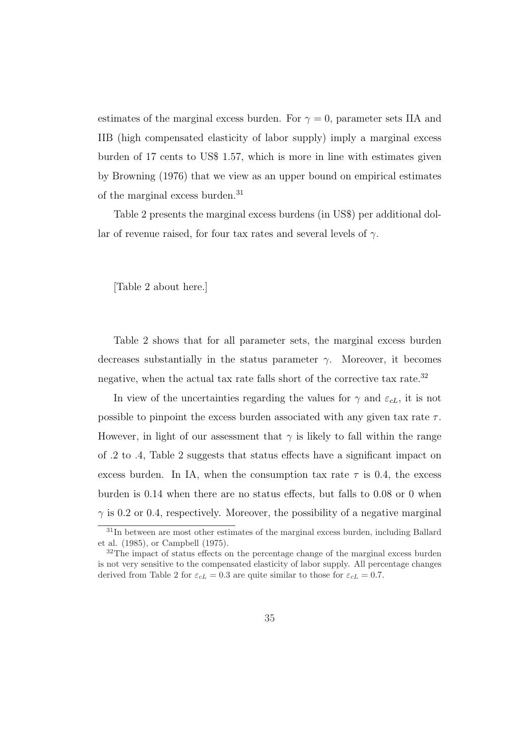estimates of the marginal excess burden. For $\gamma = 0$, parameter sets IIA and IIB (high compensated elasticity of labor supply) imply a marginal excess burden of 17 cents to US$ 1.57, which is more in line with estimates given by Browning (1976) that we view as an upper bound on empirical estimates of the marginal excess burden.[31]

Table 2 presents the marginal excess burdens (in US$) per additional dollar of revenue raised, for four tax rates and several levels of $\gamma$.

[Table 2 about here.]

Table 2 shows that for all parameter sets, the marginal excess burden decreases substantially in the status parameter $\gamma$. Moreover, it becomes negative, when the actual tax rate falls short of the corrective tax rate.[32]

In view of the uncertainties regarding the values for $\gamma$ and $\varepsilon_{cL}$, it is not possible to pinpoint the excess burden associated with any given tax rate $\tau$. However, in light of our assessment that $\gamma$ is likely to fall within the range of .2 to .4, Table 2 suggests that status effects have a significant impact on excess burden. In IA, when the consumption tax rate $\tau$ is 0.4, the excess burden is 0.14 when there are no status effects, but falls to 0.08 or 0 when $\gamma$ is 0.2 or 0.4, respectively. Moreover, the possibility of a negative marginal

[31] In between are most other estimates of the marginal excess burden, including Ballard et al. (1985), or Campbell (1975).

[32] The impact of status effects on the percentage change of the marginal excess burden is not very sensitive to the compensated elasticity of labor supply. All percentage changes derived from Table 2 for $\varepsilon_{cL} = 0.3$ are quite similar to those for $\varepsilon_{cL} = 0.7$.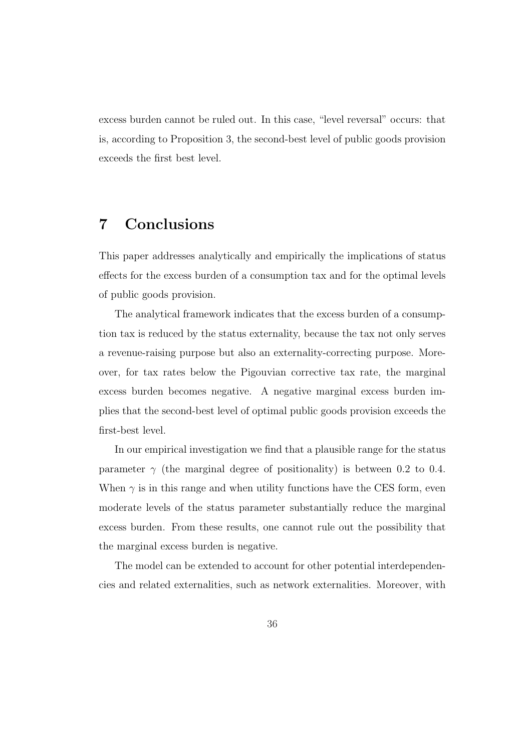excess burden cannot be ruled out. In this case, "level reversal" occurs: that is, according to Proposition 3, the second-best level of public goods provision exceeds the first best level.

# 7 Conclusions

This paper addresses analytically and empirically the implications of status effects for the excess burden of a consumption tax and for the optimal levels of public goods provision.

The analytical framework indicates that the excess burden of a consumption tax is reduced by the status externality, because the tax not only serves a revenue-raising purpose but also an externality-correcting purpose. Moreover, for tax rates below the Pigouvian corrective tax rate, the marginal excess burden becomes negative. A negative marginal excess burden implies that the second-best level of optimal public goods provision exceeds the first-best level.

In our empirical investigation we find that a plausible range for the status parameter $\gamma$ (the marginal degree of positionality) is between 0.2 to 0.4. When $\gamma$ is in this range and when utility functions have the CES form, even moderate levels of the status parameter substantially reduce the marginal excess burden. From these results, one cannot rule out the possibility that the marginal excess burden is negative.

The model can be extended to account for other potential interdependencies and related externalities, such as network externalities. Moreover, with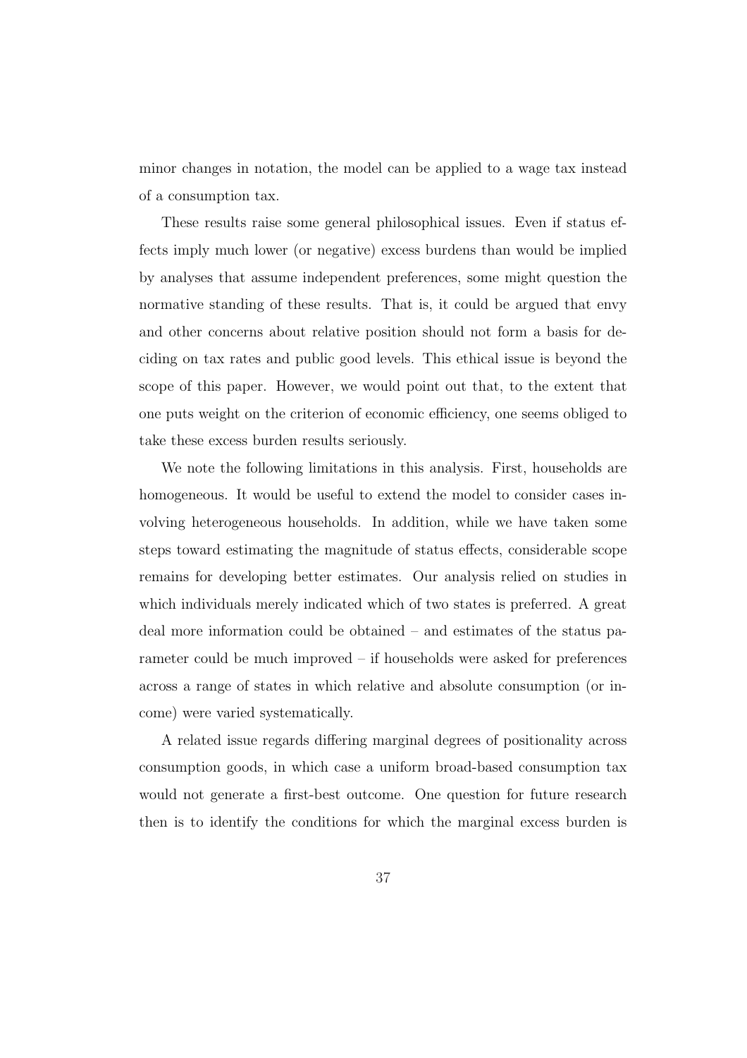minor changes in notation, the model can be applied to a wage tax instead of a consumption tax.

These results raise some general philosophical issues. Even if status effects imply much lower (or negative) excess burdens than would be implied by analyses that assume independent preferences, some might question the normative standing of these results. That is, it could be argued that envy and other concerns about relative position should not form a basis for deciding on tax rates and public good levels. This ethical issue is beyond the scope of this paper. However, we would point out that, to the extent that one puts weight on the criterion of economic efficiency, one seems obliged to take these excess burden results seriously.

We note the following limitations in this analysis. First, households are homogeneous. It would be useful to extend the model to consider cases involving heterogeneous households. In addition, while we have taken some steps toward estimating the magnitude of status effects, considerable scope remains for developing better estimates. Our analysis relied on studies in which individuals merely indicated which of two states is preferred. A great deal more information could be obtained – and estimates of the status parameter could be much improved – if households were asked for preferences across a range of states in which relative and absolute consumption (or income) were varied systematically.

A related issue regards differing marginal degrees of positionality across consumption goods, in which case a uniform broad-based consumption tax would not generate a first-best outcome. One question for future research then is to identify the conditions for which the marginal excess burden is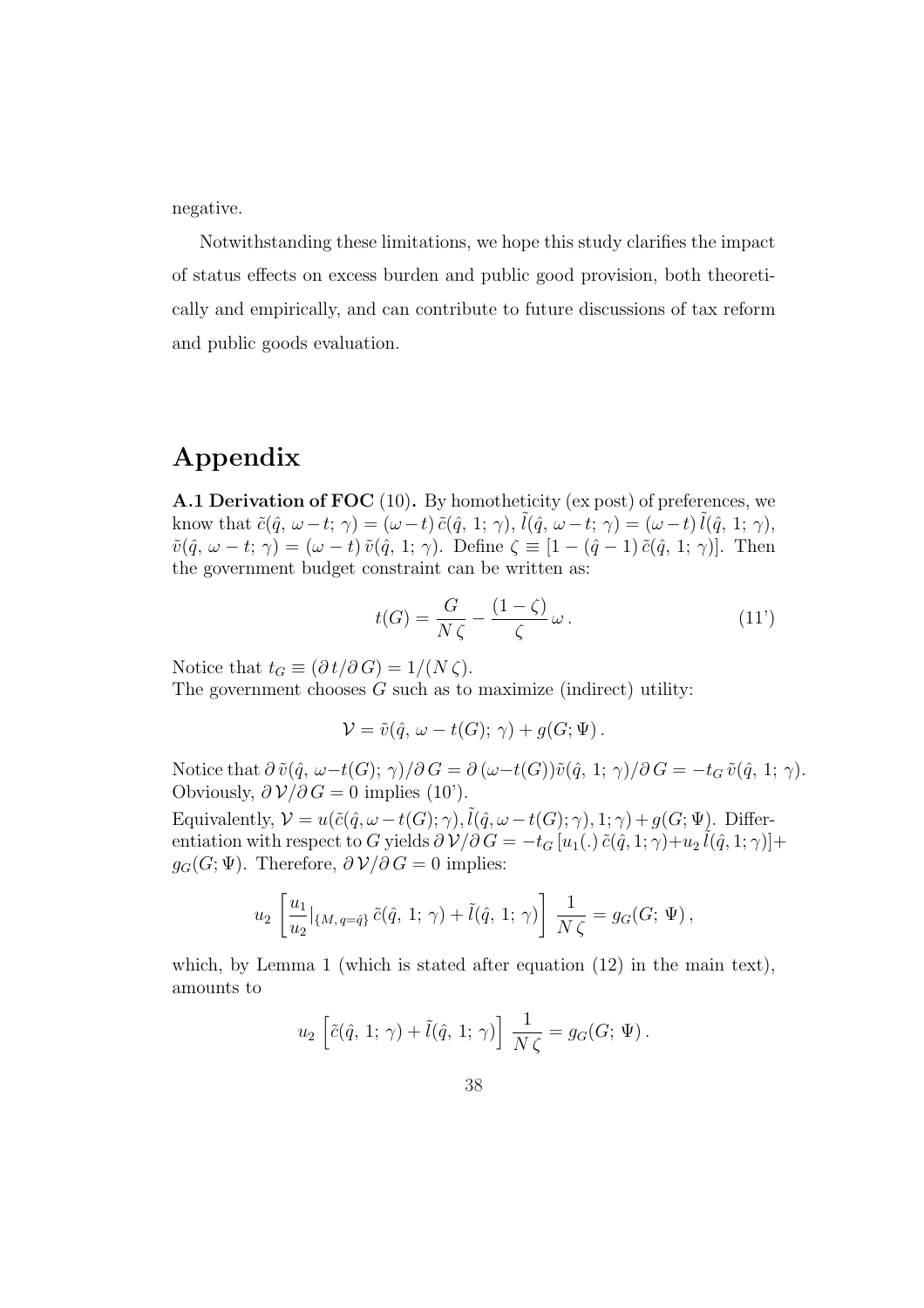negative.

Notwithstanding these limitations, we hope this study clarifies the impact of status effects on excess burden and public good provision, both theoretically and empirically, and can contribute to future discussions of tax reform and public goods evaluation.

# Appendix

**A.1 Derivation of FOC** (10)**.** By homotheticity (ex post) of preferences, we know that $\tilde{c}(\hat{q},\, \omega - t;\, \gamma) = (\omega - t)\, \tilde{c}(\hat{q},\, 1;\, \gamma)$, $\tilde{l}(\hat{q},\, \omega - t;\, \gamma) = (\omega - t)\, \tilde{l}(\hat{q},\, 1;\, \gamma)$, $\tilde{v}(\hat{q},\, \omega - t;\, \gamma) = (\omega - t)\, \tilde{v}(\hat{q},\, 1;\, \gamma)$. Define $\zeta \equiv [1 - (\hat{q} - 1)\, \tilde{c}(\hat{q},\, 1;\, \gamma)]$. Then the government budget constraint can be written as:

$$t(G) = \frac{G}{N\, \zeta} - \frac{(1 - \zeta)}{\zeta}\, \omega\,. \tag{11'}$$

Notice that $t_G \equiv (\partial\, t / \partial\, G) = 1/(N\, \zeta)$.
The government chooses $G$ such as to maximize (indirect) utility:

$$\mathcal{V} = \tilde{v}(\hat{q},\, \omega - t(G);\, \gamma) + g(G; \Psi)\,.$$

Notice that $\partial\, \tilde{v}(\hat{q},\, \omega - t(G);\, \gamma)/\partial\, G = \partial\, (\omega - t(G))\tilde{v}(\hat{q},\, 1;\, \gamma)/\partial\, G = -t_G\, \tilde{v}(\hat{q},\, 1;\, \gamma)$. Obviously, $\partial\, \mathcal{V}/\partial\, G = 0$ implies (10').
Equivalently, $\mathcal{V} = u(\tilde{c}(\hat{q}, \omega - t(G); \gamma), \tilde{l}(\hat{q}, \omega - t(G); \gamma), 1; \gamma) + g(G; \Psi)$. Differentiation with respect to $G$ yields $\partial\, \mathcal{V}/\partial\, G = -t_G\, [u_1(.)\, \tilde{c}(\hat{q}, 1; \gamma) + u_2\, \tilde{l}(\hat{q}, 1; \gamma)] + g_G(G; \Psi)$. Therefore, $\partial\, \mathcal{V}/\partial\, G = 0$ implies:

$$u_2\, \left[ \frac{u_1}{u_2}|_{\{M,\, q = \hat{q}\}}\, \tilde{c}(\hat{q},\, 1;\, \gamma) + \tilde{l}(\hat{q},\, 1;\, \gamma) \right]\, \frac{1}{N\, \zeta} = g_G(G;\, \Psi)\,,$$

which, by Lemma 1 (which is stated after equation (12) in the main text), amounts to

$$u_2\, \left[ \tilde{c}(\hat{q},\, 1;\, \gamma) + \tilde{l}(\hat{q},\, 1;\, \gamma) \right]\, \frac{1}{N\, \zeta} = g_G(G;\, \Psi)\,.$$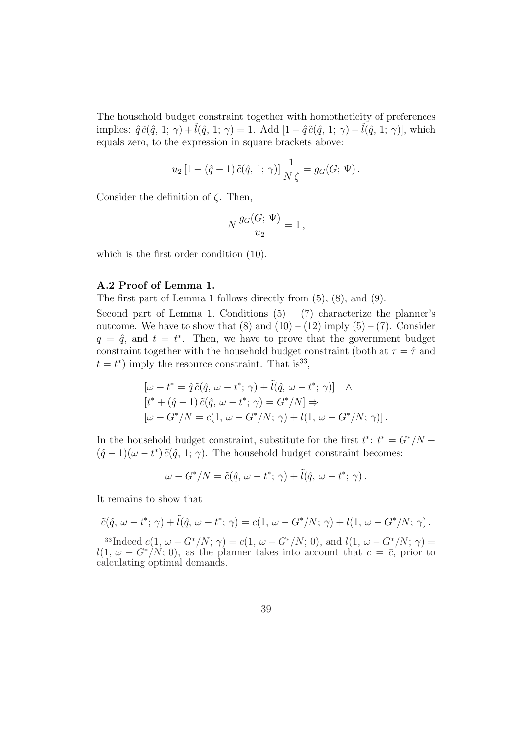The household budget constraint together with homotheticity of preferences implies: $\hat{q}\,\tilde{c}(\hat{q},\,1;\,\gamma) + \tilde{l}(\hat{q},\,1;\,\gamma) = 1$. Add $[1 - \hat{q}\,\tilde{c}(\hat{q},\,1;\,\gamma) - \tilde{l}(\hat{q},\,1;\,\gamma)]$, which equals zero, to the expression in square brackets above:

$$u_2\,[1 - (\hat{q} - 1)\,\tilde{c}(\hat{q},\,1;\,\gamma)]\,\frac{1}{N\,\zeta} = g_G(G;\,\Psi)\,.$$

Consider the definition of $\zeta$. Then,

$$N\,\frac{g_G(G;\,\Psi)}{u_2} = 1\,,$$

which is the first order condition (10).

### A.2 Proof of Lemma 1.

The first part of Lemma 1 follows directly from (5), (8), and (9).

Second part of Lemma 1. Conditions (5) – (7) characterize the planner's outcome. We have to show that (8) and (10) – (12) imply (5) – (7). Consider $q = \hat{q}$, and $t = t^*$. Then, we have to prove that the government budget constraint together with the household budget constraint (both at $\tau = \hat{\tau}$ and $t = t^*$) imply the resource constraint. That is[33],

$$\begin{aligned}
&[\omega - t^* = \hat{q}\,\tilde{c}(\hat{q},\,\omega - t^*;\,\gamma) + \tilde{l}(\hat{q},\,\omega - t^*;\,\gamma)] \quad \wedge \\
&[t^* + (\hat{q} - 1)\,\tilde{c}(\hat{q},\,\omega - t^*;\,\gamma) = G^*/N] \Rightarrow \\
&[\omega - G^*/N = c(1,\,\omega - G^*/N;\,\gamma) + l(1,\,\omega - G^*/N;\,\gamma)]\,.
\end{aligned}$$

In the household budget constraint, substitute for the first $t^*$: $t^* = G^*/N - (\hat{q} - 1)(\omega - t^*)\,\tilde{c}(\hat{q},\,1;\,\gamma)$. The household budget constraint becomes:

$$\omega - G^*/N = \tilde{c}(\hat{q},\,\omega - t^*;\,\gamma) + \tilde{l}(\hat{q},\,\omega - t^*;\,\gamma)\,.$$

It remains to show that

$$\tilde{c}(\hat{q},\,\omega - t^*;\,\gamma) + \tilde{l}(\hat{q},\,\omega - t^*;\,\gamma) = c(1,\,\omega - G^*/N;\,\gamma) + l(1,\,\omega - G^*/N;\,\gamma)\,.$$

[33] Indeed $c(1,\,\omega - G^*/N;\,\gamma) = c(1,\,\omega - G^*/N;\,0)$, and $l(1,\,\omega - G^*/N;\,\gamma) = l(1,\,\omega - G^*/N;\,0)$, as the planner takes into account that $c = \bar{c}$, prior to calculating optimal demands.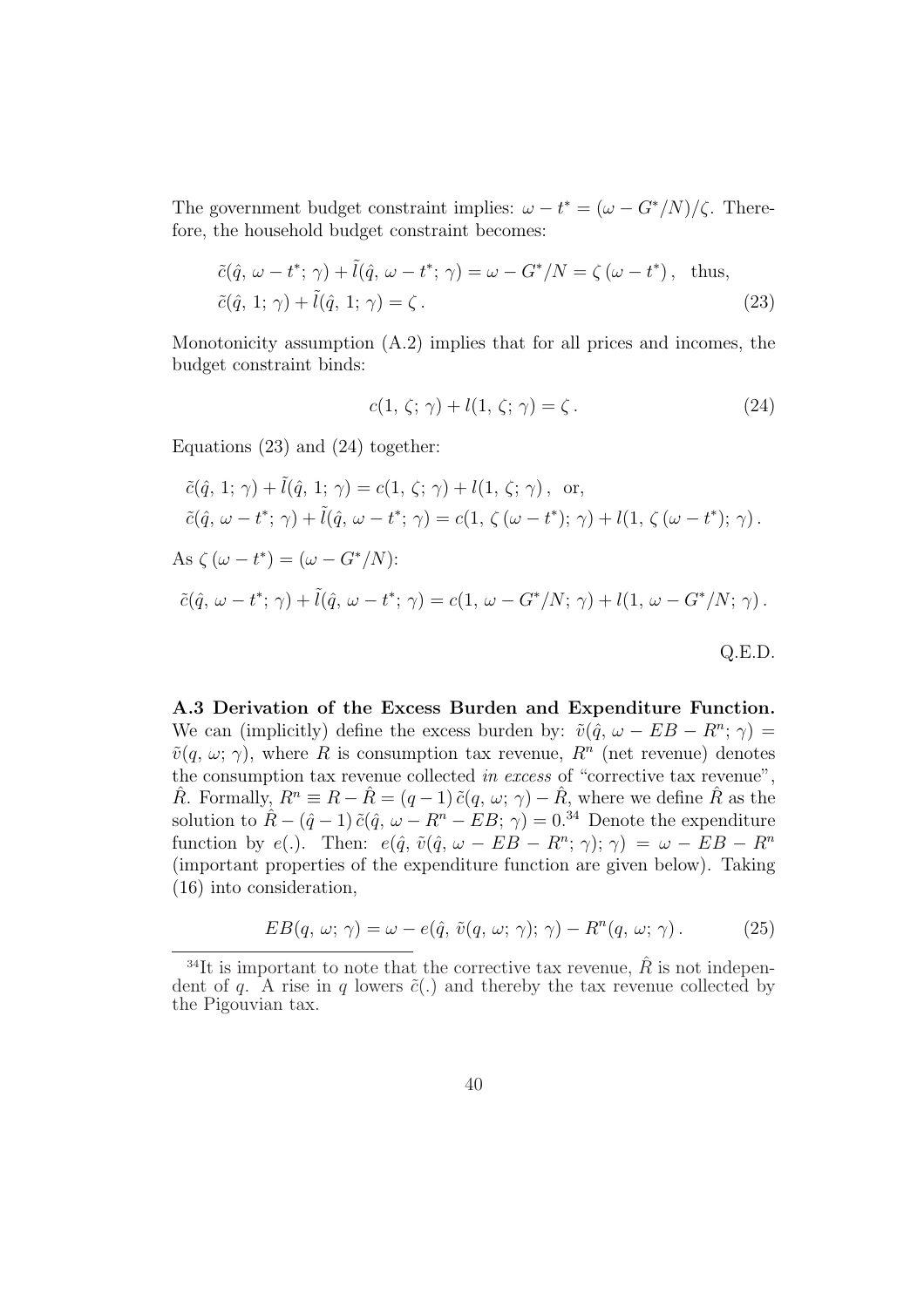The government budget constraint implies: $\omega - t^* = (\omega - G^*/N)/\zeta$. Therefore, the household budget constraint becomes:

$$
\begin{aligned}
&\tilde{c}(\hat{q},\, \omega - t^*;\, \gamma) + \tilde{l}(\hat{q},\, \omega - t^*;\, \gamma) = \omega - G^*/N = \zeta\,(\omega - t^*)\,, \quad \text{thus,} \\
&\tilde{c}(\hat{q},\, 1;\, \gamma) + \tilde{l}(\hat{q},\, 1;\, \gamma) = \zeta\,. 
\end{aligned} \tag{23}
$$

Monotonicity assumption (A.2) implies that for all prices and incomes, the budget constraint binds:

$$
c(1,\, \zeta;\, \gamma) + l(1,\, \zeta;\, \gamma) = \zeta\,. \tag{24}
$$

Equations (23) and (24) together:

$$
\begin{aligned}
&\tilde{c}(\hat{q},\, 1;\, \gamma) + \tilde{l}(\hat{q},\, 1;\, \gamma) = c(1,\, \zeta;\, \gamma) + l(1,\, \zeta;\, \gamma)\,, \;\; \text{or,} \\
&\tilde{c}(\hat{q},\, \omega - t^*;\, \gamma) + \tilde{l}(\hat{q},\, \omega - t^*;\, \gamma) = c(1,\, \zeta\,(\omega - t^*);\, \gamma) + l(1,\, \zeta\,(\omega - t^*);\, \gamma)\,.
\end{aligned}
$$

As $\zeta\,(\omega - t^*) = (\omega - G^*/N)$:

$$
\tilde{c}(\hat{q},\, \omega - t^*;\, \gamma) + \tilde{l}(\hat{q},\, \omega - t^*;\, \gamma) = c(1,\, \omega - G^*/N;\, \gamma) + l(1,\, \omega - G^*/N;\, \gamma)\,.
$$

Q.E.D.

**A.3 Derivation of the Excess Burden and Expenditure Function.** We can (implicitly) define the excess burden by: $\tilde{v}(\hat{q},\, \omega - EB - R^n;\, \gamma) = \tilde{v}(q,\, \omega;\, \gamma)$, where $R$ is consumption tax revenue, $R^n$ (net revenue) denotes the consumption tax revenue collected *in excess* of "corrective tax revenue", $\hat{R}$. Formally, $R^n \equiv R - \hat{R} = (q-1)\,\tilde{c}(q,\, \omega;\, \gamma) - \hat{R}$, where we define $\hat{R}$ as the solution to $\hat{R} - (\hat{q}-1)\,\tilde{c}(\hat{q},\, \omega - R^n - EB;\, \gamma) = 0$.[34] Denote the expenditure function by $e(.)$. Then: $e(\hat{q},\, \tilde{v}(\hat{q},\, \omega - EB - R^n;\, \gamma);\, \gamma) = \omega - EB - R^n$ (important properties of the expenditure function are given below). Taking (16) into consideration,

$$
EB(q,\, \omega;\, \gamma) = \omega - e(\hat{q},\, \tilde{v}(q,\, \omega;\, \gamma);\, \gamma) - R^n(q,\, \omega;\, \gamma)\,. \tag{25}
$$

[34] It is important to note that the corrective tax revenue, $\hat{R}$ is not independent of $q$. A rise in $q$ lowers $\tilde{c}(.)$ and thereby the tax revenue collected by the Pigouvian tax.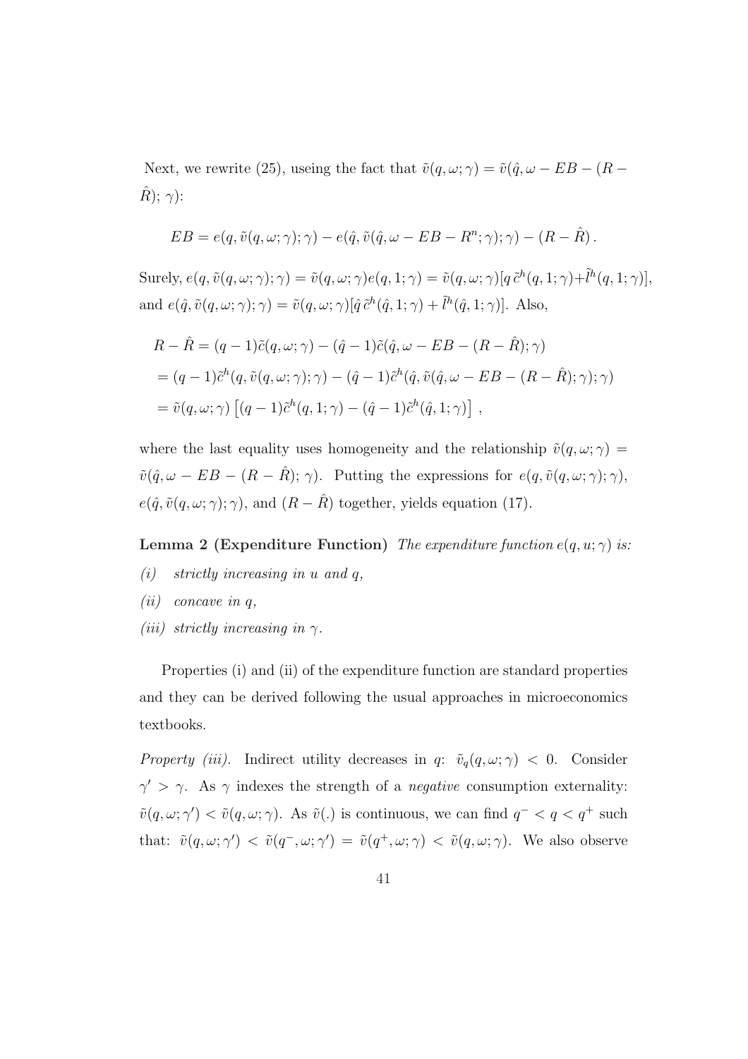Next, we rewrite (25), useing the fact that $\tilde{v}(q,\omega;\gamma) = \tilde{v}(\hat{q}, \omega - EB - (R - \hat{R});\, \gamma)$:

$$EB = e(q, \tilde{v}(q,\omega;\gamma);\gamma) - e(\hat{q}, \tilde{v}(\hat{q}, \omega - EB - R^n;\gamma);\gamma) - (R - \hat{R})\,.$$

Surely, $e(q, \tilde{v}(q,\omega;\gamma);\gamma) = \tilde{v}(q,\omega;\gamma)e(q,1;\gamma) = \tilde{v}(q,\omega;\gamma)[q\,\tilde{c}^h(q,1;\gamma)+\tilde{l}^h(q,1;\gamma)]$, and $e(\hat{q}, \tilde{v}(q,\omega;\gamma);\gamma) = \tilde{v}(q,\omega;\gamma)[\hat{q}\,\tilde{c}^h(\hat{q},1;\gamma) + \tilde{l}^h(\hat{q},1;\gamma)]$. Also,

$$\begin{aligned}
R - \hat{R} &= (q-1)\tilde{c}(q,\omega;\gamma) - (\hat{q}-1)\tilde{c}(\hat{q}, \omega - EB - (R - \hat{R});\gamma) \\
&= (q-1)\tilde{c}^h(q, \tilde{v}(q,\omega;\gamma);\gamma) - (\hat{q}-1)\tilde{c}^h(\hat{q}, \tilde{v}(\hat{q}, \omega - EB - (R-\hat{R});\gamma);\gamma) \\
&= \tilde{v}(q,\omega;\gamma)\left[(q-1)\tilde{c}^h(q,1;\gamma) - (\hat{q}-1)\tilde{c}^h(\hat{q},1;\gamma)\right]\,,
\end{aligned}$$

where the last equality uses homogeneity and the relationship $\tilde{v}(q,\omega;\gamma) = \tilde{v}(\hat{q}, \omega - EB - (R - \hat{R});\, \gamma)$. Putting the expressions for $e(q, \tilde{v}(q,\omega;\gamma);\gamma)$, $e(\hat{q}, \tilde{v}(q,\omega;\gamma);\gamma)$, and $(R - \hat{R})$ together, yields equation (17).

**Lemma 2 (Expenditure Function)** *The expenditure function $e(q,u;\gamma)$ is:*

*(i) strictly increasing in $u$ and $q$,*

*(ii) concave in $q$,*

*(iii) strictly increasing in $\gamma$.*

Properties (i) and (ii) of the expenditure function are standard properties and they can be derived following the usual approaches in microeconomics textbooks.

*Property (iii).* Indirect utility decreases in $q$: $\tilde{v}_q(q,\omega;\gamma) < 0$. Consider $\gamma' > \gamma$. As $\gamma$ indexes the strength of a *negative* consumption externality: $\tilde{v}(q,\omega;\gamma') < \tilde{v}(q,\omega;\gamma)$. As $\tilde{v}(.)$ is continuous, we can find $q^- < q < q^+$ such that: $\tilde{v}(q,\omega;\gamma') < \tilde{v}(q^-,\omega;\gamma') = \tilde{v}(q^+,\omega;\gamma) < \tilde{v}(q,\omega;\gamma)$. We also observe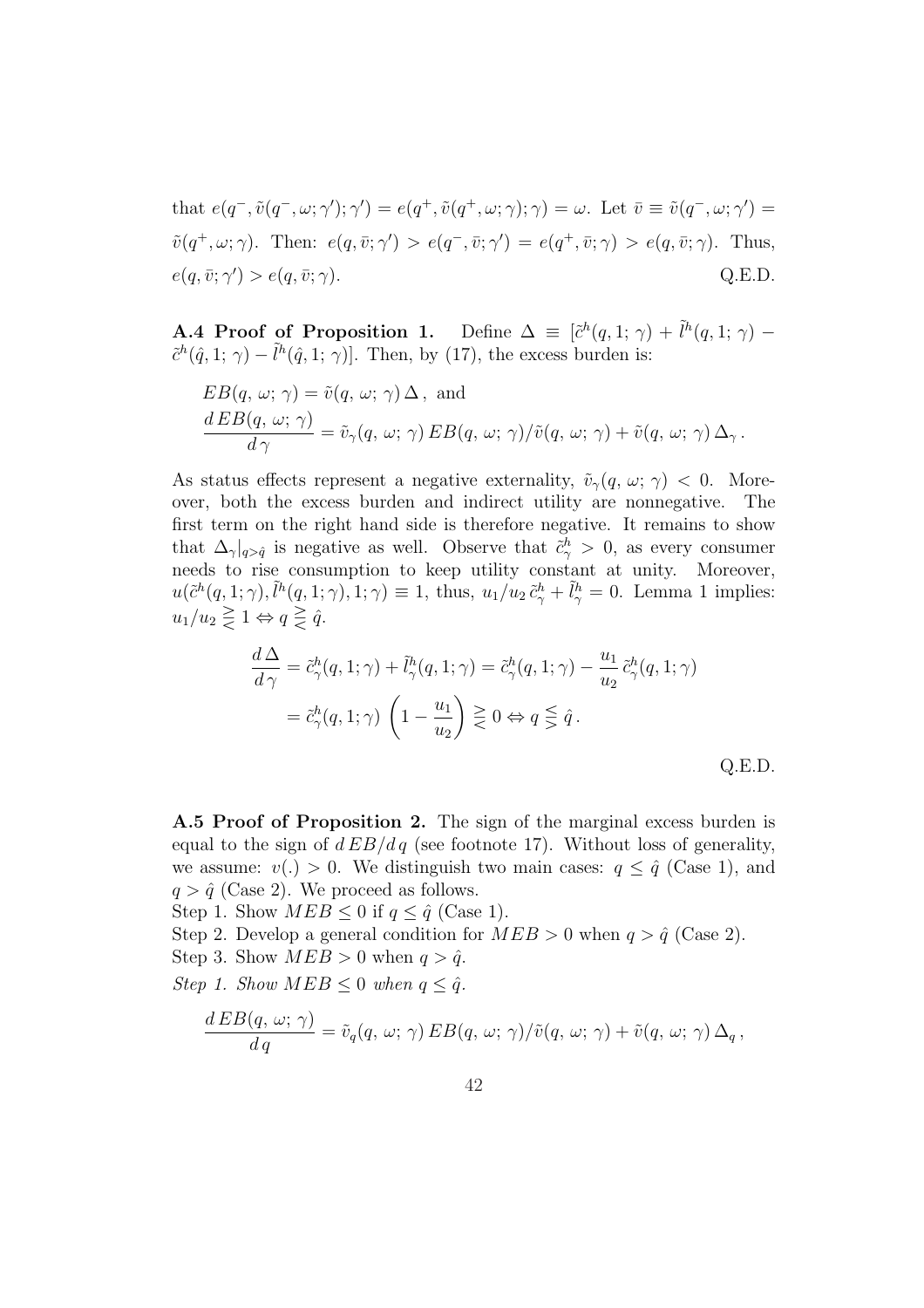that $e(q^-, \tilde{v}(q^-, \omega; \gamma'); \gamma') = e(q^+, \tilde{v}(q^+, \omega; \gamma); \gamma) = \omega$. Let $\bar{v} \equiv \tilde{v}(q^-, \omega; \gamma') = \tilde{v}(q^+, \omega; \gamma)$. Then: $e(q, \bar{v}; \gamma') > e(q^-, \bar{v}; \gamma') = e(q^+, \bar{v}; \gamma) > e(q, \bar{v}; \gamma)$. Thus, $e(q, \bar{v}; \gamma') > e(q, \bar{v}; \gamma)$. Q.E.D.

**A.4 Proof of Proposition 1.** Define $\Delta \equiv [\tilde{c}^h(q, 1; \gamma) + \tilde{l}^h(q, 1; \gamma) - \tilde{c}^h(\hat{q}, 1; \gamma) - \tilde{l}^h(\hat{q}, 1; \gamma)]$. Then, by (17), the excess burden is:

$$
\begin{aligned}
&EB(q,\, \omega;\, \gamma) = \tilde{v}(q,\, \omega;\, \gamma)\, \Delta\,, \text{ and} \\
&\frac{d\, EB(q,\, \omega;\, \gamma)}{d\, \gamma} = \tilde{v}_\gamma(q,\, \omega;\, \gamma)\, EB(q,\, \omega;\, \gamma)/\tilde{v}(q,\, \omega;\, \gamma) + \tilde{v}(q,\, \omega;\, \gamma)\, \Delta_\gamma\,.
\end{aligned}
$$

As status effects represent a negative externality, $\tilde{v}_\gamma(q, \omega; \gamma) < 0$. Moreover, both the excess burden and indirect utility are nonnegative. The first term on the right hand side is therefore negative. It remains to show that $\Delta_\gamma|_{q>\hat{q}}$ is negative as well. Observe that $\tilde{c}^h_\gamma > 0$, as every consumer needs to rise consumption to keep utility constant at unity. Moreover, $u(\tilde{c}^h(q, 1; \gamma), \tilde{l}^h(q, 1; \gamma), 1; \gamma) \equiv 1$, thus, $u_1/u_2\, \tilde{c}^h_\gamma + \tilde{l}^h_\gamma = 0$. Lemma 1 implies: $u_1/u_2 \gtreqless 1 \Leftrightarrow q \gtreqless \hat{q}$.

$$
\begin{aligned}
\frac{d\, \Delta}{d\, \gamma} &= \tilde{c}^h_\gamma(q, 1; \gamma) + \tilde{l}^h_\gamma(q, 1; \gamma) = \tilde{c}^h_\gamma(q, 1; \gamma) - \frac{u_1}{u_2}\, \tilde{c}^h_\gamma(q, 1; \gamma) \\
&= \tilde{c}^h_\gamma(q, 1; \gamma)\, \left(1 - \frac{u_1}{u_2}\right) \gtreqless 0 \Leftrightarrow q \lesseqgtr \hat{q}\,.
\end{aligned}
$$

Q.E.D.

**A.5 Proof of Proposition 2.** The sign of the marginal excess burden is equal to the sign of $d\, EB/d\, q$ (see footnote 17). Without loss of generality, we assume: $v(.) > 0$. We distinguish two main cases: $q \leq \hat{q}$ (Case 1), and $q > \hat{q}$ (Case 2). We proceed as follows.

Step 1. Show $MEB \leq 0$ if $q \leq \hat{q}$ (Case 1).

Step 2. Develop a general condition for $MEB > 0$ when $q > \hat{q}$ (Case 2).

Step 3. Show $MEB > 0$ when $q > \hat{q}$.

*Step 1. Show $MEB \leq 0$ when $q \leq \hat{q}$.*

$$
\frac{d\, EB(q,\, \omega;\, \gamma)}{d\, q} = \tilde{v}_q(q,\, \omega;\, \gamma)\, EB(q,\, \omega;\, \gamma)/\tilde{v}(q,\, \omega;\, \gamma) + \tilde{v}(q,\, \omega;\, \gamma)\, \Delta_q\,,
$$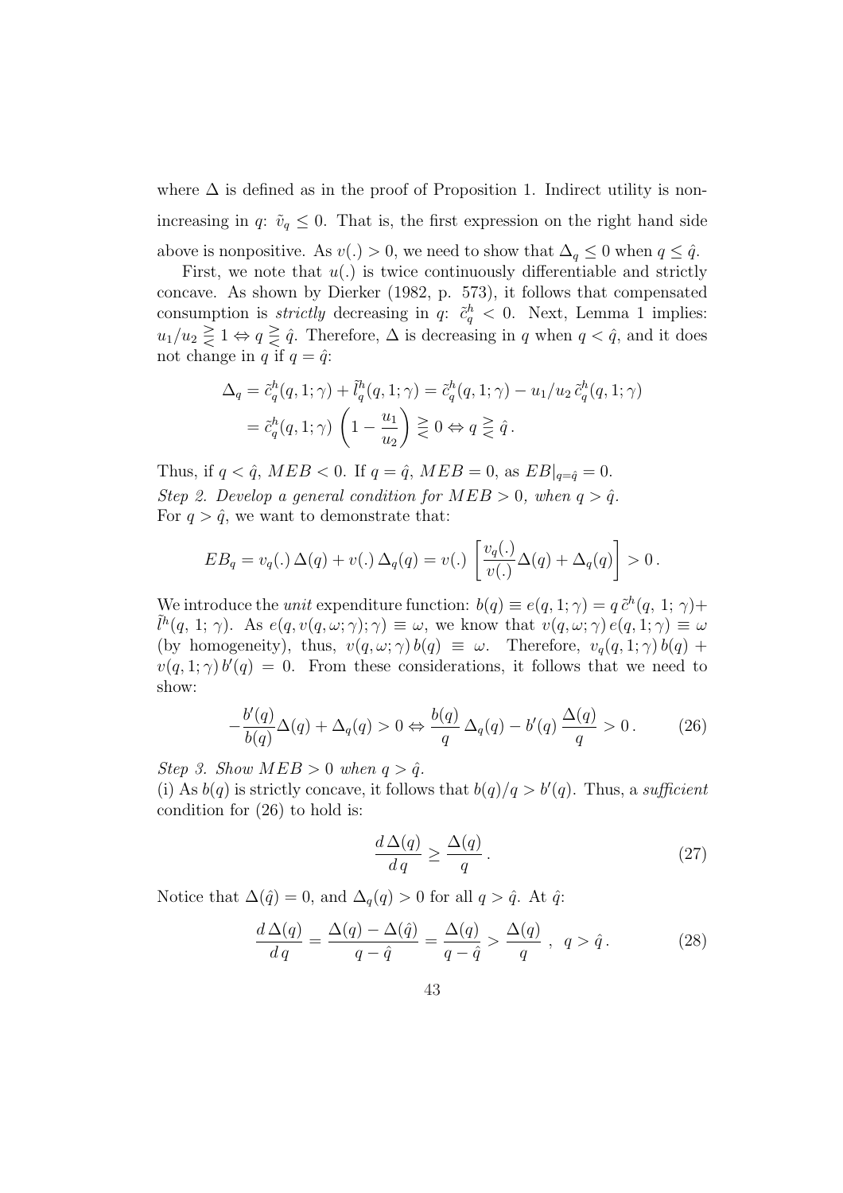where $\Delta$ is defined as in the proof of Proposition 1. Indirect utility is nonincreasing in $q$: $\tilde{v}_q \leq 0$. That is, the first expression on the right hand side above is nonpositive. As $v(.) > 0$, we need to show that $\Delta_q \leq 0$ when $q \leq \hat{q}$.

First, we note that $u(.)$ is twice continuously differentiable and strictly concave. As shown by Dierker (1982, p. 573), it follows that compensated consumption is *strictly* decreasing in $q$: $\tilde{c}^h_q < 0$. Next, Lemma 1 implies: $u_1/u_2 \gtreqless 1 \Leftrightarrow q \gtreqless \hat{q}$. Therefore, $\Delta$ is decreasing in $q$ when $q < \hat{q}$, and it does not change in $q$ if $q = \hat{q}$:

$$\Delta_q = \tilde{c}^h_q(q, 1; \gamma) + \tilde{l}^h_q(q, 1; \gamma) = \tilde{c}^h_q(q, 1; \gamma) - u_1/u_2 \, \tilde{c}^h_q(q, 1; \gamma)$$
$$= \tilde{c}^h_q(q, 1; \gamma) \left(1 - \frac{u_1}{u_2}\right) \gtreqless 0 \Leftrightarrow q \gtreqless \hat{q} \, .$$

Thus, if $q < \hat{q}$, $MEB < 0$. If $q = \hat{q}$, $MEB = 0$, as $EB|_{q=\hat{q}} = 0$.

*Step 2. Develop a general condition for $MEB > 0$, when $q > \hat{q}$.*

For $q > \hat{q}$, we want to demonstrate that:

$$EB_q = v_q(.) \, \Delta(q) + v(.) \, \Delta_q(q) = v(.) \left[\frac{v_q(.)}{v(.)} \Delta(q) + \Delta_q(q)\right] > 0 \, .$$

We introduce the *unit* expenditure function: $b(q) \equiv e(q, 1; \gamma) = q \, \tilde{c}^h(q, \, 1; \, \gamma) + \tilde{l}^h(q, \, 1; \, \gamma)$. As $e(q, v(q, \omega; \gamma); \gamma) \equiv \omega$, we know that $v(q, \omega; \gamma) \, e(q, 1; \gamma) \equiv \omega$ (by homogeneity), thus, $v(q, \omega; \gamma) \, b(q) \equiv \omega$. Therefore, $v_q(q, 1; \gamma) \, b(q) + v(q, 1; \gamma) \, b'(q) = 0$. From these considerations, it follows that we need to show:

$$-\frac{b'(q)}{b(q)} \Delta(q) + \Delta_q(q) > 0 \Leftrightarrow \frac{b(q)}{q} \, \Delta_q(q) - b'(q) \, \frac{\Delta(q)}{q} > 0 \, . \tag{26}$$

*Step 3. Show $MEB > 0$ when $q > \hat{q}$.*

(i) As $b(q)$ is strictly concave, it follows that $b(q)/q > b'(q)$. Thus, a *sufficient* condition for (26) to hold is:

$$\frac{d \, \Delta(q)}{d \, q} \geq \frac{\Delta(q)}{q} \, . \tag{27}$$

Notice that $\Delta(\hat{q}) = 0$, and $\Delta_q(q) > 0$ for all $q > \hat{q}$. At $\hat{q}$:

$$\frac{d \, \Delta(q)}{d \, q} = \frac{\Delta(q) - \Delta(\hat{q})}{q - \hat{q}} = \frac{\Delta(q)}{q - \hat{q}} > \frac{\Delta(q)}{q} \; , \; \; q > \hat{q} \, . \tag{28}$$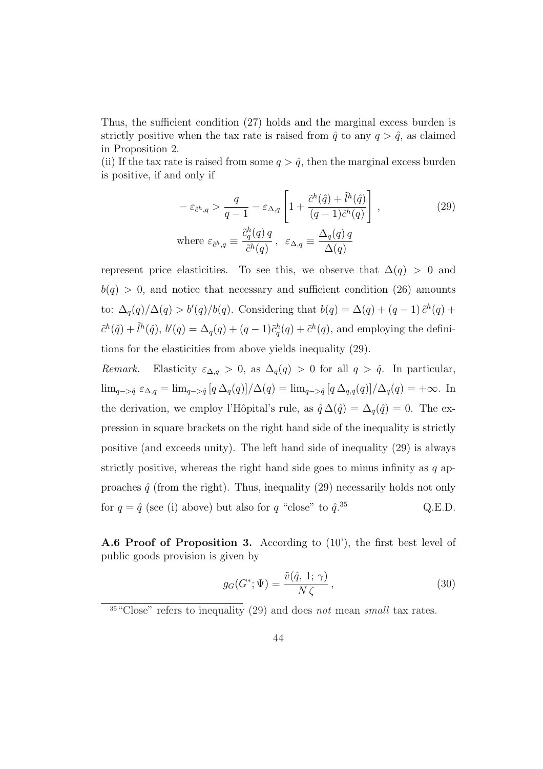Thus, the sufficient condition (27) holds and the marginal excess burden is strictly positive when the tax rate is raised from $\hat{q}$ to any $q > \hat{q}$, as claimed in Proposition 2.

(ii) If the tax rate is raised from some $q > \hat{q}$, then the marginal excess burden is positive, if and only if

$$- \varepsilon_{\tilde{c}^h,q} > \frac{q}{q-1} - \varepsilon_{\Delta,q} \left[ 1 + \frac{\tilde{c}^h(\hat{q}) + \tilde{l}^h(\hat{q})}{(q-1)\tilde{c}^h(q)} \right] , \tag{29}$$

$$\text{where } \varepsilon_{\tilde{c}^h,q} \equiv \frac{\tilde{c}^h_q(q)\, q}{\tilde{c}^h(q)} \, , \;\; \varepsilon_{\Delta,q} \equiv \frac{\Delta_q(q)\, q}{\Delta(q)}$$

represent price elasticities. To see this, we observe that $\Delta(q) > 0$ and $b(q) > 0$, and notice that necessary and sufficient condition (26) amounts to: $\Delta_q(q)/\Delta(q) > b'(q)/b(q)$. Considering that $b(q) = \Delta(q) + (q-1)\, \tilde{c}^h(q) + \tilde{c}^h(\hat{q}) + \tilde{l}^h(\hat{q})$, $b'(q) = \Delta_q(q) + (q-1)\tilde{c}^h_q(q) + \tilde{c}^h(q)$, and employing the definitions for the elasticities from above yields inequality (29).

*Remark.* Elasticity $\varepsilon_{\Delta,q} > 0$, as $\Delta_q(q) > 0$ for all $q > \hat{q}$. In particular, $\lim_{q->\hat{q}} \varepsilon_{\Delta,q} = \lim_{q->\hat{q}} [q\, \Delta_q(q)]/\Delta(q) = \lim_{q->\hat{q}} [q\, \Delta_{q,q}(q)]/\Delta_q(q) = +\infty$. In the derivation, we employ l'Hôpital's rule, as $\hat{q}\, \Delta(\hat{q}) = \Delta_q(\hat{q}) = 0$. The expression in square brackets on the right hand side of the inequality is strictly positive (and exceeds unity). The left hand side of inequality (29) is always strictly positive, whereas the right hand side goes to minus infinity as $q$ approaches $\hat{q}$ (from the right). Thus, inequality (29) necessarily holds not only for $q = \hat{q}$ (see (i) above) but also for $q$ "close" to $\hat{q}$.[35] Q.E.D.

**A.6 Proof of Proposition 3.** According to (10'), the first best level of public goods provision is given by

$$g_G(G^*; \Psi) = \frac{\tilde{v}(\hat{q},\, 1;\, \gamma)}{N\, \zeta} \, , \tag{30}$$

[35] "Close" refers to inequality (29) and does *not* mean *small* tax rates.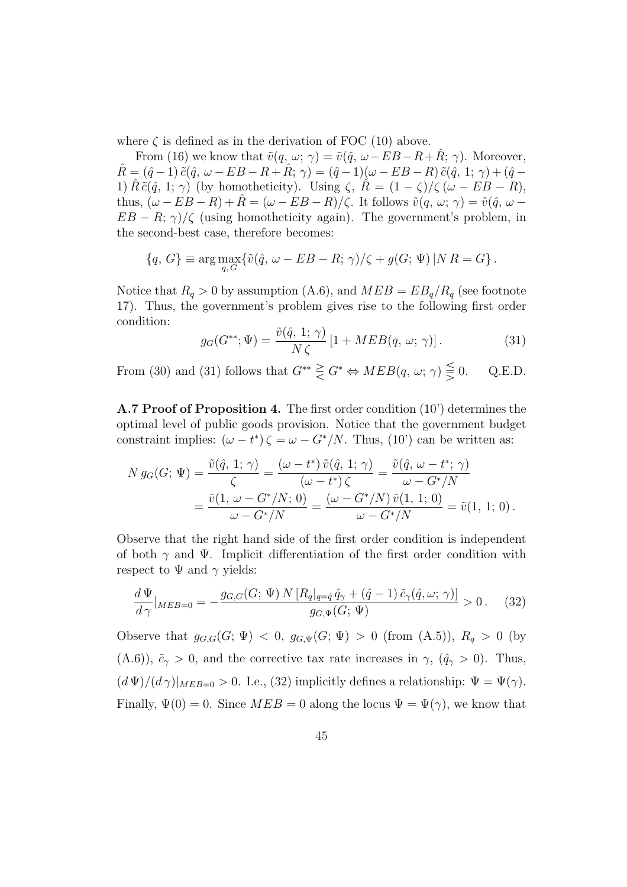where $\zeta$ is defined as in the derivation of FOC (10) above.

From (16) we know that $\tilde{v}(q, \omega; \gamma) = \tilde{v}(\hat{q}, \omega - EB - R + \hat{R}; \gamma)$. Moreover, $\hat{R} = (\hat{q} - 1)\, \tilde{c}(\hat{q}, \omega - EB - R + \hat{R}; \gamma) = (\hat{q} - 1)(\omega - EB - R)\, \tilde{c}(\hat{q}, 1; \gamma) + (\hat{q} - 1)\, \hat{R}\, \tilde{c}(\hat{q}, 1; \gamma)$ (by homotheticity). Using $\zeta$, $\hat{R} = (1 - \zeta)/\zeta\, (\omega - EB - R)$, thus, $(\omega - EB - R) + \hat{R} = (\omega - EB - R)/\zeta$. It follows $\tilde{v}(q, \omega; \gamma) = \tilde{v}(\hat{q}, \omega - EB - R; \gamma)/\zeta$ (using homotheticity again). The government's problem, in the second-best case, therefore becomes:

$$\{q, G\} \equiv \arg\max_{q, G} \{\tilde{v}(\hat{q}, \omega - EB - R; \gamma)/\zeta + g(G; \Psi)\, |N\, R = G\}\,.$$

Notice that $R_q > 0$ by assumption (A.6), and $MEB = EB_q/R_q$ (see footnote 17). Thus, the government's problem gives rise to the following first order condition:

$$g_G(G^{**}; \Psi) = \frac{\tilde{v}(\hat{q}, 1; \gamma)}{N\, \zeta}\, [1 + MEB(q, \omega; \gamma)]\,. \tag{31}$$

From (30) and (31) follows that $G^{**} \gtreqless G^* \Leftrightarrow MEB(q, \omega; \gamma) \lesseqgtr 0$. Q.E.D.

**A.7 Proof of Proposition 4.** The first order condition (10') determines the optimal level of public goods provision. Notice that the government budget constraint implies: $(\omega - t^*)\, \zeta = \omega - G^*/N$. Thus, (10') can be written as:

$$\begin{aligned} N\, g_G(G; \Psi) &= \frac{\tilde{v}(\hat{q}, 1; \gamma)}{\zeta} = \frac{(\omega - t^*)\, \tilde{v}(\hat{q}, 1; \gamma)}{(\omega - t^*)\, \zeta} = \frac{\tilde{v}(\hat{q}, \omega - t^*; \gamma)}{\omega - G^*/N} \\ &= \frac{\tilde{v}(1, \omega - G^*/N; 0)}{\omega - G^*/N} = \frac{(\omega - G^*/N)\, \tilde{v}(1, 1; 0)}{\omega - G^*/N} = \tilde{v}(1, 1; 0)\,. \end{aligned}$$

Observe that the right hand side of the first order condition is independent of both $\gamma$ and $\Psi$. Implicit differentiation of the first order condition with respect to $\Psi$ and $\gamma$ yields:

$$\frac{d\,\Psi}{d\,\gamma}|_{MEB=0} = -\frac{g_{G,G}(G; \Psi)\, N\, [R_q|_{q=\hat{q}}\, \hat{q}_\gamma + (\hat{q} - 1)\, \tilde{c}_\gamma(\hat{q}, \omega; \gamma)]}{g_{G,\Psi}(G; \Psi)} > 0\,. \tag{32}$$

Observe that $g_{G,G}(G; \Psi) < 0$, $g_{G,\Psi}(G; \Psi) > 0$ (from (A.5)), $R_q > 0$ (by (A.6)), $\tilde{c}_\gamma > 0$, and the corrective tax rate increases in $\gamma$, ($\hat{q}_\gamma > 0$). Thus, $(d\,\Psi)/(d\,\gamma)|_{MEB=0} > 0$. I.e., (32) implicitly defines a relationship: $\Psi = \Psi(\gamma)$. Finally, $\Psi(0) = 0$. Since $MEB = 0$ along the locus $\Psi = \Psi(\gamma)$, we know that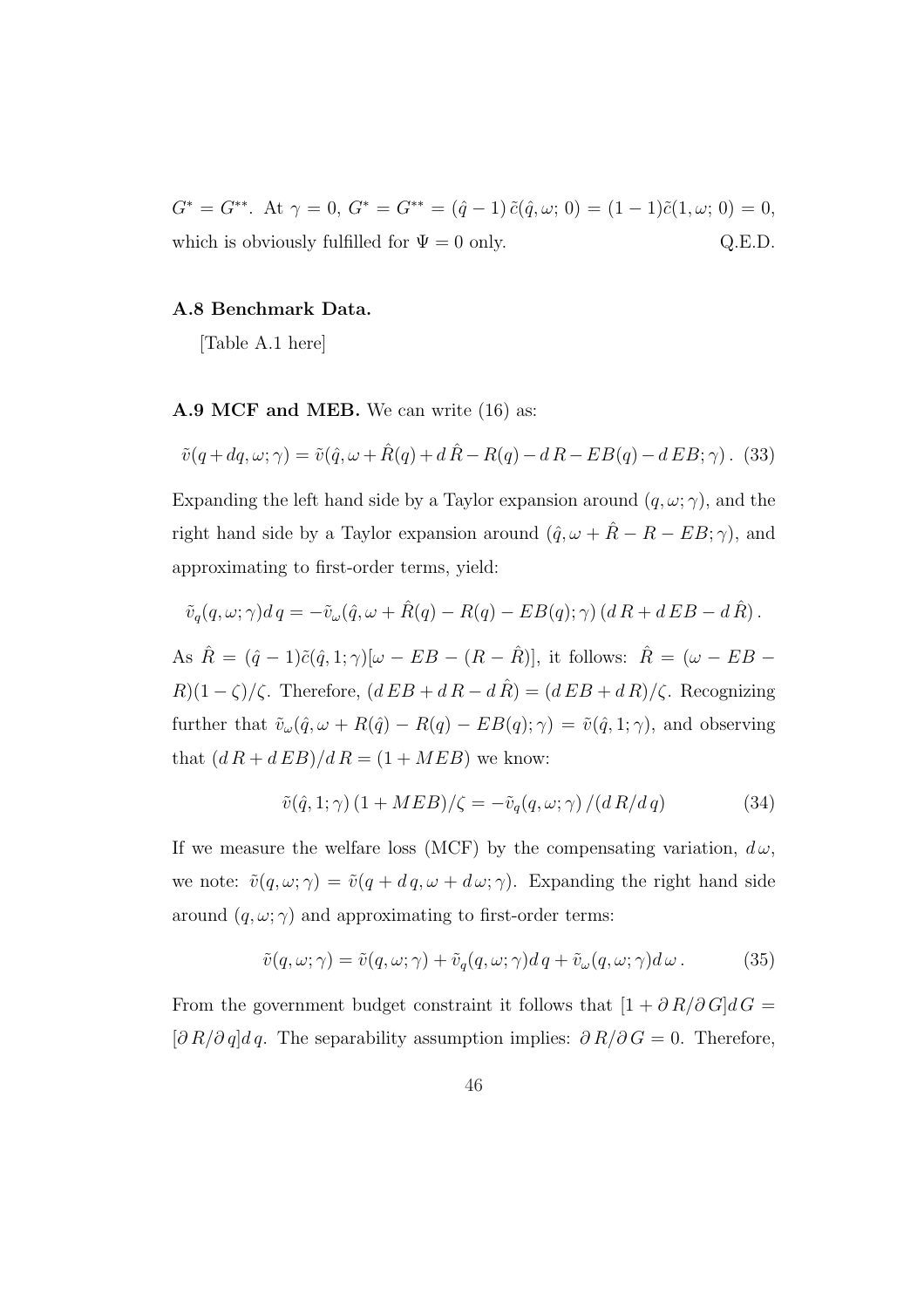$G^* = G^{**}$. At $\gamma = 0$, $G^* = G^{**} = (\hat{q} - 1)\, \tilde{c}(\hat{q}, \omega;\, 0) = (1 - 1)\tilde{c}(1, \omega;\, 0) = 0$, which is obviously fulfilled for $\Psi = 0$ only. Q.E.D.

**A.8 Benchmark Data.**

[Table A.1 here]

**A.9 MCF and MEB.** We can write (16) as:

$$\tilde{v}(q + dq, \omega; \gamma) = \tilde{v}(\hat{q}, \omega + \hat{R}(q) + d\,\hat{R} - R(q) - d\,R - EB(q) - d\,EB; \gamma)\,. \quad (33)$$

Expanding the left hand side by a Taylor expansion around $(q, \omega; \gamma)$, and the right hand side by a Taylor expansion around $(\hat{q}, \omega + \hat{R} - R - EB; \gamma)$, and approximating to first-order terms, yield:

$$\tilde{v}_q(q, \omega; \gamma) d\, q = -\tilde{v}_\omega(\hat{q}, \omega + \hat{R}(q) - R(q) - EB(q); \gamma)\, (d\, R + d\, EB - d\, \hat{R})\,.$$

As $\hat{R} = (\hat{q} - 1)\tilde{c}(\hat{q}, 1; \gamma)[\omega - EB - (R - \hat{R})]$, it follows: $\hat{R} = (\omega - EB - R)(1 - \zeta)/\zeta$. Therefore, $(d\, EB + d\, R - d\, \hat{R}) = (d\, EB + d\, R)/\zeta$. Recognizing further that $\tilde{v}_\omega(\hat{q}, \omega + R(\hat{q}) - R(q) - EB(q); \gamma) = \tilde{v}(\hat{q}, 1; \gamma)$, and observing that $(d\, R + d\, EB)/d\, R = (1 + MEB)$ we know:

$$\tilde{v}(\hat{q}, 1; \gamma)\, (1 + MEB)/\zeta = -\tilde{v}_q(q, \omega; \gamma)\, / (d\, R / d\, q) \quad (34)$$

If we measure the welfare loss (MCF) by the compensating variation, $d\, \omega$, we note: $\tilde{v}(q, \omega; \gamma) = \tilde{v}(q + d\, q, \omega + d\, \omega; \gamma)$. Expanding the right hand side around $(q, \omega; \gamma)$ and approximating to first-order terms:

$$\tilde{v}(q, \omega; \gamma) = \tilde{v}(q, \omega; \gamma) + \tilde{v}_q(q, \omega; \gamma) d\, q + \tilde{v}_\omega(q, \omega; \gamma) d\, \omega\,. \quad (35)$$

From the government budget constraint it follows that $[1 + \partial\, R / \partial\, G] d\, G = [\partial\, R / \partial\, q] d\, q$. The separability assumption implies: $\partial\, R / \partial\, G = 0$. Therefore,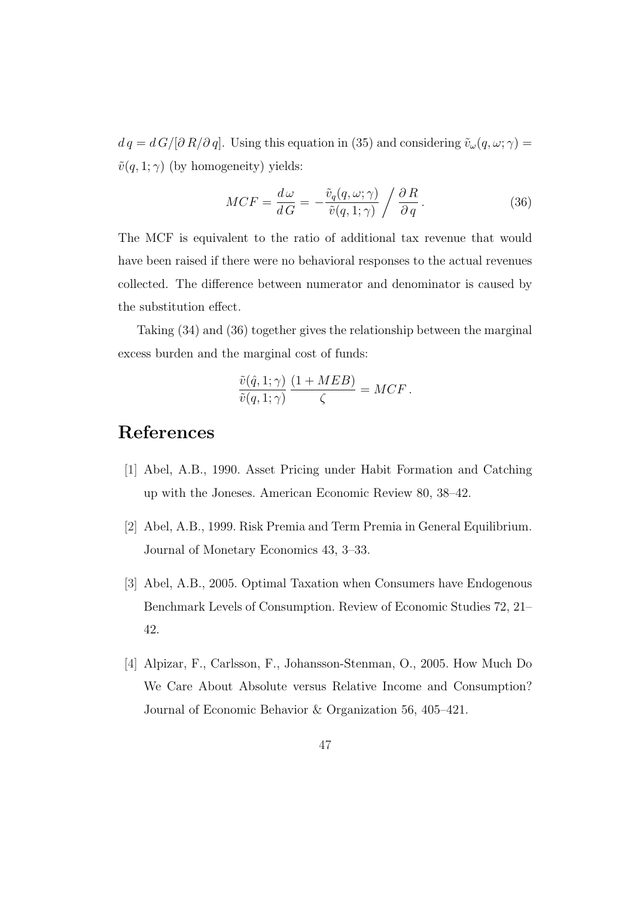$d\,q = d\,G/[\partial\,R/\partial\,q]$. Using this equation in (35) and considering $\tilde{v}_\omega(q,\omega;\gamma) = \tilde{v}(q,1;\gamma)$ (by homogeneity) yields:

$$MCF = \frac{d\,\omega}{d\,G} = -\frac{\tilde{v}_q(q,\omega;\gamma)}{\tilde{v}(q,1;\gamma)} \Bigg/ \frac{\partial\,R}{\partial\,q}\,. \tag{36}$$

The MCF is equivalent to the ratio of additional tax revenue that would have been raised if there were no behavioral responses to the actual revenues collected. The difference between numerator and denominator is caused by the substitution effect.

Taking (34) and (36) together gives the relationship between the marginal excess burden and the marginal cost of funds:

$$\frac{\tilde{v}(\hat{q},1;\gamma)}{\tilde{v}(q,1;\gamma)}\,\frac{(1+MEB)}{\zeta} = MCF\,.$$

# References

[1] Abel, A.B., 1990. Asset Pricing under Habit Formation and Catching up with the Joneses. American Economic Review 80, 38–42.

[2] Abel, A.B., 1999. Risk Premia and Term Premia in General Equilibrium. Journal of Monetary Economics 43, 3–33.

[3] Abel, A.B., 2005. Optimal Taxation when Consumers have Endogenous Benchmark Levels of Consumption. Review of Economic Studies 72, 21–42.

[4] Alpizar, F., Carlsson, F., Johansson-Stenman, O., 2005. How Much Do We Care About Absolute versus Relative Income and Consumption? Journal of Economic Behavior & Organization 56, 405–421.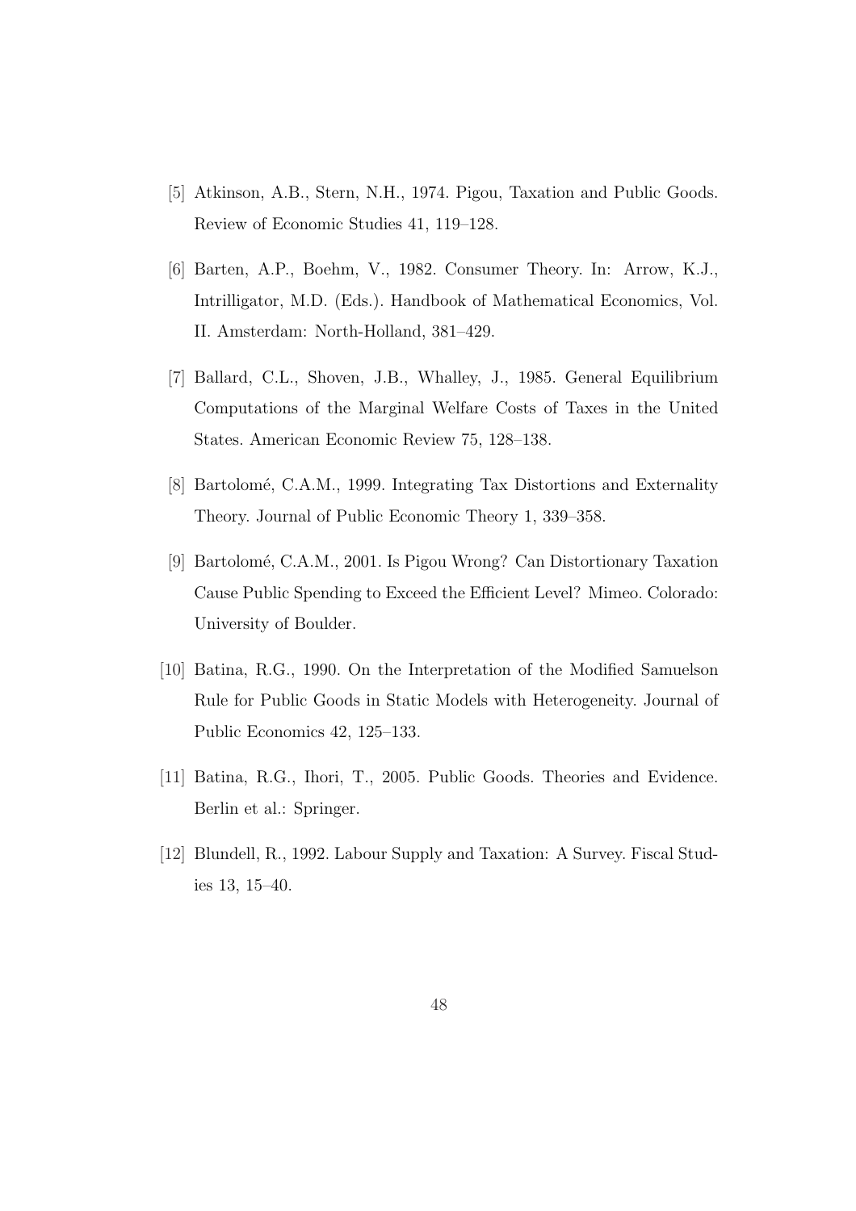[5] Atkinson, A.B., Stern, N.H., 1974. Pigou, Taxation and Public Goods. Review of Economic Studies 41, 119–128.

[6] Barten, A.P., Boehm, V., 1982. Consumer Theory. In: Arrow, K.J., Intrilligator, M.D. (Eds.). Handbook of Mathematical Economics, Vol. II. Amsterdam: North-Holland, 381–429.

[7] Ballard, C.L., Shoven, J.B., Whalley, J., 1985. General Equilibrium Computations of the Marginal Welfare Costs of Taxes in the United States. American Economic Review 75, 128–138.

[8] Bartolomé, C.A.M., 1999. Integrating Tax Distortions and Externality Theory. Journal of Public Economic Theory 1, 339–358.

[9] Bartolomé, C.A.M., 2001. Is Pigou Wrong? Can Distortionary Taxation Cause Public Spending to Exceed the Efficient Level? Mimeo. Colorado: University of Boulder.

[10] Batina, R.G., 1990. On the Interpretation of the Modified Samuelson Rule for Public Goods in Static Models with Heterogeneity. Journal of Public Economics 42, 125–133.

[11] Batina, R.G., Ihori, T., 2005. Public Goods. Theories and Evidence. Berlin et al.: Springer.

[12] Blundell, R., 1992. Labour Supply and Taxation: A Survey. Fiscal Studies 13, 15–40.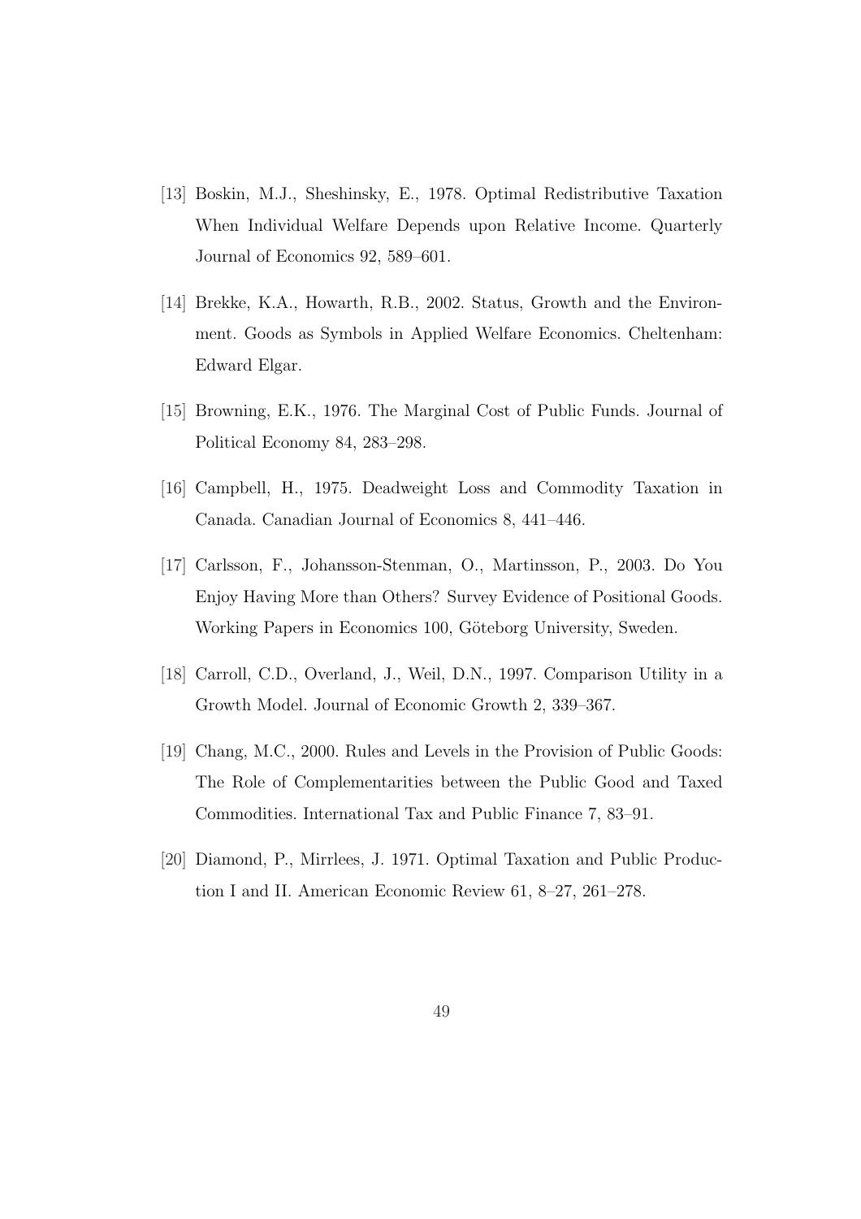[13] Boskin, M.J., Sheshinsky, E., 1978. Optimal Redistributive Taxation When Individual Welfare Depends upon Relative Income. Quarterly Journal of Economics 92, 589–601.

[14] Brekke, K.A., Howarth, R.B., 2002. Status, Growth and the Environment. Goods as Symbols in Applied Welfare Economics. Cheltenham: Edward Elgar.

[15] Browning, E.K., 1976. The Marginal Cost of Public Funds. Journal of Political Economy 84, 283–298.

[16] Campbell, H., 1975. Deadweight Loss and Commodity Taxation in Canada. Canadian Journal of Economics 8, 441–446.

[17] Carlsson, F., Johansson-Stenman, O., Martinsson, P., 2003. Do You Enjoy Having More than Others? Survey Evidence of Positional Goods. Working Papers in Economics 100, Göteborg University, Sweden.

[18] Carroll, C.D., Overland, J., Weil, D.N., 1997. Comparison Utility in a Growth Model. Journal of Economic Growth 2, 339–367.

[19] Chang, M.C., 2000. Rules and Levels in the Provision of Public Goods: The Role of Complementarities between the Public Good and Taxed Commodities. International Tax and Public Finance 7, 83–91.

[20] Diamond, P., Mirrlees, J. 1971. Optimal Taxation and Public Production I and II. American Economic Review 61, 8–27, 261–278.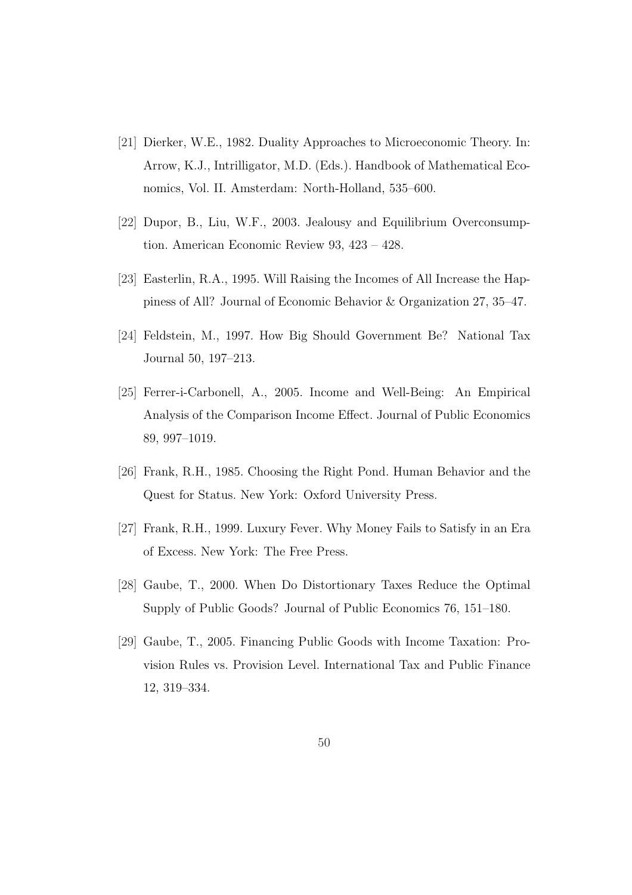[21] Dierker, W.E., 1982. Duality Approaches to Microeconomic Theory. In: Arrow, K.J., Intrilligator, M.D. (Eds.). Handbook of Mathematical Economics, Vol. II. Amsterdam: North-Holland, 535–600.

[22] Dupor, B., Liu, W.F., 2003. Jealousy and Equilibrium Overconsumption. American Economic Review 93, 423 – 428.

[23] Easterlin, R.A., 1995. Will Raising the Incomes of All Increase the Happiness of All? Journal of Economic Behavior & Organization 27, 35–47.

[24] Feldstein, M., 1997. How Big Should Government Be? National Tax Journal 50, 197–213.

[25] Ferrer-i-Carbonell, A., 2005. Income and Well-Being: An Empirical Analysis of the Comparison Income Effect. Journal of Public Economics 89, 997–1019.

[26] Frank, R.H., 1985. Choosing the Right Pond. Human Behavior and the Quest for Status. New York: Oxford University Press.

[27] Frank, R.H., 1999. Luxury Fever. Why Money Fails to Satisfy in an Era of Excess. New York: The Free Press.

[28] Gaube, T., 2000. When Do Distortionary Taxes Reduce the Optimal Supply of Public Goods? Journal of Public Economics 76, 151–180.

[29] Gaube, T., 2005. Financing Public Goods with Income Taxation: Provision Rules vs. Provision Level. International Tax and Public Finance 12, 319–334.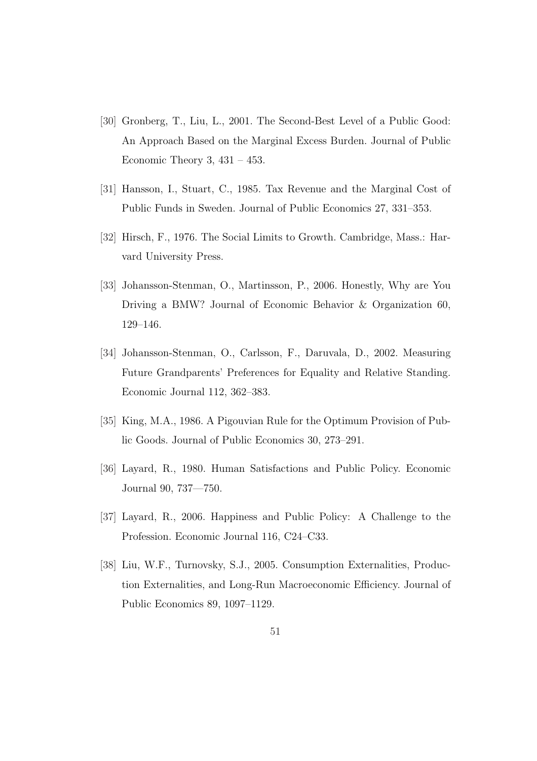[30] Gronberg, T., Liu, L., 2001. The Second-Best Level of a Public Good: An Approach Based on the Marginal Excess Burden. Journal of Public Economic Theory 3, 431 – 453.

[31] Hansson, I., Stuart, C., 1985. Tax Revenue and the Marginal Cost of Public Funds in Sweden. Journal of Public Economics 27, 331–353.

[32] Hirsch, F., 1976. The Social Limits to Growth. Cambridge, Mass.: Harvard University Press.

[33] Johansson-Stenman, O., Martinsson, P., 2006. Honestly, Why are You Driving a BMW? Journal of Economic Behavior & Organization 60, 129–146.

[34] Johansson-Stenman, O., Carlsson, F., Daruvala, D., 2002. Measuring Future Grandparents' Preferences for Equality and Relative Standing. Economic Journal 112, 362–383.

[35] King, M.A., 1986. A Pigouvian Rule for the Optimum Provision of Public Goods. Journal of Public Economics 30, 273–291.

[36] Layard, R., 1980. Human Satisfactions and Public Policy. Economic Journal 90, 737—750.

[37] Layard, R., 2006. Happiness and Public Policy: A Challenge to the Profession. Economic Journal 116, C24–C33.

[38] Liu, W.F., Turnovsky, S.J., 2005. Consumption Externalities, Production Externalities, and Long-Run Macroeconomic Efficiency. Journal of Public Economics 89, 1097–1129.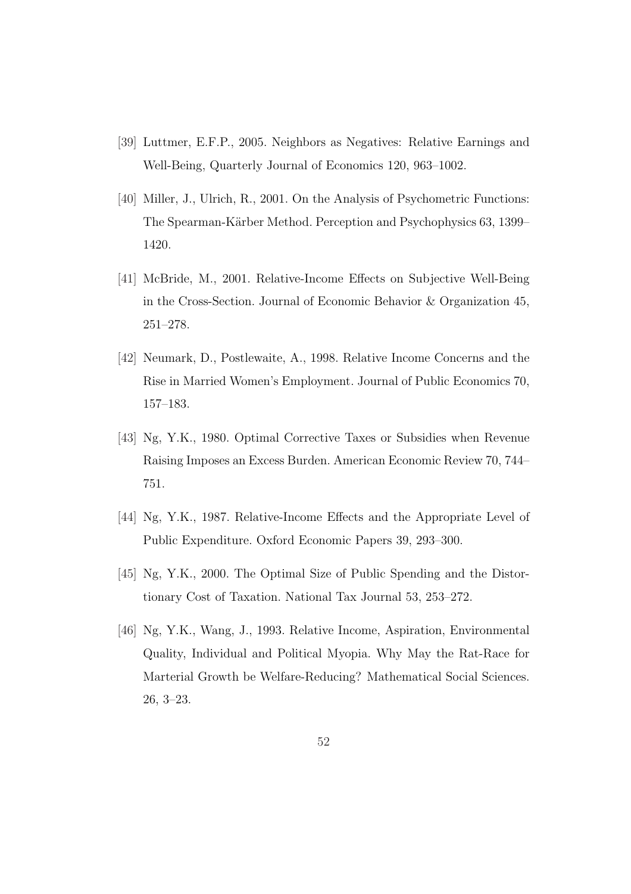[39] Luttmer, E.F.P., 2005. Neighbors as Negatives: Relative Earnings and Well-Being, Quarterly Journal of Economics 120, 963–1002.

[40] Miller, J., Ulrich, R., 2001. On the Analysis of Psychometric Functions: The Spearman-Kärber Method. Perception and Psychophysics 63, 1399–1420.

[41] McBride, M., 2001. Relative-Income Effects on Subjective Well-Being in the Cross-Section. Journal of Economic Behavior & Organization 45, 251–278.

[42] Neumark, D., Postlewaite, A., 1998. Relative Income Concerns and the Rise in Married Women's Employment. Journal of Public Economics 70, 157–183.

[43] Ng, Y.K., 1980. Optimal Corrective Taxes or Subsidies when Revenue Raising Imposes an Excess Burden. American Economic Review 70, 744–751.

[44] Ng, Y.K., 1987. Relative-Income Effects and the Appropriate Level of Public Expenditure. Oxford Economic Papers 39, 293–300.

[45] Ng, Y.K., 2000. The Optimal Size of Public Spending and the Distortionary Cost of Taxation. National Tax Journal 53, 253–272.

[46] Ng, Y.K., Wang, J., 1993. Relative Income, Aspiration, Environmental Quality, Individual and Political Myopia. Why May the Rat-Race for Marterial Growth be Welfare-Reducing? Mathematical Social Sciences. 26, 3–23.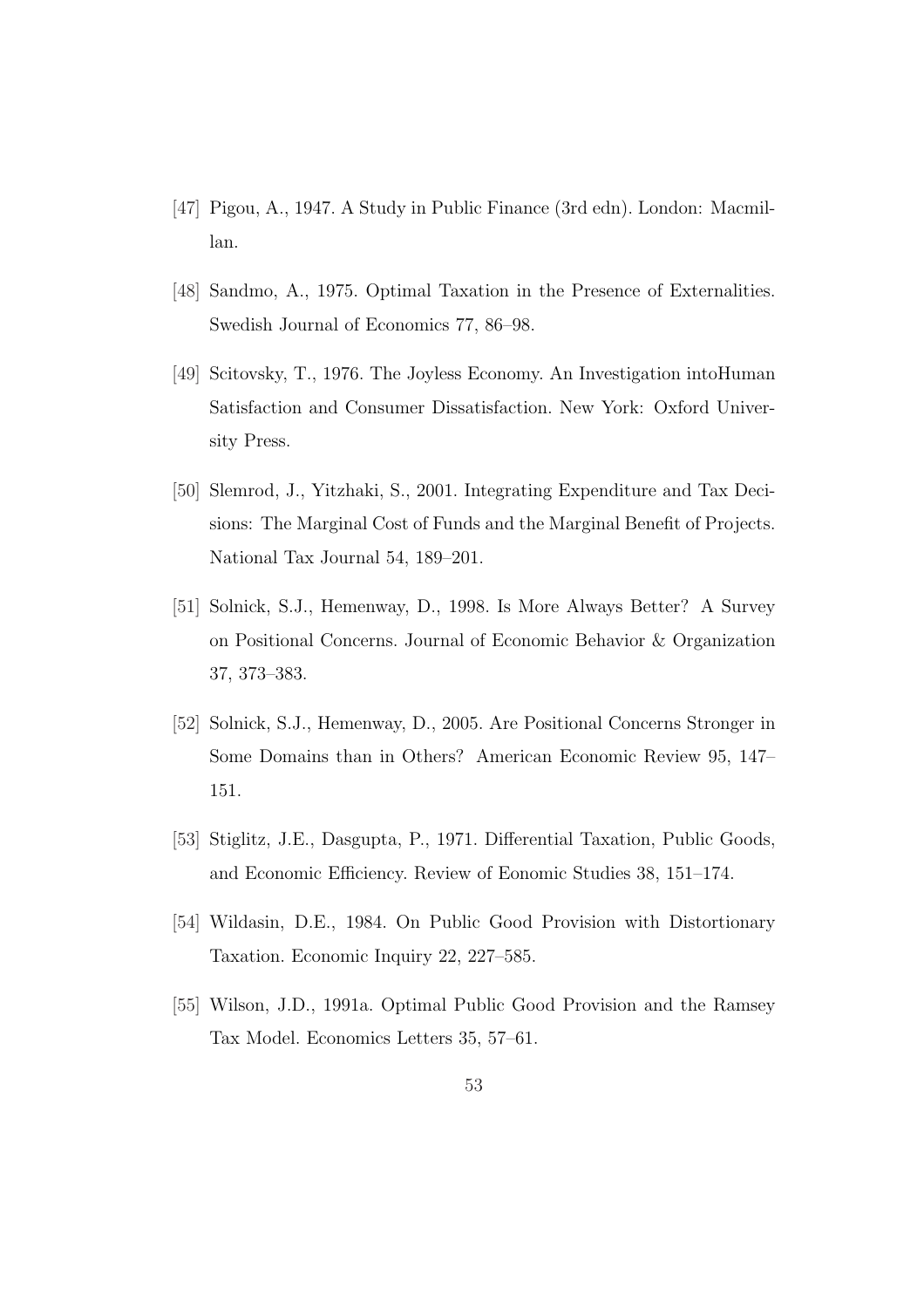[47] Pigou, A., 1947. A Study in Public Finance (3rd edn). London: Macmillan.

[48] Sandmo, A., 1975. Optimal Taxation in the Presence of Externalities. Swedish Journal of Economics 77, 86–98.

[49] Scitovsky, T., 1976. The Joyless Economy. An Investigation intoHuman Satisfaction and Consumer Dissatisfaction. New York: Oxford University Press.

[50] Slemrod, J., Yitzhaki, S., 2001. Integrating Expenditure and Tax Decisions: The Marginal Cost of Funds and the Marginal Benefit of Projects. National Tax Journal 54, 189–201.

[51] Solnick, S.J., Hemenway, D., 1998. Is More Always Better? A Survey on Positional Concerns. Journal of Economic Behavior & Organization 37, 373–383.

[52] Solnick, S.J., Hemenway, D., 2005. Are Positional Concerns Stronger in Some Domains than in Others? American Economic Review 95, 147–151.

[53] Stiglitz, J.E., Dasgupta, P., 1971. Differential Taxation, Public Goods, and Economic Efficiency. Review of Eonomic Studies 38, 151–174.

[54] Wildasin, D.E., 1984. On Public Good Provision with Distortionary Taxation. Economic Inquiry 22, 227–585.

[55] Wilson, J.D., 1991a. Optimal Public Good Provision and the Ramsey Tax Model. Economics Letters 35, 57–61.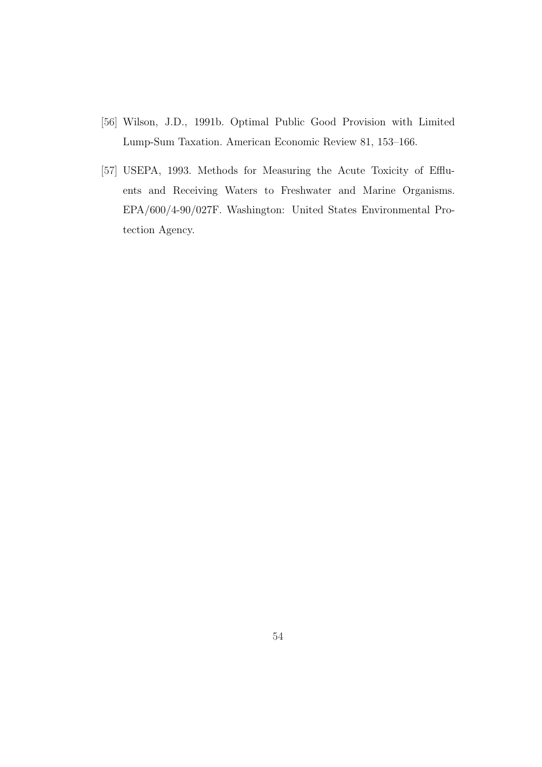[56] Wilson, J.D., 1991b. Optimal Public Good Provision with Limited Lump-Sum Taxation. American Economic Review 81, 153–166.

[57] USEPA, 1993. Methods for Measuring the Acute Toxicity of Effluents and Receiving Waters to Freshwater and Marine Organisms. EPA/600/4-90/027F. Washington: United States Environmental Protection Agency.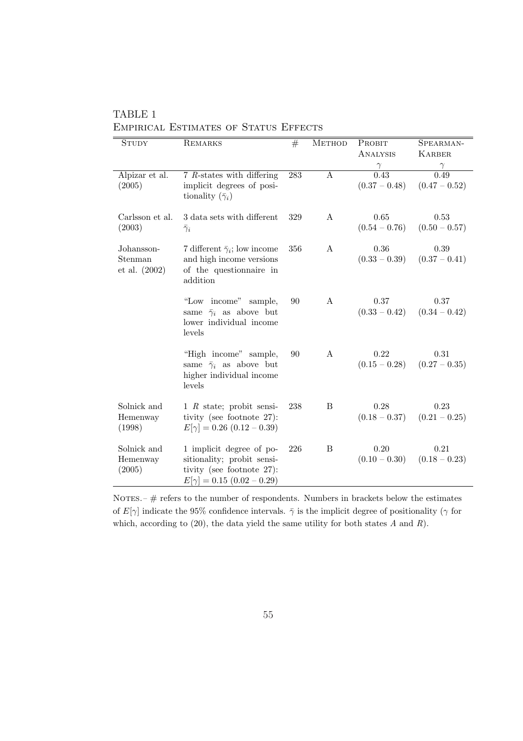TABLE 1
EMPIRICAL ESTIMATES OF STATUS EFFECTS

| STUDY | REMARKS | # | METHOD | PROBIT ANALYSIS $\gamma$ | SPEARMAN-KARBER $\gamma$ |
|---|---|---|---|---|---|
| Alpizar et al. (2005) | 7 $R$-states with differing implicit degrees of positionality ($\bar{\gamma}_i$) | 283 | A | 0.43 (0.37 – 0.48) | 0.49 (0.47 – 0.52) |
| Carlsson et al. (2003) | 3 data sets with different $\bar{\gamma}_i$ | 329 | A | 0.65 (0.54 – 0.76) | 0.53 (0.50 – 0.57) |
| Johansson-Stenman et al. (2002) | 7 different $\bar{\gamma}_i$; low income and high income versions of the questionnaire in addition | 356 | A | 0.36 (0.33 – 0.39) | 0.39 (0.37 – 0.41) |
| | "Low income" sample, same $\bar{\gamma}_i$ as above but lower individual income levels | 90 | A | 0.37 (0.33 – 0.42) | 0.37 (0.34 – 0.42) |
| | "High income" sample, same $\bar{\gamma}_i$ as above but higher individual income levels | 90 | A | 0.22 (0.15 – 0.28) | 0.31 (0.27 – 0.35) |
| Solnick and Hemenway (1998) | 1 $R$ state; probit sensitivity (see footnote 27): $E[\gamma] = 0.26$ $(0.12 - 0.39)$ | 238 | B | 0.28 (0.18 – 0.37) | 0.23 (0.21 – 0.25) |
| Solnick and Hemenway (2005) | 1 implicit degree of positionality; probit sensitivity (see footnote 27): $E[\gamma] = 0.15$ $(0.02 - 0.29)$ | 226 | B | 0.20 (0.10 – 0.30) | 0.21 (0.18 – 0.23) |

NOTES.– # refers to the number of respondents. Numbers in brackets below the estimates of $E[\gamma]$ indicate the 95% confidence intervals. $\bar{\gamma}$ is the implicit degree of positionality ($\gamma$ for which, according to (20), the data yield the same utility for both states $A$ and $R$).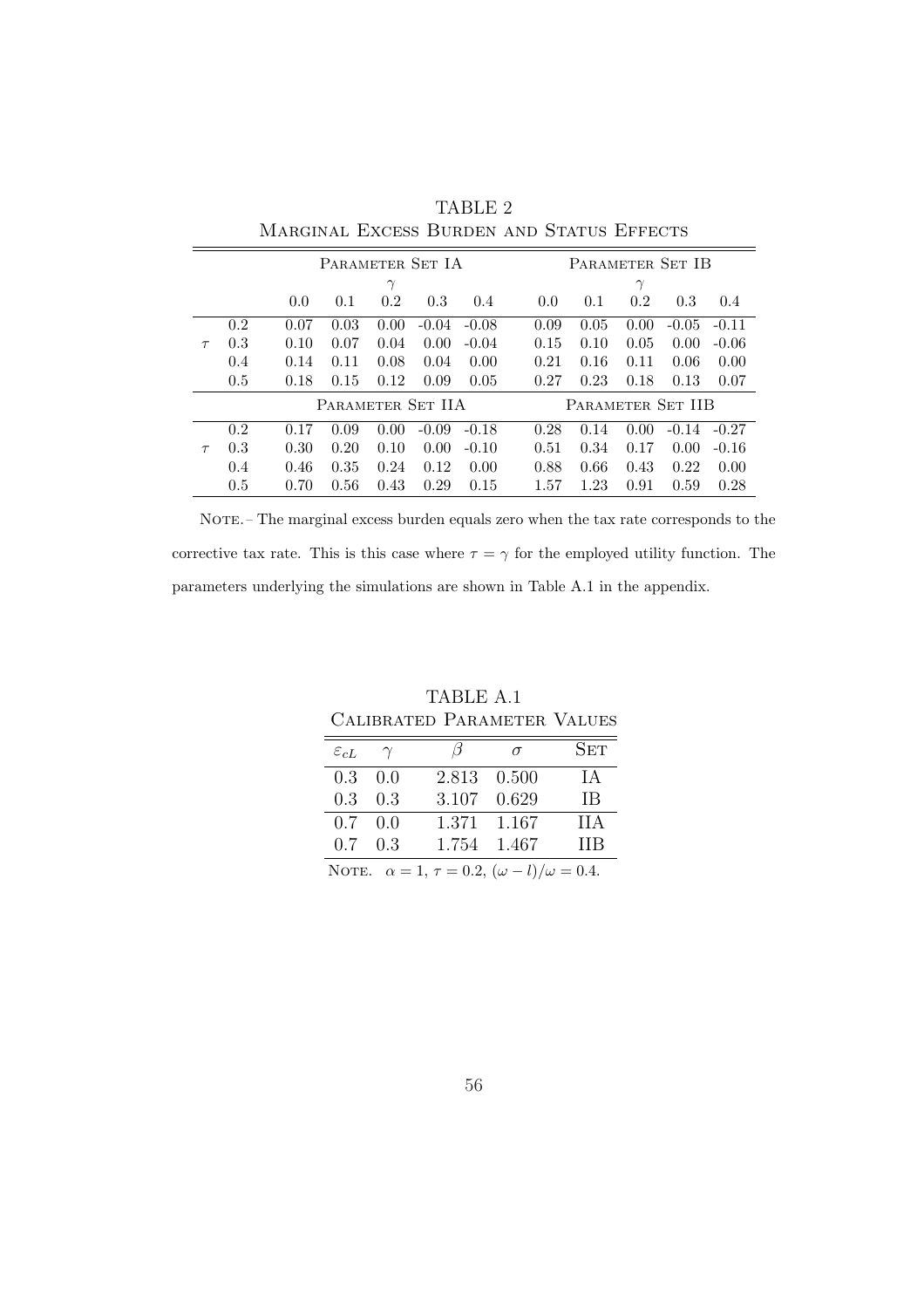TABLE 2
Marginal Excess Burden and Status Effects

| | | Parameter Set IA | | | | | Parameter Set IB | | | | |
|---|---|---|---|---|---|---|---|---|---|---|---|
| | | $\gamma$ | | | | | $\gamma$ | | | | |
| | | 0.0 | 0.1 | 0.2 | 0.3 | 0.4 | 0.0 | 0.1 | 0.2 | 0.3 | 0.4 |
| $\tau$ | 0.2 | 0.07 | 0.03 | 0.00 | -0.04 | -0.08 | 0.09 | 0.05 | 0.00 | -0.05 | -0.11 |
| | 0.3 | 0.10 | 0.07 | 0.04 | 0.00 | -0.04 | 0.15 | 0.10 | 0.05 | 0.00 | -0.06 |
| | 0.4 | 0.14 | 0.11 | 0.08 | 0.04 | 0.00 | 0.21 | 0.16 | 0.11 | 0.06 | 0.00 |
| | 0.5 | 0.18 | 0.15 | 0.12 | 0.09 | 0.05 | 0.27 | 0.23 | 0.18 | 0.13 | 0.07 |
| | | Parameter Set IIA | | | | | Parameter Set IIB | | | | |
| $\tau$ | 0.2 | 0.17 | 0.09 | 0.00 | -0.09 | -0.18 | 0.28 | 0.14 | 0.00 | -0.14 | -0.27 |
| | 0.3 | 0.30 | 0.20 | 0.10 | 0.00 | -0.10 | 0.51 | 0.34 | 0.17 | 0.00 | -0.16 |
| | 0.4 | 0.46 | 0.35 | 0.24 | 0.12 | 0.00 | 0.88 | 0.66 | 0.43 | 0.22 | 0.00 |
| | 0.5 | 0.70 | 0.56 | 0.43 | 0.29 | 0.15 | 1.57 | 1.23 | 0.91 | 0.59 | 0.28 |

Note. – The marginal excess burden equals zero when the tax rate corresponds to the corrective tax rate. This is this case where $\tau = \gamma$ for the employed utility function. The parameters underlying the simulations are shown in Table A.1 in the appendix.

TABLE A.1
Calibrated Parameter Values

| $\varepsilon_{cL}$ | $\gamma$ | $\beta$ | $\sigma$ | Set |
|---|---|---|---|---|
| 0.3 | 0.0 | 2.813 | 0.500 | IA |
| 0.3 | 0.3 | 3.107 | 0.629 | IB |
| 0.7 | 0.0 | 1.371 | 1.167 | IIA |
| 0.7 | 0.3 | 1.754 | 1.467 | IIB |

Note. $\alpha = 1$, $\tau = 0.2$, $(\omega - l)/\omega = 0.4$.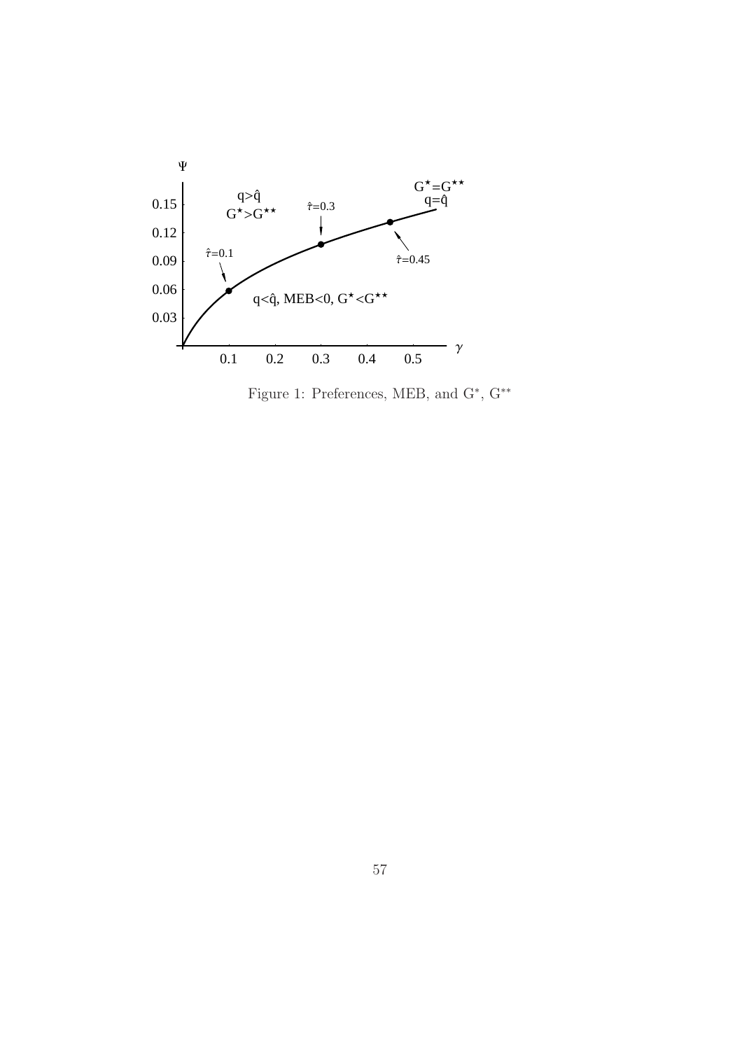$\Psi$

0.15

0.12

0.09

0.06

0.03

0.1 0.2 0.3 0.4 0.5

$\gamma$

$q > \hat{q}$

$G^{\star} > G^{\star\star}$

$\hat{\tau} = 0.3$

$G^{\star} = G^{\star\star}$

$q = \hat{q}$

$\hat{\tau} = 0.1$

$\hat{\tau} = 0.45$

$q < \hat{q}$, MEB<0, $G^{\star} < G^{\star\star}$

Figure 1: Preferences, MEB, and $G^{*}$, $G^{**}$